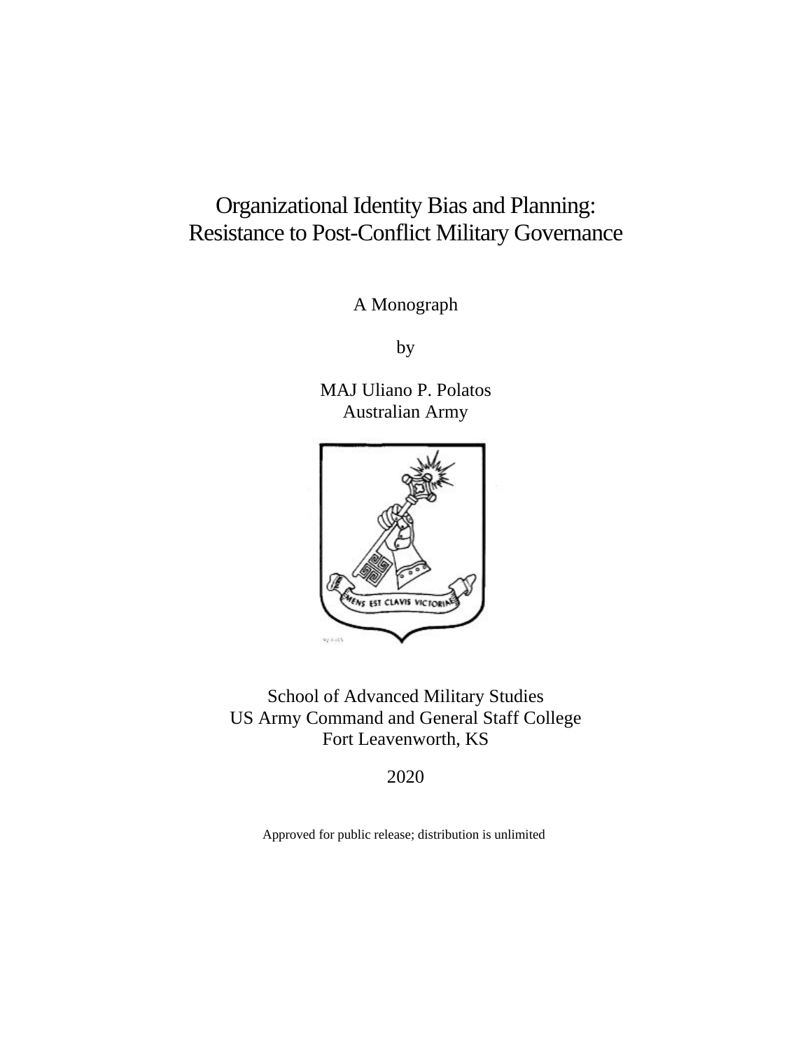# Organizational Identity Bias and Planning: Resistance to Post-Conflict Military Governance

A Monograph

by

MAJ Uliano P. Polatos
Australian Army

School of Advanced Military Studies
US Army Command and General Staff College
Fort Leavenworth, KS

2020

Approved for public release; distribution is unlimited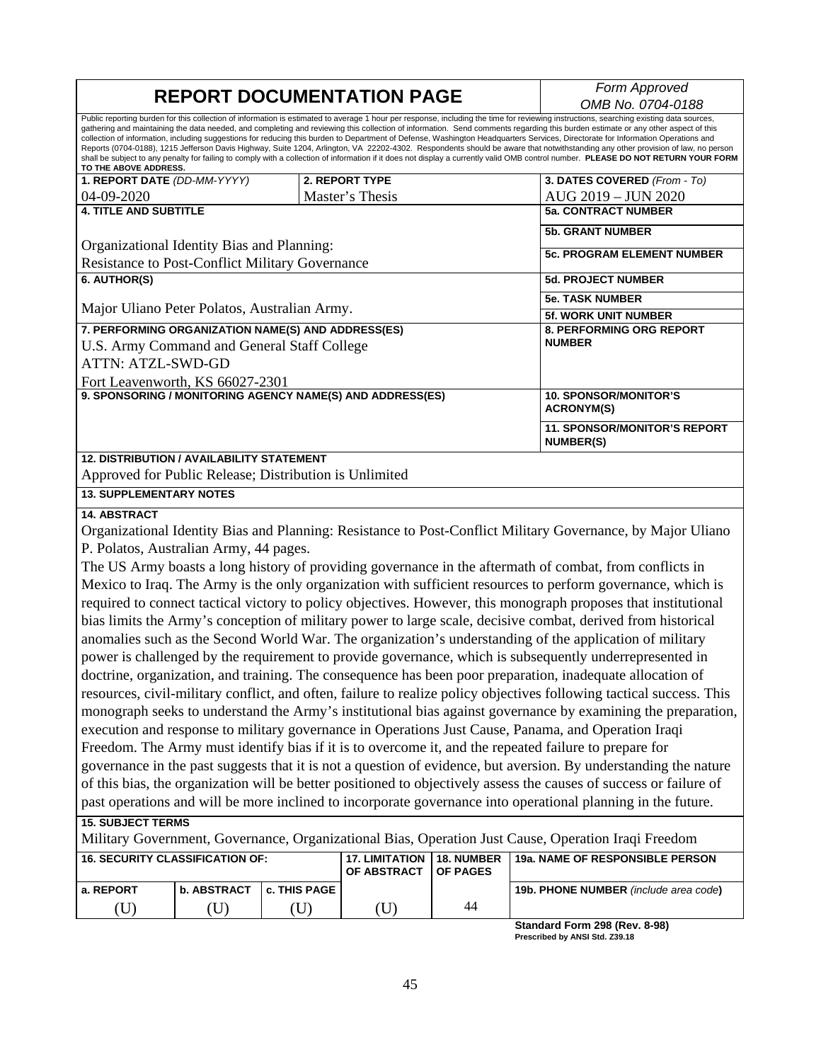# REPORT DOCUMENTATION PAGE

*Form Approved*
*OMB No. 0704-0188*

Public reporting burden for this collection of information is estimated to average 1 hour per response, including the time for reviewing instructions, searching existing data sources, gathering and maintaining the data needed, and completing and reviewing this collection of information. Send comments regarding this burden estimate or any other aspect of this collection of information, including suggestions for reducing this burden to Department of Defense, Washington Headquarters Services, Directorate for Information Operations and Reports (0704-0188), 1215 Jefferson Davis Highway, Suite 1204, Arlington, VA 22202-4302. Respondents should be aware that notwithstanding any other provision of law, no person shall be subject to any penalty for failing to comply with a collection of information if it does not display a currently valid OMB control number. **PLEASE DO NOT RETURN YOUR FORM TO THE ABOVE ADDRESS.**

| 1. REPORT DATE (DD-MM-YYYY) | 2. REPORT TYPE | 3. DATES COVERED (From - To) |
|---|---|---|
| 04-09-2020 | Master's Thesis | AUG 2019 – JUN 2020 |

**4. TITLE AND SUBTITLE**

Organizational Identity Bias and Planning: Resistance to Post-Conflict Military Governance

**5a. CONTRACT NUMBER**

**5b. GRANT NUMBER**

**5c. PROGRAM ELEMENT NUMBER**

**6. AUTHOR(S)**

Major Uliano Peter Polatos, Australian Army.

**5d. PROJECT NUMBER**

**5e. TASK NUMBER**

**5f. WORK UNIT NUMBER**

**7. PERFORMING ORGANIZATION NAME(S) AND ADDRESS(ES)**

U.S. Army Command and General Staff College
ATTN: ATZL-SWD-GD
Fort Leavenworth, KS 66027-2301

**8. PERFORMING ORG REPORT NUMBER**

**9. SPONSORING / MONITORING AGENCY NAME(S) AND ADDRESS(ES)**

**10. SPONSOR/MONITOR'S ACRONYM(S)**

**11. SPONSOR/MONITOR'S REPORT NUMBER(S)**

**12. DISTRIBUTION / AVAILABILITY STATEMENT**

Approved for Public Release; Distribution is Unlimited

**13. SUPPLEMENTARY NOTES**

**14. ABSTRACT**

Organizational Identity Bias and Planning: Resistance to Post-Conflict Military Governance, by Major Uliano P. Polatos, Australian Army, 44 pages.

The US Army boasts a long history of providing governance in the aftermath of combat, from conflicts in Mexico to Iraq. The Army is the only organization with sufficient resources to perform governance, which is required to connect tactical victory to policy objectives. However, this monograph proposes that institutional bias limits the Army's conception of military power to large scale, decisive combat, derived from historical anomalies such as the Second World War. The organization's understanding of the application of military power is challenged by the requirement to provide governance, which is subsequently underrepresented in doctrine, organization, and training. The consequence has been poor preparation, inadequate allocation of resources, civil-military conflict, and often, failure to realize policy objectives following tactical success. This monograph seeks to understand the Army's institutional bias against governance by examining the preparation, execution and response to military governance in Operations Just Cause, Panama, and Operation Iraqi Freedom. The Army must identify bias if it is to overcome it, and the repeated failure to prepare for governance in the past suggests that it is not a question of evidence, but aversion. By understanding the nature of this bias, the organization will be better positioned to objectively assess the causes of success or failure of past operations and will be more inclined to incorporate governance into operational planning in the future.

**15. SUBJECT TERMS**

Military Government, Governance, Organizational Bias, Operation Just Cause, Operation Iraqi Freedom

| 16. SECURITY CLASSIFICATION OF: | | | 17. LIMITATION OF ABSTRACT | 18. NUMBER OF PAGES | 19a. NAME OF RESPONSIBLE PERSON |
|---|---|---|---|---|---|
| a. REPORT | b. ABSTRACT | c. THIS PAGE | | | 19b. PHONE NUMBER (include area code) |
| (U) | (U) | (U) | (U) | 44 | |

**Standard Form 298 (Rev. 8-98)**
**Prescribed by ANSI Std. Z39.18**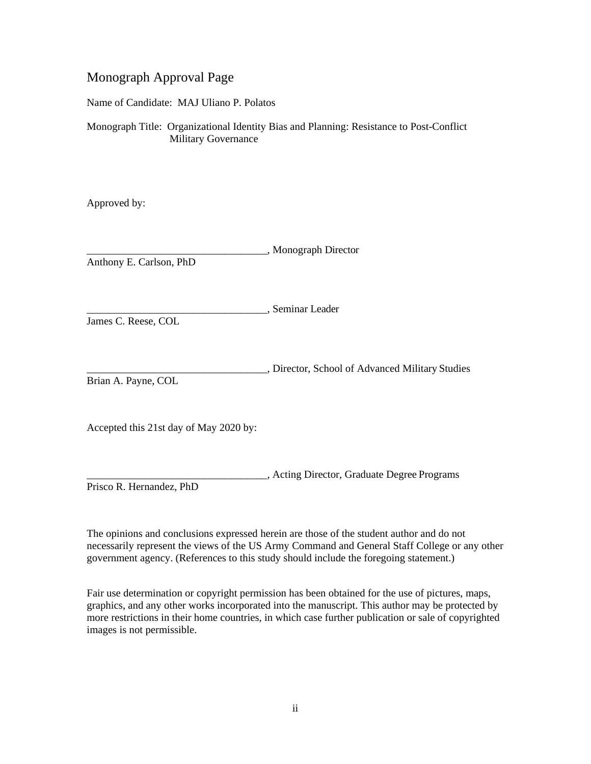# Monograph Approval Page

Name of Candidate: MAJ Uliano P. Polatos

Monograph Title: Organizational Identity Bias and Planning: Resistance to Post-Conflict Military Governance

Approved by:

__________________________________, Monograph Director
Anthony E. Carlson, PhD

__________________________________, Seminar Leader
James C. Reese, COL

__________________________________, Director, School of Advanced Military Studies
Brian A. Payne, COL

Accepted this 21st day of May 2020 by:

__________________________________, Acting Director, Graduate Degree Programs
Prisco R. Hernandez, PhD

The opinions and conclusions expressed herein are those of the student author and do not necessarily represent the views of the US Army Command and General Staff College or any other government agency. (References to this study should include the foregoing statement.)

Fair use determination or copyright permission has been obtained for the use of pictures, maps, graphics, and any other works incorporated into the manuscript. This author may be protected by more restrictions in their home countries, in which case further publication or sale of copyrighted images is not permissible.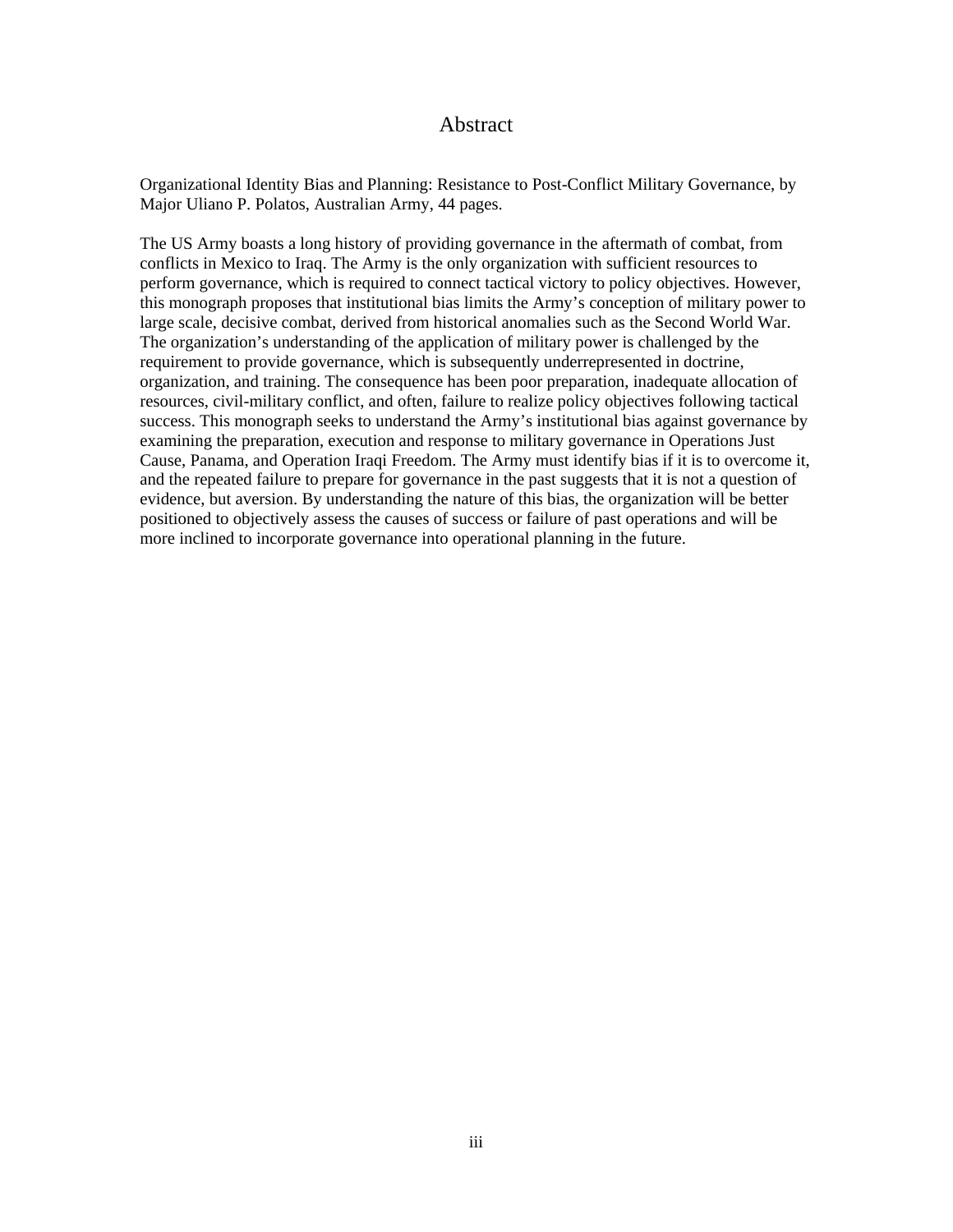# Abstract

Organizational Identity Bias and Planning: Resistance to Post-Conflict Military Governance, by Major Uliano P. Polatos, Australian Army, 44 pages.

The US Army boasts a long history of providing governance in the aftermath of combat, from conflicts in Mexico to Iraq. The Army is the only organization with sufficient resources to perform governance, which is required to connect tactical victory to policy objectives. However, this monograph proposes that institutional bias limits the Army's conception of military power to large scale, decisive combat, derived from historical anomalies such as the Second World War. The organization's understanding of the application of military power is challenged by the requirement to provide governance, which is subsequently underrepresented in doctrine, organization, and training. The consequence has been poor preparation, inadequate allocation of resources, civil-military conflict, and often, failure to realize policy objectives following tactical success. This monograph seeks to understand the Army's institutional bias against governance by examining the preparation, execution and response to military governance in Operations Just Cause, Panama, and Operation Iraqi Freedom. The Army must identify bias if it is to overcome it, and the repeated failure to prepare for governance in the past suggests that it is not a question of evidence, but aversion. By understanding the nature of this bias, the organization will be better positioned to objectively assess the causes of success or failure of past operations and will be more inclined to incorporate governance into operational planning in the future.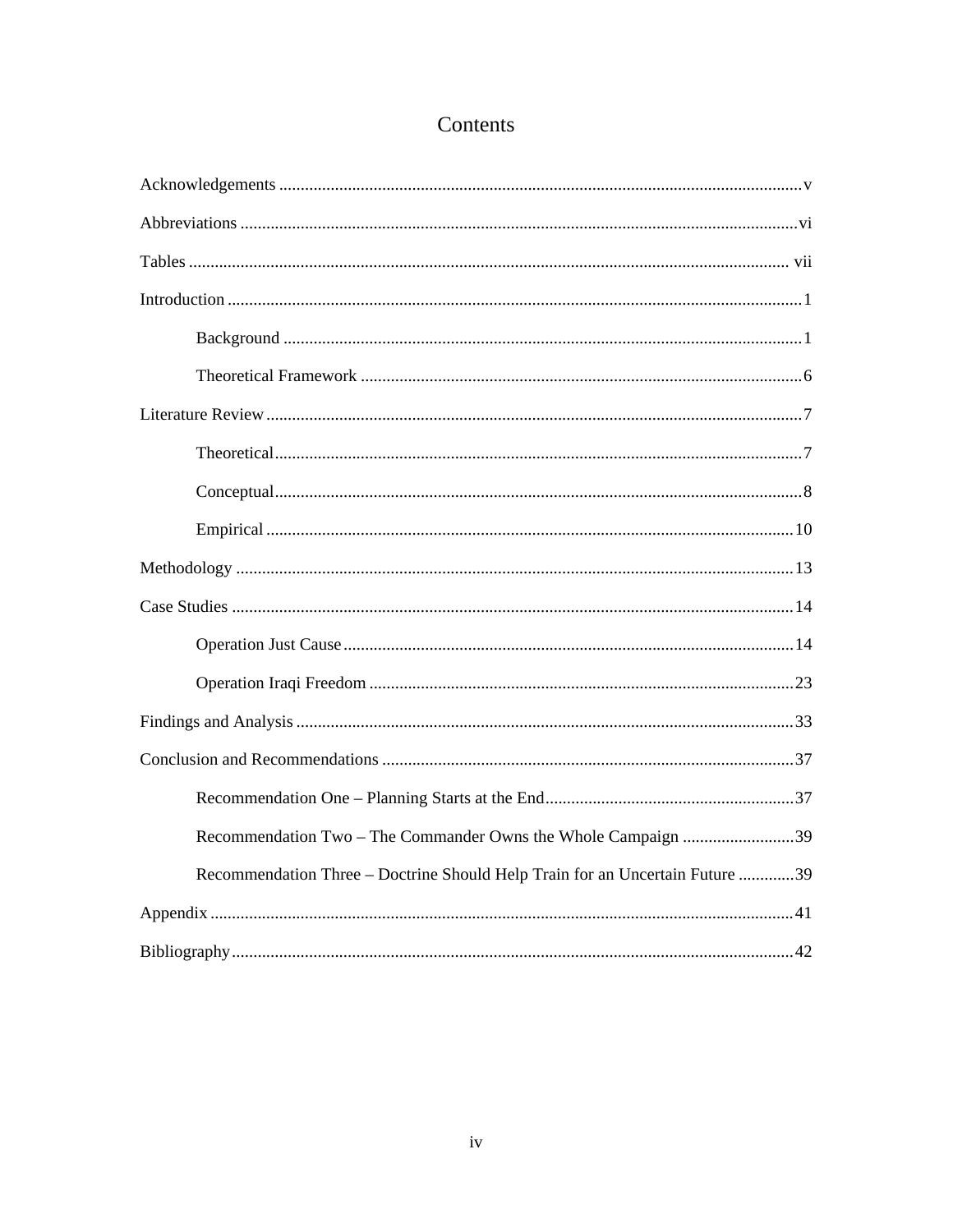# Contents

Acknowledgements ........................................................................................................................v

Abbreviations ..............................................................................................................................vi

Tables ........................................................................................................................................ vii

Introduction ..................................................................................................................................1

- Background ........................................................................................................................1
- Theoretical Framework ......................................................................................................6

Literature Review ..........................................................................................................................7

- Theoretical...........................................................................................................................7
- Conceptual...........................................................................................................................8
- Empirical ...........................................................................................................................10

Methodology ...............................................................................................................................13

Case Studies ................................................................................................................................14

- Operation Just Cause ........................................................................................................14
- Operation Iraqi Freedom ..................................................................................................23

Findings and Analysis ..................................................................................................................33

Conclusion and Recommendations ...............................................................................................37

- Recommendation One – Planning Starts at the End..........................................................37
- Recommendation Two – The Commander Owns the Whole Campaign ..........................39
- Recommendation Three – Doctrine Should Help Train for an Uncertain Future .............39

Appendix ......................................................................................................................................41

Bibliography.................................................................................................................................42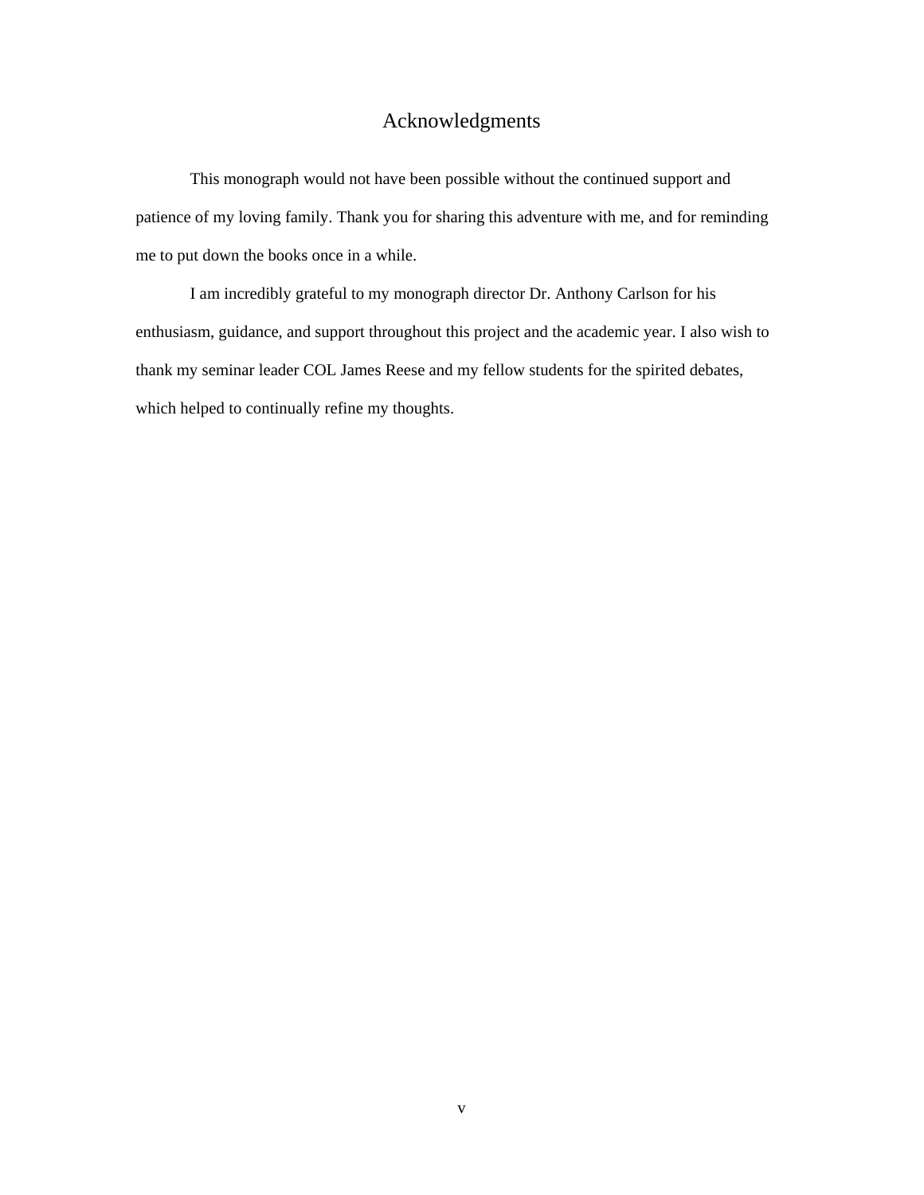# Acknowledgments

This monograph would not have been possible without the continued support and patience of my loving family. Thank you for sharing this adventure with me, and for reminding me to put down the books once in a while.

I am incredibly grateful to my monograph director Dr. Anthony Carlson for his enthusiasm, guidance, and support throughout this project and the academic year. I also wish to thank my seminar leader COL James Reese and my fellow students for the spirited debates, which helped to continually refine my thoughts.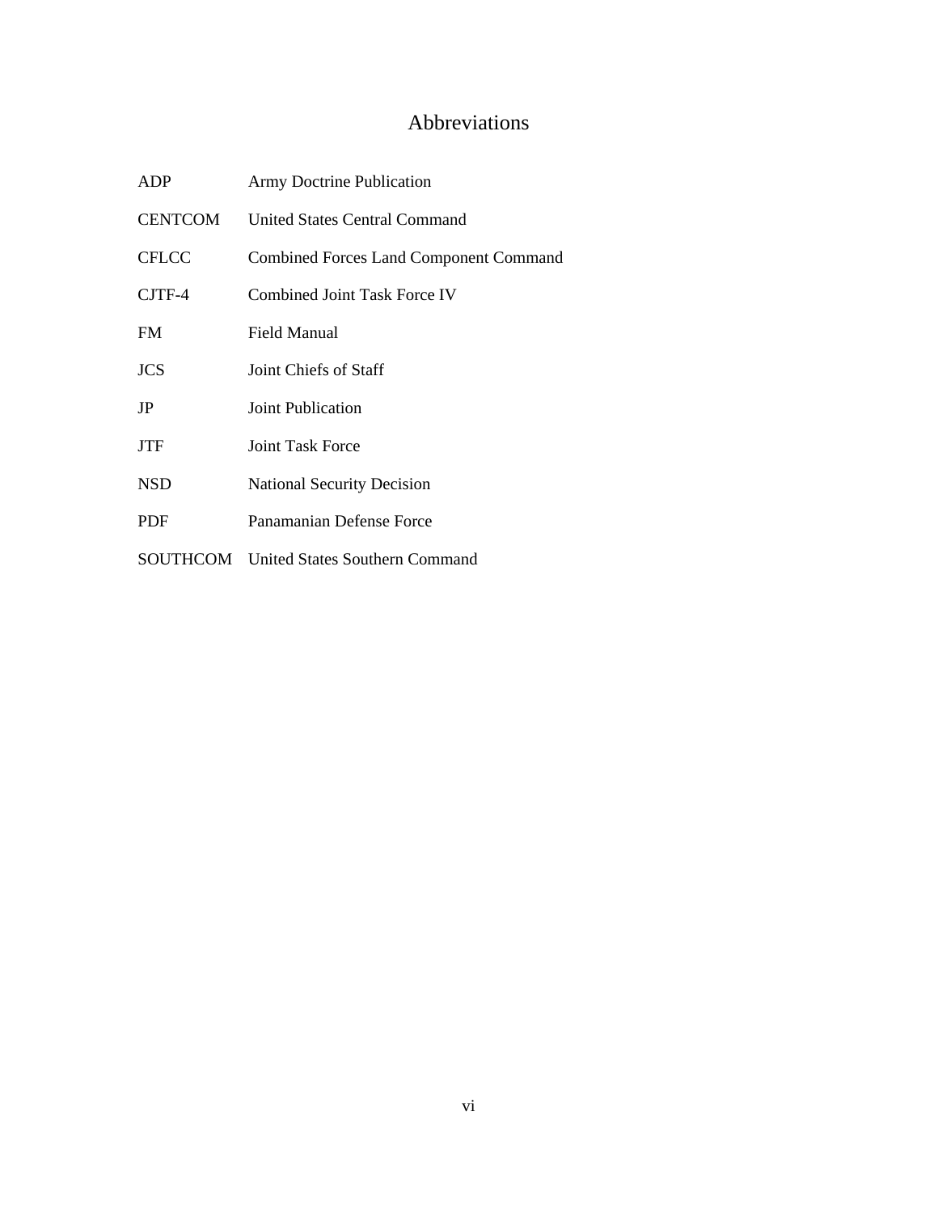# Abbreviations

| | |
|---|---|
| ADP | Army Doctrine Publication |
| CENTCOM | United States Central Command |
| CFLCC | Combined Forces Land Component Command |
| CJTF-4 | Combined Joint Task Force IV |
| FM | Field Manual |
| JCS | Joint Chiefs of Staff |
| JP | Joint Publication |
| JTF | Joint Task Force |
| NSD | National Security Decision |
| PDF | Panamanian Defense Force |
| SOUTHCOM | United States Southern Command |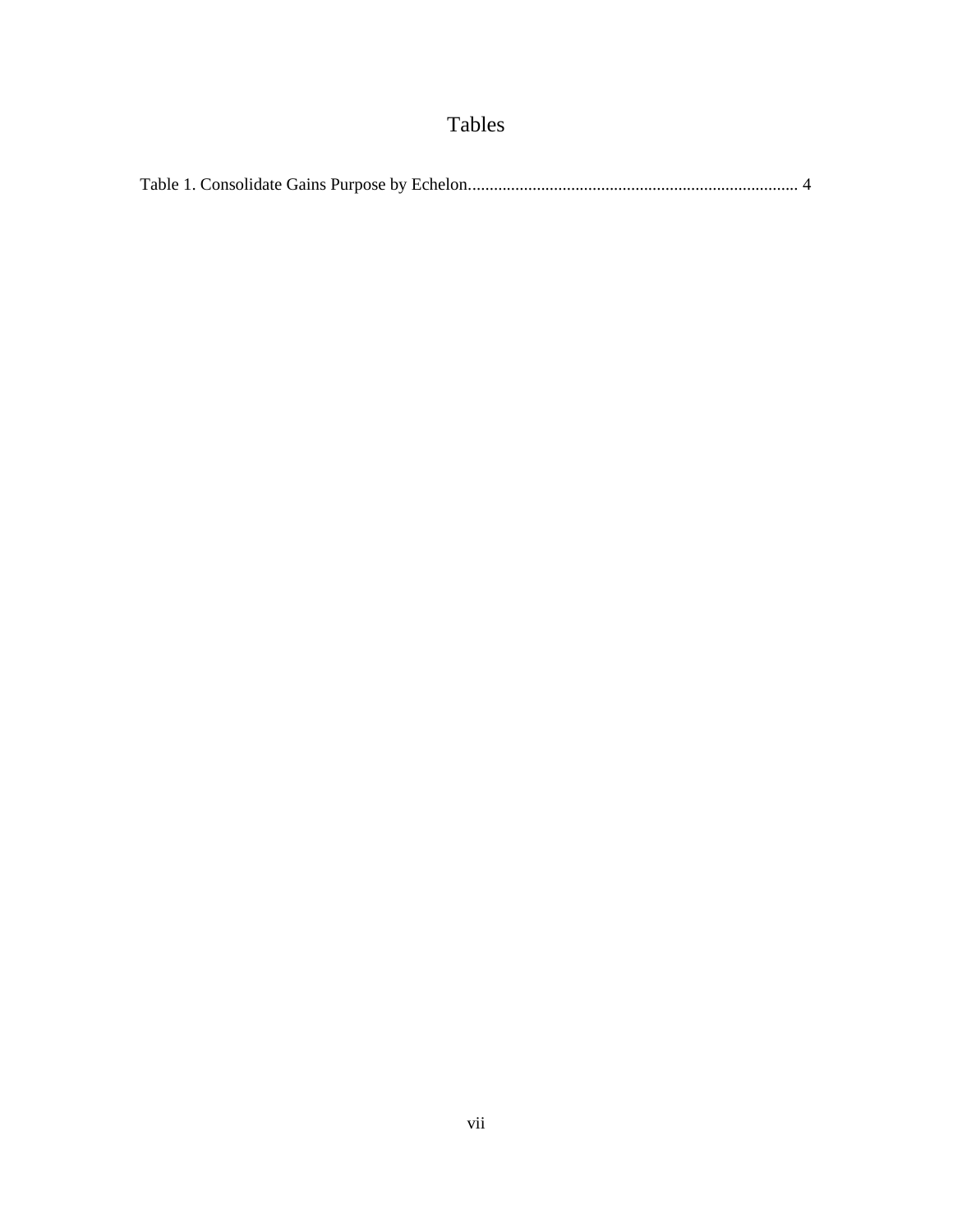# Tables

Table 1. Consolidate Gains Purpose by Echelon............................................................................. 4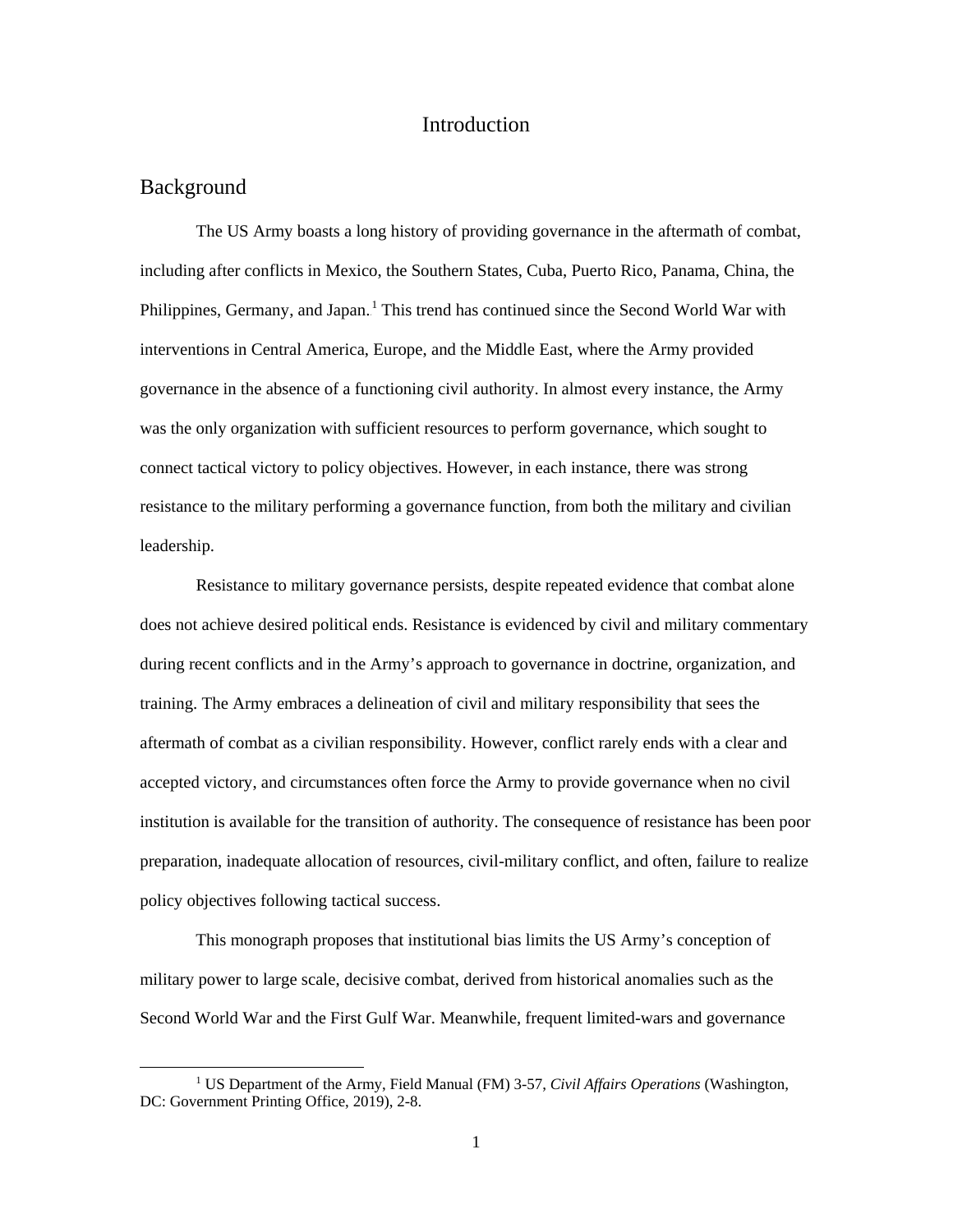# Introduction

## Background

The US Army boasts a long history of providing governance in the aftermath of combat, including after conflicts in Mexico, the Southern States, Cuba, Puerto Rico, Panama, China, the Philippines, Germany, and Japan.[1] This trend has continued since the Second World War with interventions in Central America, Europe, and the Middle East, where the Army provided governance in the absence of a functioning civil authority. In almost every instance, the Army was the only organization with sufficient resources to perform governance, which sought to connect tactical victory to policy objectives. However, in each instance, there was strong resistance to the military performing a governance function, from both the military and civilian leadership.

Resistance to military governance persists, despite repeated evidence that combat alone does not achieve desired political ends. Resistance is evidenced by civil and military commentary during recent conflicts and in the Army's approach to governance in doctrine, organization, and training. The Army embraces a delineation of civil and military responsibility that sees the aftermath of combat as a civilian responsibility. However, conflict rarely ends with a clear and accepted victory, and circumstances often force the Army to provide governance when no civil institution is available for the transition of authority. The consequence of resistance has been poor preparation, inadequate allocation of resources, civil-military conflict, and often, failure to realize policy objectives following tactical success.

This monograph proposes that institutional bias limits the US Army's conception of military power to large scale, decisive combat, derived from historical anomalies such as the Second World War and the First Gulf War. Meanwhile, frequent limited-wars and governance

[1] US Department of the Army, Field Manual (FM) 3-57, *Civil Affairs Operations* (Washington, DC: Government Printing Office, 2019), 2-8.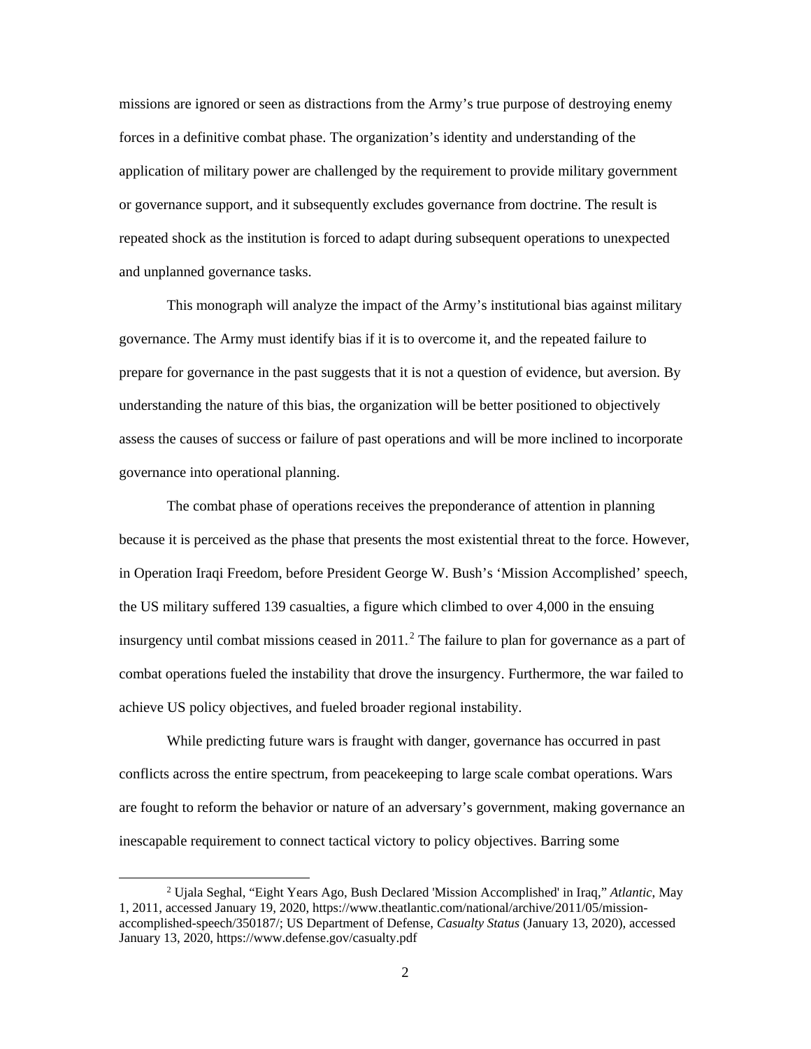missions are ignored or seen as distractions from the Army's true purpose of destroying enemy forces in a definitive combat phase. The organization's identity and understanding of the application of military power are challenged by the requirement to provide military government or governance support, and it subsequently excludes governance from doctrine. The result is repeated shock as the institution is forced to adapt during subsequent operations to unexpected and unplanned governance tasks.

This monograph will analyze the impact of the Army's institutional bias against military governance. The Army must identify bias if it is to overcome it, and the repeated failure to prepare for governance in the past suggests that it is not a question of evidence, but aversion. By understanding the nature of this bias, the organization will be better positioned to objectively assess the causes of success or failure of past operations and will be more inclined to incorporate governance into operational planning.

The combat phase of operations receives the preponderance of attention in planning because it is perceived as the phase that presents the most existential threat to the force. However, in Operation Iraqi Freedom, before President George W. Bush's 'Mission Accomplished' speech, the US military suffered 139 casualties, a figure which climbed to over 4,000 in the ensuing insurgency until combat missions ceased in 2011.[2] The failure to plan for governance as a part of combat operations fueled the instability that drove the insurgency. Furthermore, the war failed to achieve US policy objectives, and fueled broader regional instability.

While predicting future wars is fraught with danger, governance has occurred in past conflicts across the entire spectrum, from peacekeeping to large scale combat operations. Wars are fought to reform the behavior or nature of an adversary's government, making governance an inescapable requirement to connect tactical victory to policy objectives. Barring some

---

[2] Ujala Seghal, "Eight Years Ago, Bush Declared 'Mission Accomplished' in Iraq," *Atlantic*, May 1, 2011, accessed January 19, 2020, https://www.theatlantic.com/national/archive/2011/05/mission-accomplished-speech/350187/; US Department of Defense, *Casualty Status* (January 13, 2020), accessed January 13, 2020, https://www.defense.gov/casualty.pdf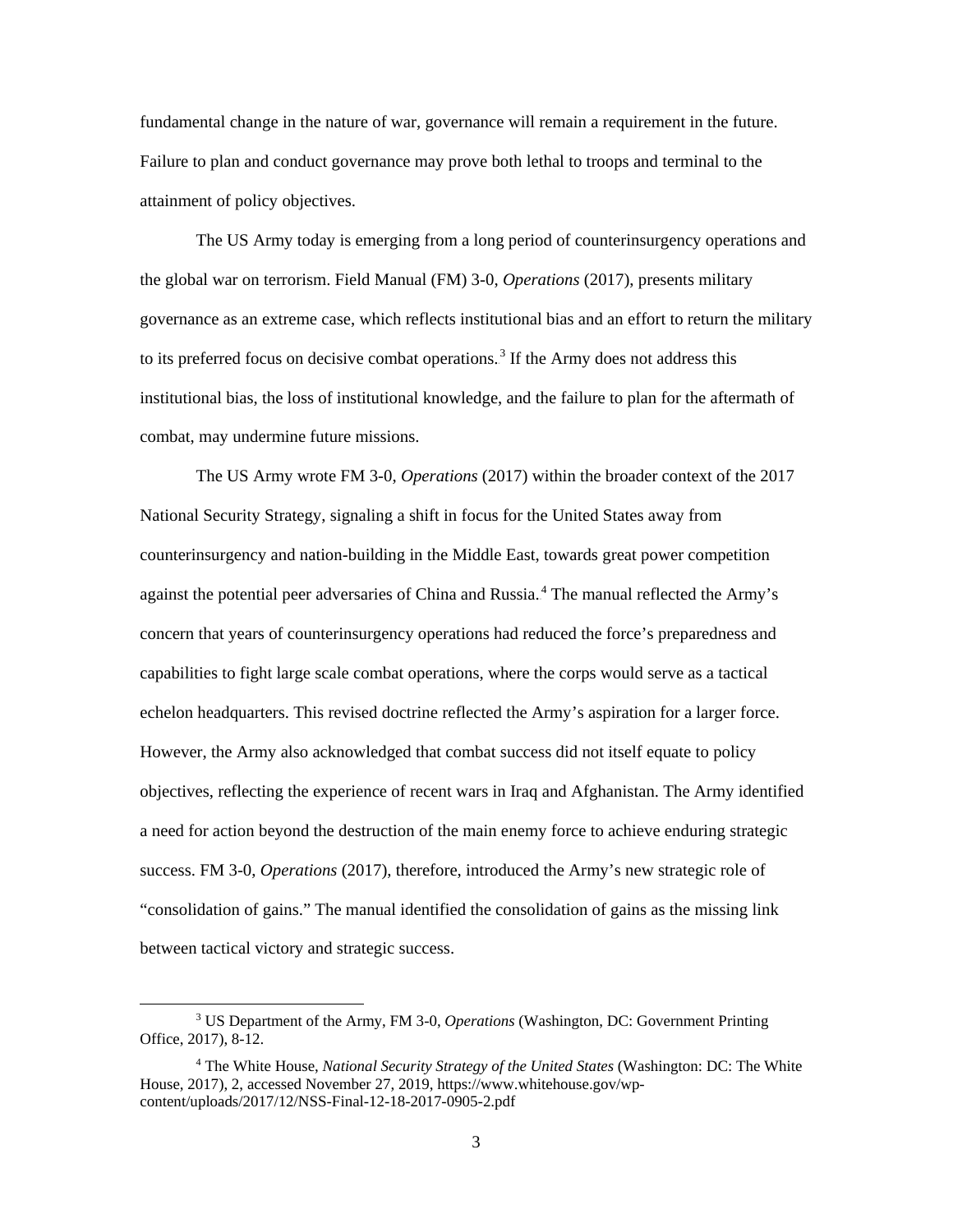fundamental change in the nature of war, governance will remain a requirement in the future. Failure to plan and conduct governance may prove both lethal to troops and terminal to the attainment of policy objectives.

The US Army today is emerging from a long period of counterinsurgency operations and the global war on terrorism. Field Manual (FM) 3-0, *Operations* (2017), presents military governance as an extreme case, which reflects institutional bias and an effort to return the military to its preferred focus on decisive combat operations.[3] If the Army does not address this institutional bias, the loss of institutional knowledge, and the failure to plan for the aftermath of combat, may undermine future missions.

The US Army wrote FM 3-0, *Operations* (2017) within the broader context of the 2017 National Security Strategy, signaling a shift in focus for the United States away from counterinsurgency and nation-building in the Middle East, towards great power competition against the potential peer adversaries of China and Russia.[4] The manual reflected the Army's concern that years of counterinsurgency operations had reduced the force's preparedness and capabilities to fight large scale combat operations, where the corps would serve as a tactical echelon headquarters. This revised doctrine reflected the Army's aspiration for a larger force. However, the Army also acknowledged that combat success did not itself equate to policy objectives, reflecting the experience of recent wars in Iraq and Afghanistan. The Army identified a need for action beyond the destruction of the main enemy force to achieve enduring strategic success. FM 3-0, *Operations* (2017), therefore, introduced the Army's new strategic role of "consolidation of gains." The manual identified the consolidation of gains as the missing link between tactical victory and strategic success.

---

[3] US Department of the Army, FM 3-0, *Operations* (Washington, DC: Government Printing Office, 2017), 8-12.

[4] The White House, *National Security Strategy of the United States* (Washington: DC: The White House, 2017), 2, accessed November 27, 2019, https://www.whitehouse.gov/wp-content/uploads/2017/12/NSS-Final-12-18-2017-0905-2.pdf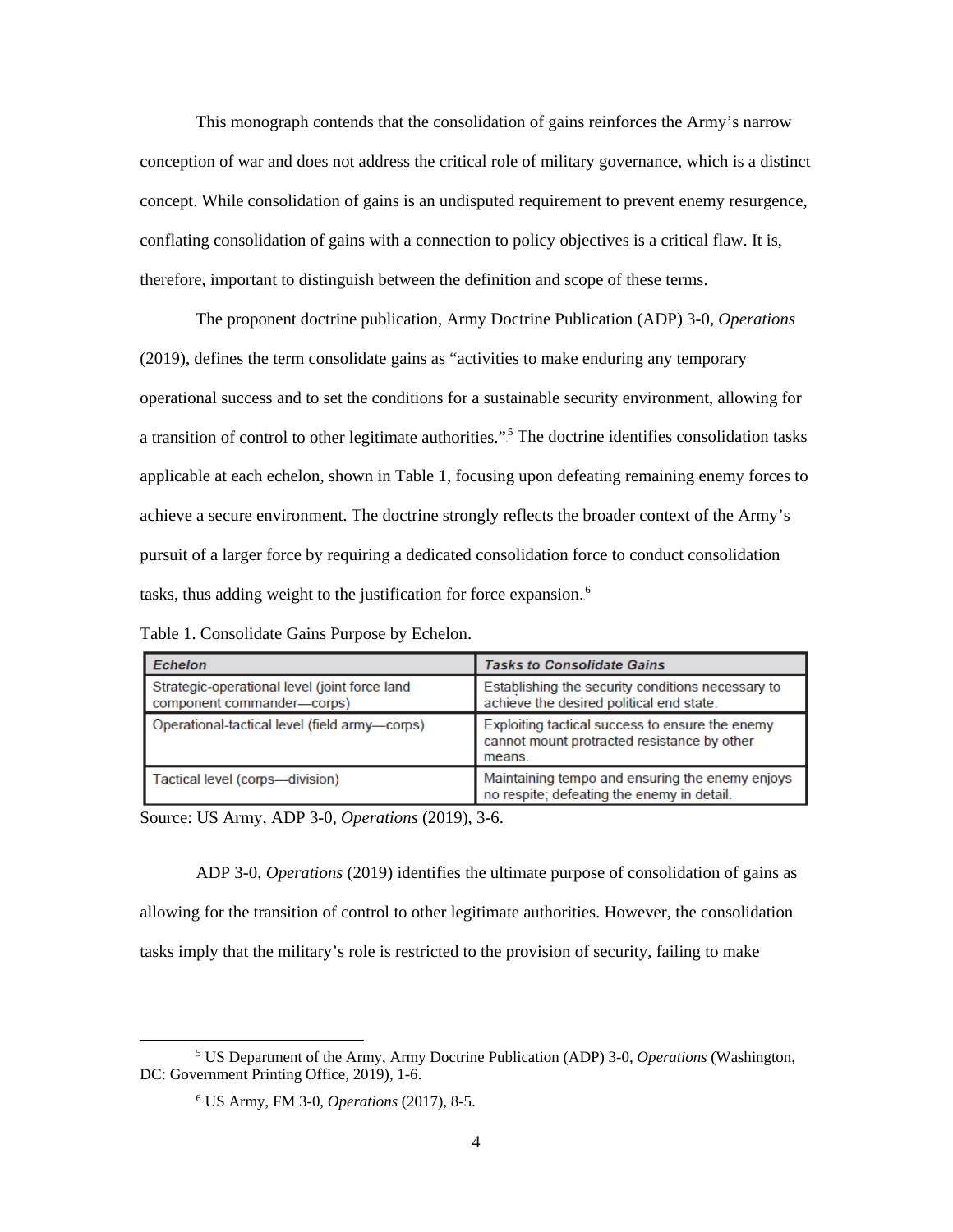This monograph contends that the consolidation of gains reinforces the Army's narrow conception of war and does not address the critical role of military governance, which is a distinct concept. While consolidation of gains is an undisputed requirement to prevent enemy resurgence, conflating consolidation of gains with a connection to policy objectives is a critical flaw. It is, therefore, important to distinguish between the definition and scope of these terms.

The proponent doctrine publication, Army Doctrine Publication (ADP) 3-0, *Operations* (2019), defines the term consolidate gains as "activities to make enduring any temporary operational success and to set the conditions for a sustainable security environment, allowing for a transition of control to other legitimate authorities."[5] The doctrine identifies consolidation tasks applicable at each echelon, shown in Table 1, focusing upon defeating remaining enemy forces to achieve a secure environment. The doctrine strongly reflects the broader context of the Army's pursuit of a larger force by requiring a dedicated consolidation force to conduct consolidation tasks, thus adding weight to the justification for force expansion.[6]

Table 1. Consolidate Gains Purpose by Echelon.

| ***Echelon*** | ***Tasks to Consolidate Gains*** |
|---|---|
| Strategic-operational level (joint force land component commander—corps) | Establishing the security conditions necessary to achieve the desired political end state. |
| Operational-tactical level (field army—corps) | Exploiting tactical success to ensure the enemy cannot mount protracted resistance by other means. |
| Tactical level (corps—division) | Maintaining tempo and ensuring the enemy enjoys no respite; defeating the enemy in detail. |

Source: US Army, ADP 3-0, *Operations* (2019), 3-6.

ADP 3-0, *Operations* (2019) identifies the ultimate purpose of consolidation of gains as allowing for the transition of control to other legitimate authorities. However, the consolidation tasks imply that the military's role is restricted to the provision of security, failing to make

[5] US Department of the Army, Army Doctrine Publication (ADP) 3-0, *Operations* (Washington, DC: Government Printing Office, 2019), 1-6.

[6] US Army, FM 3-0, *Operations* (2017), 8-5.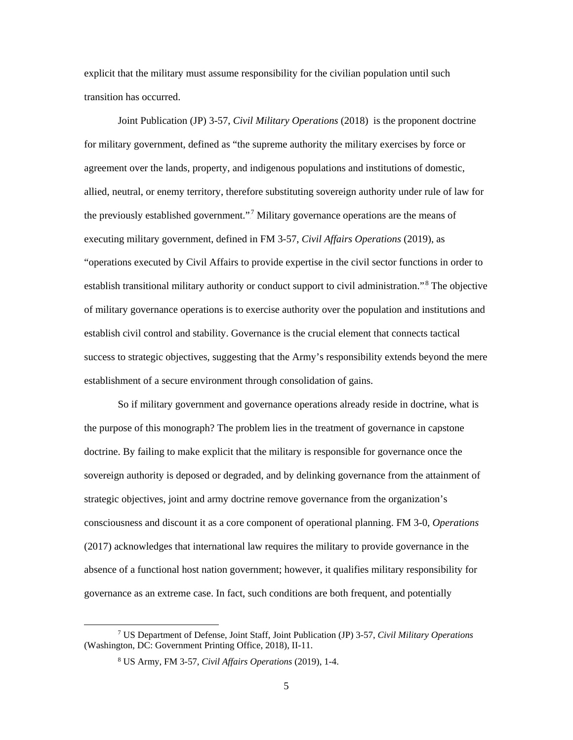explicit that the military must assume responsibility for the civilian population until such transition has occurred.

Joint Publication (JP) 3-57, *Civil Military Operations* (2018) is the proponent doctrine for military government, defined as "the supreme authority the military exercises by force or agreement over the lands, property, and indigenous populations and institutions of domestic, allied, neutral, or enemy territory, therefore substituting sovereign authority under rule of law for the previously established government."[7] Military governance operations are the means of executing military government, defined in FM 3-57, *Civil Affairs Operations* (2019), as "operations executed by Civil Affairs to provide expertise in the civil sector functions in order to establish transitional military authority or conduct support to civil administration."[8] The objective of military governance operations is to exercise authority over the population and institutions and establish civil control and stability. Governance is the crucial element that connects tactical success to strategic objectives, suggesting that the Army's responsibility extends beyond the mere establishment of a secure environment through consolidation of gains.

So if military government and governance operations already reside in doctrine, what is the purpose of this monograph? The problem lies in the treatment of governance in capstone doctrine. By failing to make explicit that the military is responsible for governance once the sovereign authority is deposed or degraded, and by delinking governance from the attainment of strategic objectives, joint and army doctrine remove governance from the organization's consciousness and discount it as a core component of operational planning. FM 3-0, *Operations* (2017) acknowledges that international law requires the military to provide governance in the absence of a functional host nation government; however, it qualifies military responsibility for governance as an extreme case. In fact, such conditions are both frequent, and potentially

[7] US Department of Defense, Joint Staff, Joint Publication (JP) 3-57, *Civil Military Operations* (Washington, DC: Government Printing Office, 2018), II-11.

[8] US Army, FM 3-57, *Civil Affairs Operations* (2019), 1-4.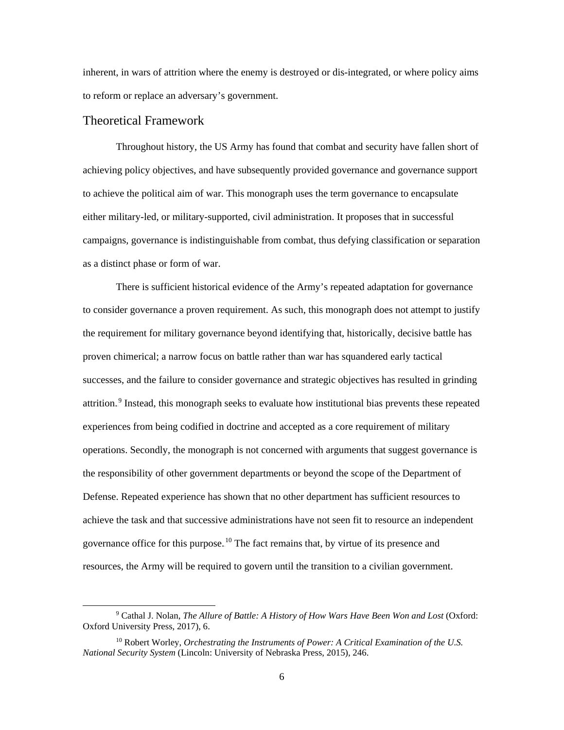inherent, in wars of attrition where the enemy is destroyed or dis-integrated, or where policy aims to reform or replace an adversary's government.

## Theoretical Framework

Throughout history, the US Army has found that combat and security have fallen short of achieving policy objectives, and have subsequently provided governance and governance support to achieve the political aim of war. This monograph uses the term governance to encapsulate either military-led, or military-supported, civil administration. It proposes that in successful campaigns, governance is indistinguishable from combat, thus defying classification or separation as a distinct phase or form of war.

There is sufficient historical evidence of the Army's repeated adaptation for governance to consider governance a proven requirement. As such, this monograph does not attempt to justify the requirement for military governance beyond identifying that, historically, decisive battle has proven chimerical; a narrow focus on battle rather than war has squandered early tactical successes, and the failure to consider governance and strategic objectives has resulted in grinding attrition.[9] Instead, this monograph seeks to evaluate how institutional bias prevents these repeated experiences from being codified in doctrine and accepted as a core requirement of military operations. Secondly, the monograph is not concerned with arguments that suggest governance is the responsibility of other government departments or beyond the scope of the Department of Defense. Repeated experience has shown that no other department has sufficient resources to achieve the task and that successive administrations have not seen fit to resource an independent governance office for this purpose.[10] The fact remains that, by virtue of its presence and resources, the Army will be required to govern until the transition to a civilian government.

---

[9] Cathal J. Nolan, *The Allure of Battle: A History of How Wars Have Been Won and Lost* (Oxford: Oxford University Press, 2017), 6.

[10] Robert Worley, *Orchestrating the Instruments of Power: A Critical Examination of the U.S. National Security System* (Lincoln: University of Nebraska Press, 2015), 246.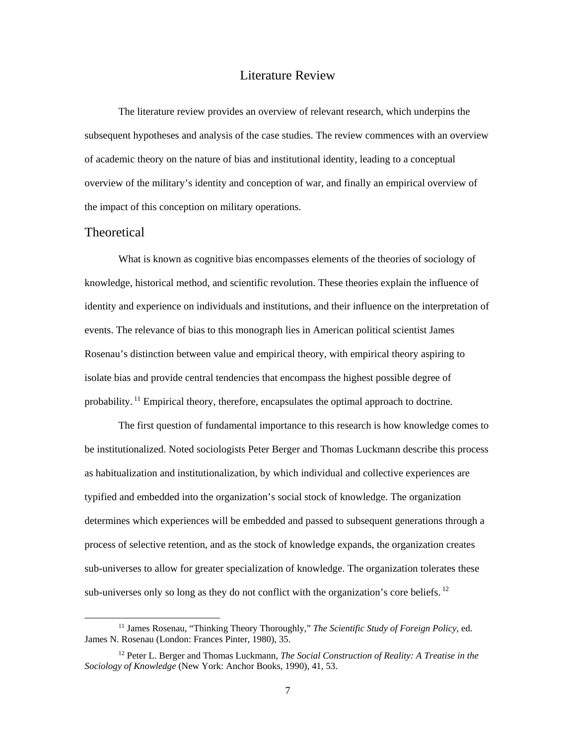# Literature Review

The literature review provides an overview of relevant research, which underpins the subsequent hypotheses and analysis of the case studies. The review commences with an overview of academic theory on the nature of bias and institutional identity, leading to a conceptual overview of the military's identity and conception of war, and finally an empirical overview of the impact of this conception on military operations.

## Theoretical

What is known as cognitive bias encompasses elements of the theories of sociology of knowledge, historical method, and scientific revolution. These theories explain the influence of identity and experience on individuals and institutions, and their influence on the interpretation of events. The relevance of bias to this monograph lies in American political scientist James Rosenau's distinction between value and empirical theory, with empirical theory aspiring to isolate bias and provide central tendencies that encompass the highest possible degree of probability.[11] Empirical theory, therefore, encapsulates the optimal approach to doctrine.

The first question of fundamental importance to this research is how knowledge comes to be institutionalized. Noted sociologists Peter Berger and Thomas Luckmann describe this process as habitualization and institutionalization, by which individual and collective experiences are typified and embedded into the organization's social stock of knowledge. The organization determines which experiences will be embedded and passed to subsequent generations through a process of selective retention, and as the stock of knowledge expands, the organization creates sub-universes to allow for greater specialization of knowledge. The organization tolerates these sub-universes only so long as they do not conflict with the organization's core beliefs.[12]

---

[11] James Rosenau, "Thinking Theory Thoroughly," *The Scientific Study of Foreign Policy,* ed. James N. Rosenau (London: Frances Pinter, 1980), 35.

[12] Peter L. Berger and Thomas Luckmann, *The Social Construction of Reality: A Treatise in the Sociology of Knowledge* (New York: Anchor Books, 1990), 41, 53.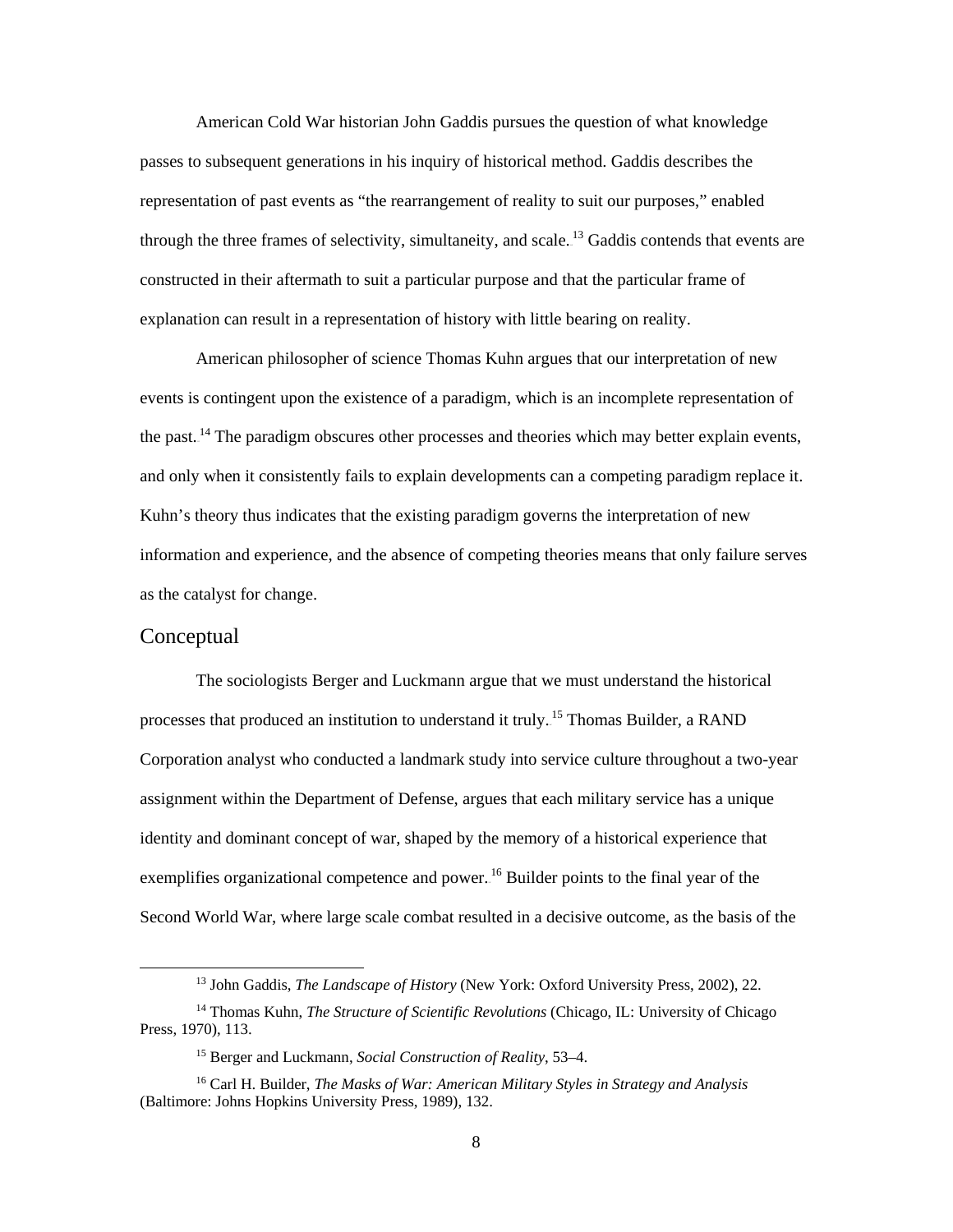American Cold War historian John Gaddis pursues the question of what knowledge passes to subsequent generations in his inquiry of historical method. Gaddis describes the representation of past events as "the rearrangement of reality to suit our purposes," enabled through the three frames of selectivity, simultaneity, and scale.[13] Gaddis contends that events are constructed in their aftermath to suit a particular purpose and that the particular frame of explanation can result in a representation of history with little bearing on reality.

American philosopher of science Thomas Kuhn argues that our interpretation of new events is contingent upon the existence of a paradigm, which is an incomplete representation of the past.[14] The paradigm obscures other processes and theories which may better explain events, and only when it consistently fails to explain developments can a competing paradigm replace it. Kuhn's theory thus indicates that the existing paradigm governs the interpretation of new information and experience, and the absence of competing theories means that only failure serves as the catalyst for change.

## Conceptual

The sociologists Berger and Luckmann argue that we must understand the historical processes that produced an institution to understand it truly.[15] Thomas Builder, a RAND Corporation analyst who conducted a landmark study into service culture throughout a two-year assignment within the Department of Defense, argues that each military service has a unique identity and dominant concept of war, shaped by the memory of a historical experience that exemplifies organizational competence and power.[16] Builder points to the final year of the Second World War, where large scale combat resulted in a decisive outcome, as the basis of the

---

[13] John Gaddis, *The Landscape of History* (New York: Oxford University Press, 2002), 22.

[14] Thomas Kuhn, *The Structure of Scientific Revolutions* (Chicago, IL: University of Chicago Press, 1970), 113.

[15] Berger and Luckmann, *Social Construction of Reality*, 53–4.

[16] Carl H. Builder, *The Masks of War: American Military Styles in Strategy and Analysis* (Baltimore: Johns Hopkins University Press, 1989), 132.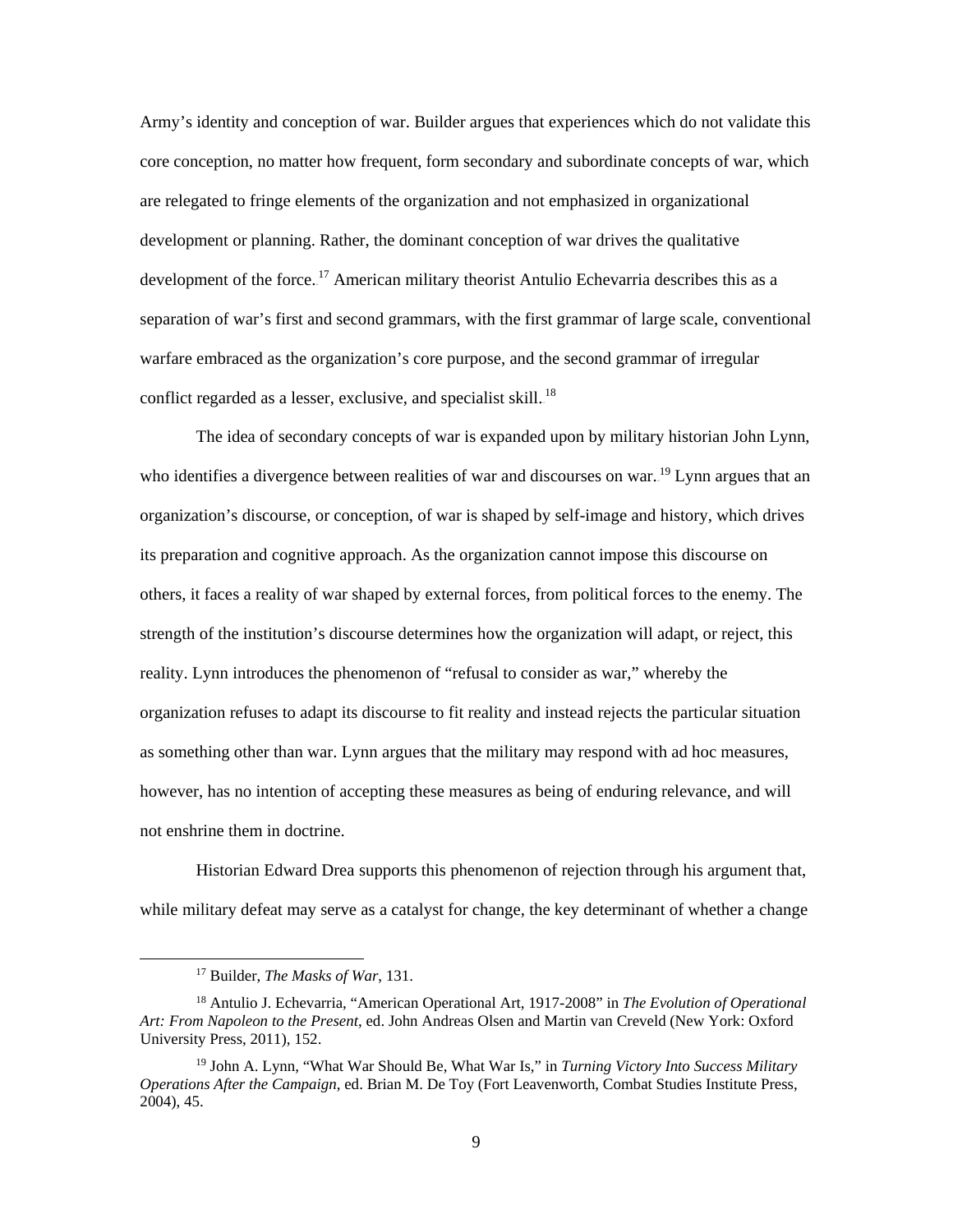Army's identity and conception of war. Builder argues that experiences which do not validate this core conception, no matter how frequent, form secondary and subordinate concepts of war, which are relegated to fringe elements of the organization and not emphasized in organizational development or planning. Rather, the dominant conception of war drives the qualitative development of the force.[17] American military theorist Antulio Echevarria describes this as a separation of war's first and second grammars, with the first grammar of large scale, conventional warfare embraced as the organization's core purpose, and the second grammar of irregular conflict regarded as a lesser, exclusive, and specialist skill.[18]

The idea of secondary concepts of war is expanded upon by military historian John Lynn, who identifies a divergence between realities of war and discourses on war.[19] Lynn argues that an organization's discourse, or conception, of war is shaped by self-image and history, which drives its preparation and cognitive approach. As the organization cannot impose this discourse on others, it faces a reality of war shaped by external forces, from political forces to the enemy. The strength of the institution's discourse determines how the organization will adapt, or reject, this reality. Lynn introduces the phenomenon of "refusal to consider as war," whereby the organization refuses to adapt its discourse to fit reality and instead rejects the particular situation as something other than war. Lynn argues that the military may respond with ad hoc measures, however, has no intention of accepting these measures as being of enduring relevance, and will not enshrine them in doctrine.

Historian Edward Drea supports this phenomenon of rejection through his argument that, while military defeat may serve as a catalyst for change, the key determinant of whether a change

---

[17] Builder, *The Masks of War*, 131.

[18] Antulio J. Echevarria, "American Operational Art, 1917-2008" in *The Evolution of Operational Art: From Napoleon to the Present*, ed. John Andreas Olsen and Martin van Creveld (New York: Oxford University Press, 2011), 152.

[19] John A. Lynn, "What War Should Be, What War Is," in *Turning Victory Into Success Military Operations After the Campaign*, ed. Brian M. De Toy (Fort Leavenworth, Combat Studies Institute Press, 2004), 45.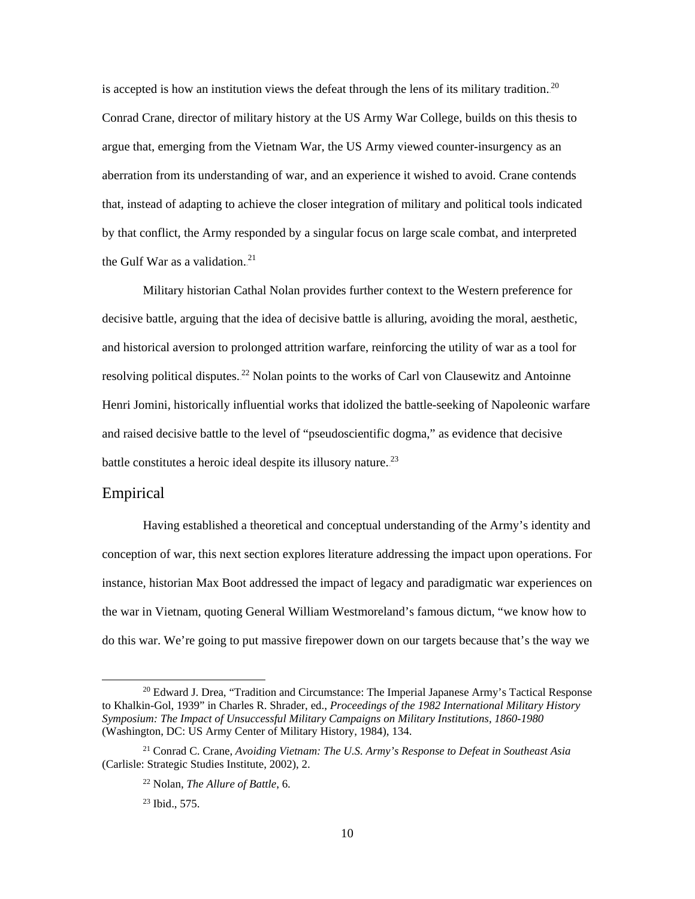is accepted is how an institution views the defeat through the lens of its military tradition.[20] Conrad Crane, director of military history at the US Army War College, builds on this thesis to argue that, emerging from the Vietnam War, the US Army viewed counter-insurgency as an aberration from its understanding of war, and an experience it wished to avoid. Crane contends that, instead of adapting to achieve the closer integration of military and political tools indicated by that conflict, the Army responded by a singular focus on large scale combat, and interpreted the Gulf War as a validation.[21]

Military historian Cathal Nolan provides further context to the Western preference for decisive battle, arguing that the idea of decisive battle is alluring, avoiding the moral, aesthetic, and historical aversion to prolonged attrition warfare, reinforcing the utility of war as a tool for resolving political disputes.[22] Nolan points to the works of Carl von Clausewitz and Antoinne Henri Jomini, historically influential works that idolized the battle-seeking of Napoleonic warfare and raised decisive battle to the level of "pseudoscientific dogma," as evidence that decisive battle constitutes a heroic ideal despite its illusory nature.[23]

## Empirical

Having established a theoretical and conceptual understanding of the Army's identity and conception of war, this next section explores literature addressing the impact upon operations. For instance, historian Max Boot addressed the impact of legacy and paradigmatic war experiences on the war in Vietnam, quoting General William Westmoreland's famous dictum, "we know how to do this war. We're going to put massive firepower down on our targets because that's the way we

---

[20] Edward J. Drea, "Tradition and Circumstance: The Imperial Japanese Army's Tactical Response to Khalkin-Gol, 1939" in Charles R. Shrader, ed., *Proceedings of the 1982 International Military History Symposium: The Impact of Unsuccessful Military Campaigns on Military Institutions, 1860-1980* (Washington, DC: US Army Center of Military History, 1984), 134.

[21] Conrad C. Crane, *Avoiding Vietnam: The U.S. Army's Response to Defeat in Southeast Asia* (Carlisle: Strategic Studies Institute, 2002), 2.

[22] Nolan, *The Allure of Battle*, 6.

[23] Ibid., 575.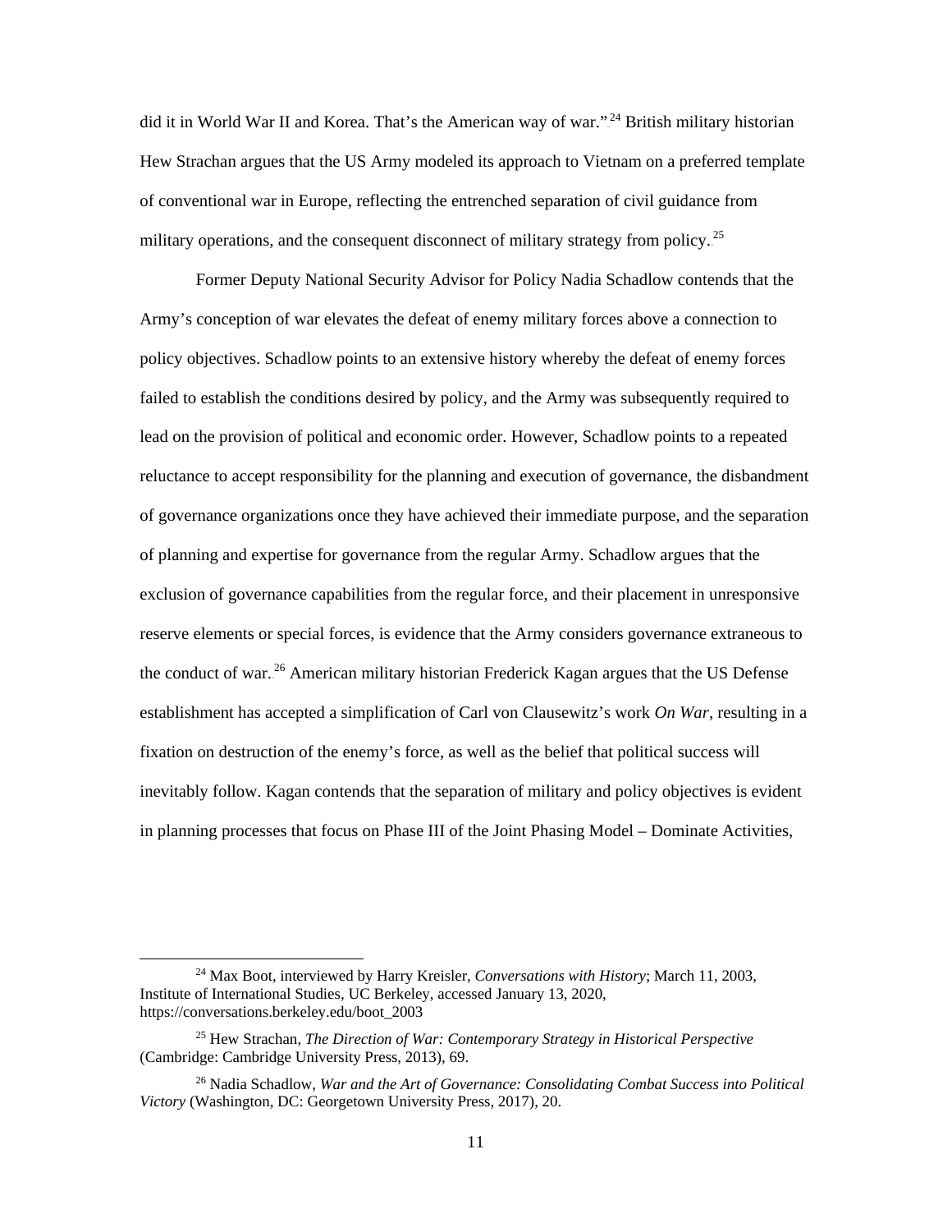did it in World War II and Korea. That's the American way of war."[24] British military historian Hew Strachan argues that the US Army modeled its approach to Vietnam on a preferred template of conventional war in Europe, reflecting the entrenched separation of civil guidance from military operations, and the consequent disconnect of military strategy from policy.[25]

Former Deputy National Security Advisor for Policy Nadia Schadlow contends that the Army's conception of war elevates the defeat of enemy military forces above a connection to policy objectives. Schadlow points to an extensive history whereby the defeat of enemy forces failed to establish the conditions desired by policy, and the Army was subsequently required to lead on the provision of political and economic order. However, Schadlow points to a repeated reluctance to accept responsibility for the planning and execution of governance, the disbandment of governance organizations once they have achieved their immediate purpose, and the separation of planning and expertise for governance from the regular Army. Schadlow argues that the exclusion of governance capabilities from the regular force, and their placement in unresponsive reserve elements or special forces, is evidence that the Army considers governance extraneous to the conduct of war.[26] American military historian Frederick Kagan argues that the US Defense establishment has accepted a simplification of Carl von Clausewitz's work *On War*, resulting in a fixation on destruction of the enemy's force, as well as the belief that political success will inevitably follow. Kagan contends that the separation of military and policy objectives is evident in planning processes that focus on Phase III of the Joint Phasing Model – Dominate Activities,

---

[24] Max Boot, interviewed by Harry Kreisler, *Conversations with History*; March 11, 2003, Institute of International Studies, UC Berkeley, accessed January 13, 2020, https://conversations.berkeley.edu/boot_2003

[25] Hew Strachan, *The Direction of War: Contemporary Strategy in Historical Perspective* (Cambridge: Cambridge University Press, 2013), 69.

[26] Nadia Schadlow, *War and the Art of Governance: Consolidating Combat Success into Political Victory* (Washington, DC: Georgetown University Press, 2017), 20.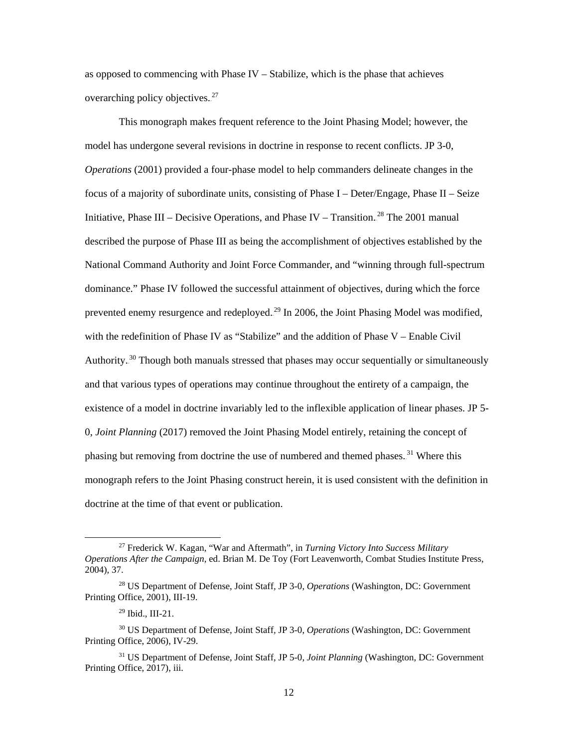as opposed to commencing with Phase IV – Stabilize, which is the phase that achieves overarching policy objectives.[27]

This monograph makes frequent reference to the Joint Phasing Model; however, the model has undergone several revisions in doctrine in response to recent conflicts. JP 3-0, *Operations* (2001) provided a four-phase model to help commanders delineate changes in the focus of a majority of subordinate units, consisting of Phase I – Deter/Engage, Phase II – Seize Initiative, Phase III – Decisive Operations, and Phase IV – Transition.[28] The 2001 manual described the purpose of Phase III as being the accomplishment of objectives established by the National Command Authority and Joint Force Commander, and "winning through full-spectrum dominance." Phase IV followed the successful attainment of objectives, during which the force prevented enemy resurgence and redeployed.[29] In 2006, the Joint Phasing Model was modified, with the redefinition of Phase IV as "Stabilize" and the addition of Phase V – Enable Civil Authority.[30] Though both manuals stressed that phases may occur sequentially or simultaneously and that various types of operations may continue throughout the entirety of a campaign, the existence of a model in doctrine invariably led to the inflexible application of linear phases. JP 5-0, *Joint Planning* (2017) removed the Joint Phasing Model entirely, retaining the concept of phasing but removing from doctrine the use of numbered and themed phases.[31] Where this monograph refers to the Joint Phasing construct herein, it is used consistent with the definition in doctrine at the time of that event or publication.

---

[27] Frederick W. Kagan, "War and Aftermath", in *Turning Victory Into Success Military Operations After the Campaign*, ed. Brian M. De Toy (Fort Leavenworth, Combat Studies Institute Press, 2004), 37.

[28] US Department of Defense, Joint Staff, JP 3-0, *Operations* (Washington, DC: Government Printing Office, 2001), III-19.

[29] Ibid., III-21.

[30] US Department of Defense, Joint Staff, JP 3-0, *Operations* (Washington, DC: Government Printing Office, 2006), IV-29.

[31] US Department of Defense, Joint Staff, JP 5-0, *Joint Planning* (Washington, DC: Government Printing Office, 2017), iii.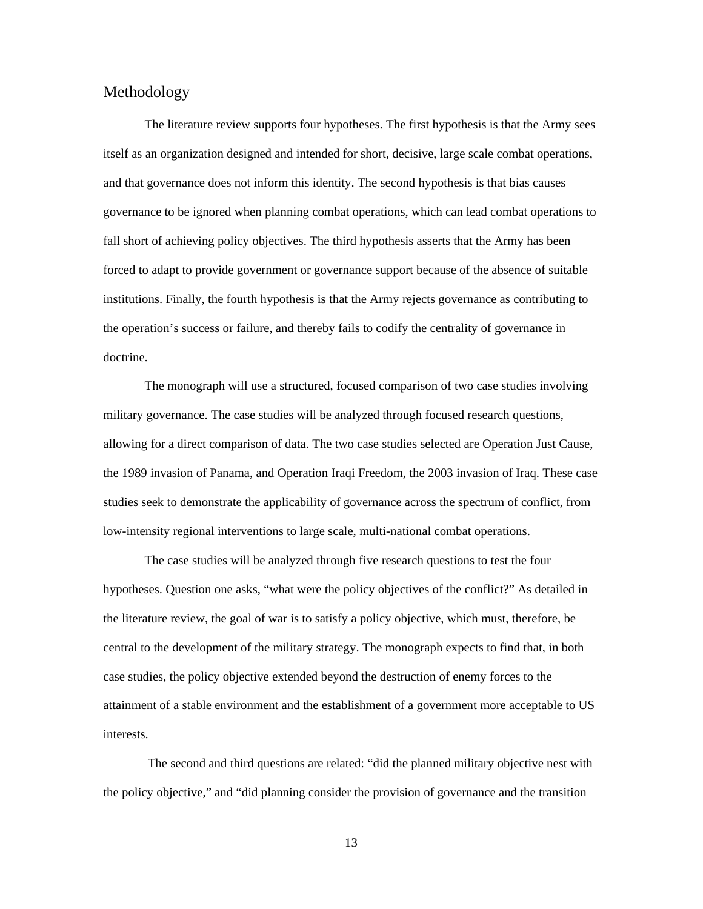## Methodology

The literature review supports four hypotheses. The first hypothesis is that the Army sees itself as an organization designed and intended for short, decisive, large scale combat operations, and that governance does not inform this identity. The second hypothesis is that bias causes governance to be ignored when planning combat operations, which can lead combat operations to fall short of achieving policy objectives. The third hypothesis asserts that the Army has been forced to adapt to provide government or governance support because of the absence of suitable institutions. Finally, the fourth hypothesis is that the Army rejects governance as contributing to the operation's success or failure, and thereby fails to codify the centrality of governance in doctrine.

The monograph will use a structured, focused comparison of two case studies involving military governance. The case studies will be analyzed through focused research questions, allowing for a direct comparison of data. The two case studies selected are Operation Just Cause, the 1989 invasion of Panama, and Operation Iraqi Freedom, the 2003 invasion of Iraq. These case studies seek to demonstrate the applicability of governance across the spectrum of conflict, from low-intensity regional interventions to large scale, multi-national combat operations.

The case studies will be analyzed through five research questions to test the four hypotheses. Question one asks, "what were the policy objectives of the conflict?" As detailed in the literature review, the goal of war is to satisfy a policy objective, which must, therefore, be central to the development of the military strategy. The monograph expects to find that, in both case studies, the policy objective extended beyond the destruction of enemy forces to the attainment of a stable environment and the establishment of a government more acceptable to US interests.

The second and third questions are related: "did the planned military objective nest with the policy objective," and "did planning consider the provision of governance and the transition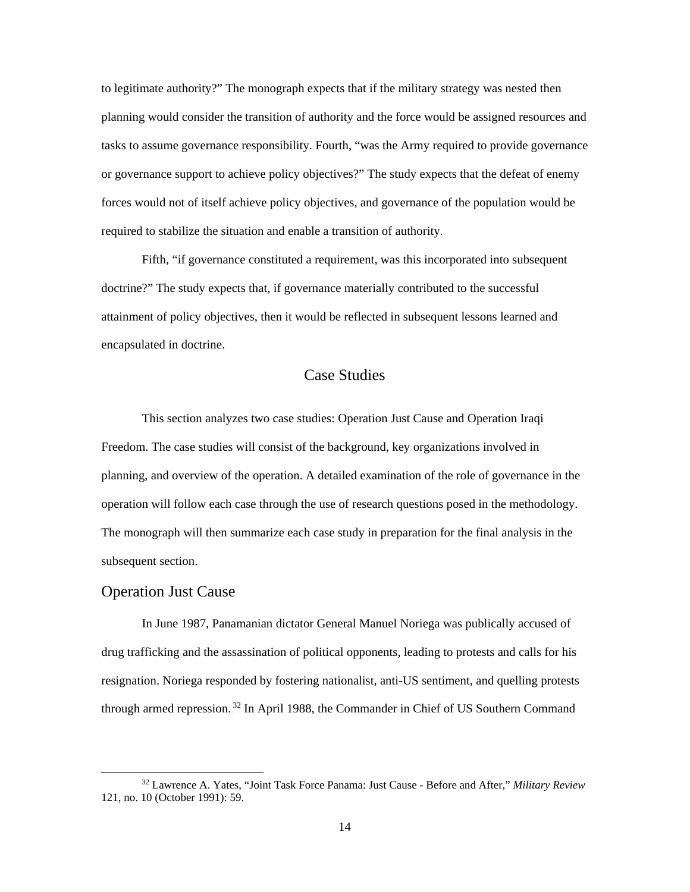to legitimate authority?" The monograph expects that if the military strategy was nested then planning would consider the transition of authority and the force would be assigned resources and tasks to assume governance responsibility. Fourth, "was the Army required to provide governance or governance support to achieve policy objectives?" The study expects that the defeat of enemy forces would not of itself achieve policy objectives, and governance of the population would be required to stabilize the situation and enable a transition of authority.

Fifth, "if governance constituted a requirement, was this incorporated into subsequent doctrine?" The study expects that, if governance materially contributed to the successful attainment of policy objectives, then it would be reflected in subsequent lessons learned and encapsulated in doctrine.

## Case Studies

This section analyzes two case studies: Operation Just Cause and Operation Iraqi Freedom. The case studies will consist of the background, key organizations involved in planning, and overview of the operation. A detailed examination of the role of governance in the operation will follow each case through the use of research questions posed in the methodology. The monograph will then summarize each case study in preparation for the final analysis in the subsequent section.

### Operation Just Cause

In June 1987, Panamanian dictator General Manuel Noriega was publically accused of drug trafficking and the assassination of political opponents, leading to protests and calls for his resignation. Noriega responded by fostering nationalist, anti-US sentiment, and quelling protests through armed repression.[32] In April 1988, the Commander in Chief of US Southern Command

---

[32] Lawrence A. Yates, "Joint Task Force Panama: Just Cause - Before and After," *Military Review* 121, no. 10 (October 1991): 59.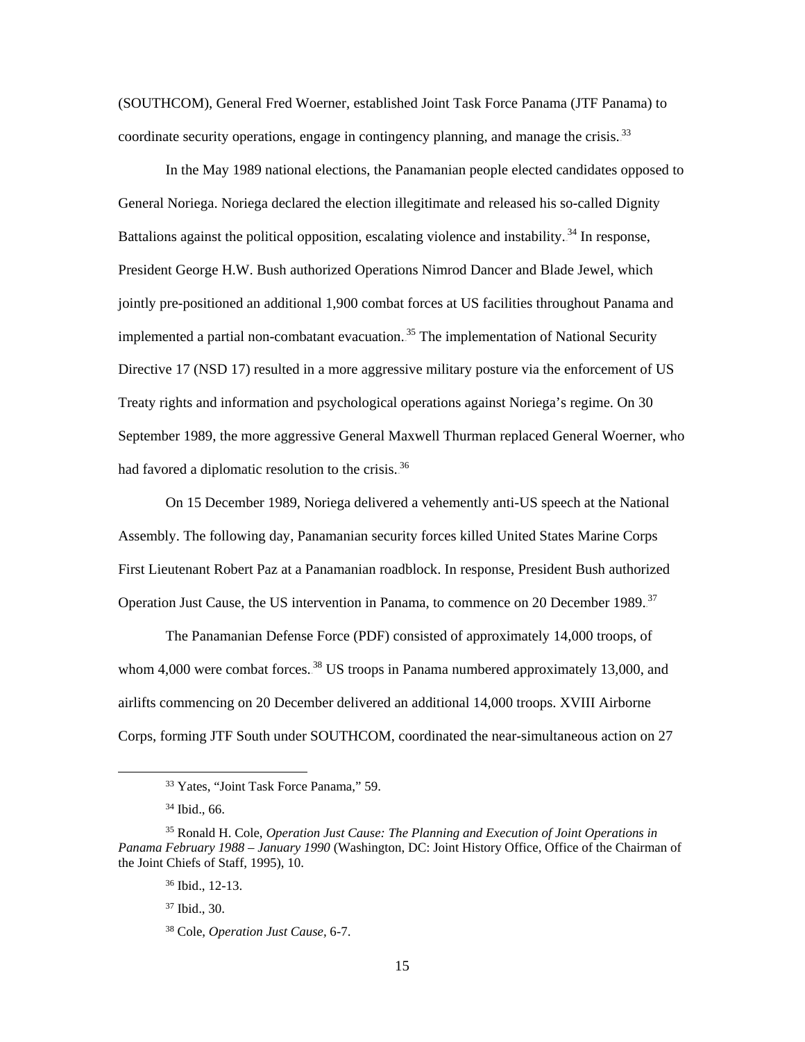(SOUTHCOM), General Fred Woerner, established Joint Task Force Panama (JTF Panama) to coordinate security operations, engage in contingency planning, and manage the crisis.[33]

In the May 1989 national elections, the Panamanian people elected candidates opposed to General Noriega. Noriega declared the election illegitimate and released his so-called Dignity Battalions against the political opposition, escalating violence and instability.[34] In response, President George H.W. Bush authorized Operations Nimrod Dancer and Blade Jewel, which jointly pre-positioned an additional 1,900 combat forces at US facilities throughout Panama and implemented a partial non-combatant evacuation.[35] The implementation of National Security Directive 17 (NSD 17) resulted in a more aggressive military posture via the enforcement of US Treaty rights and information and psychological operations against Noriega's regime. On 30 September 1989, the more aggressive General Maxwell Thurman replaced General Woerner, who had favored a diplomatic resolution to the crisis.[36]

On 15 December 1989, Noriega delivered a vehemently anti-US speech at the National Assembly. The following day, Panamanian security forces killed United States Marine Corps First Lieutenant Robert Paz at a Panamanian roadblock. In response, President Bush authorized Operation Just Cause, the US intervention in Panama, to commence on 20 December 1989.[37]

The Panamanian Defense Force (PDF) consisted of approximately 14,000 troops, of whom 4,000 were combat forces.[38] US troops in Panama numbered approximately 13,000, and airlifts commencing on 20 December delivered an additional 14,000 troops. XVIII Airborne Corps, forming JTF South under SOUTHCOM, coordinated the near-simultaneous action on 27

---

[33] Yates, "Joint Task Force Panama," 59.

[34] Ibid., 66.

[35] Ronald H. Cole, *Operation Just Cause: The Planning and Execution of Joint Operations in Panama February 1988 – January 1990* (Washington, DC: Joint History Office, Office of the Chairman of the Joint Chiefs of Staff, 1995), 10.

[36] Ibid., 12-13.

[37] Ibid., 30.

[38] Cole, *Operation Just Cause*, 6-7.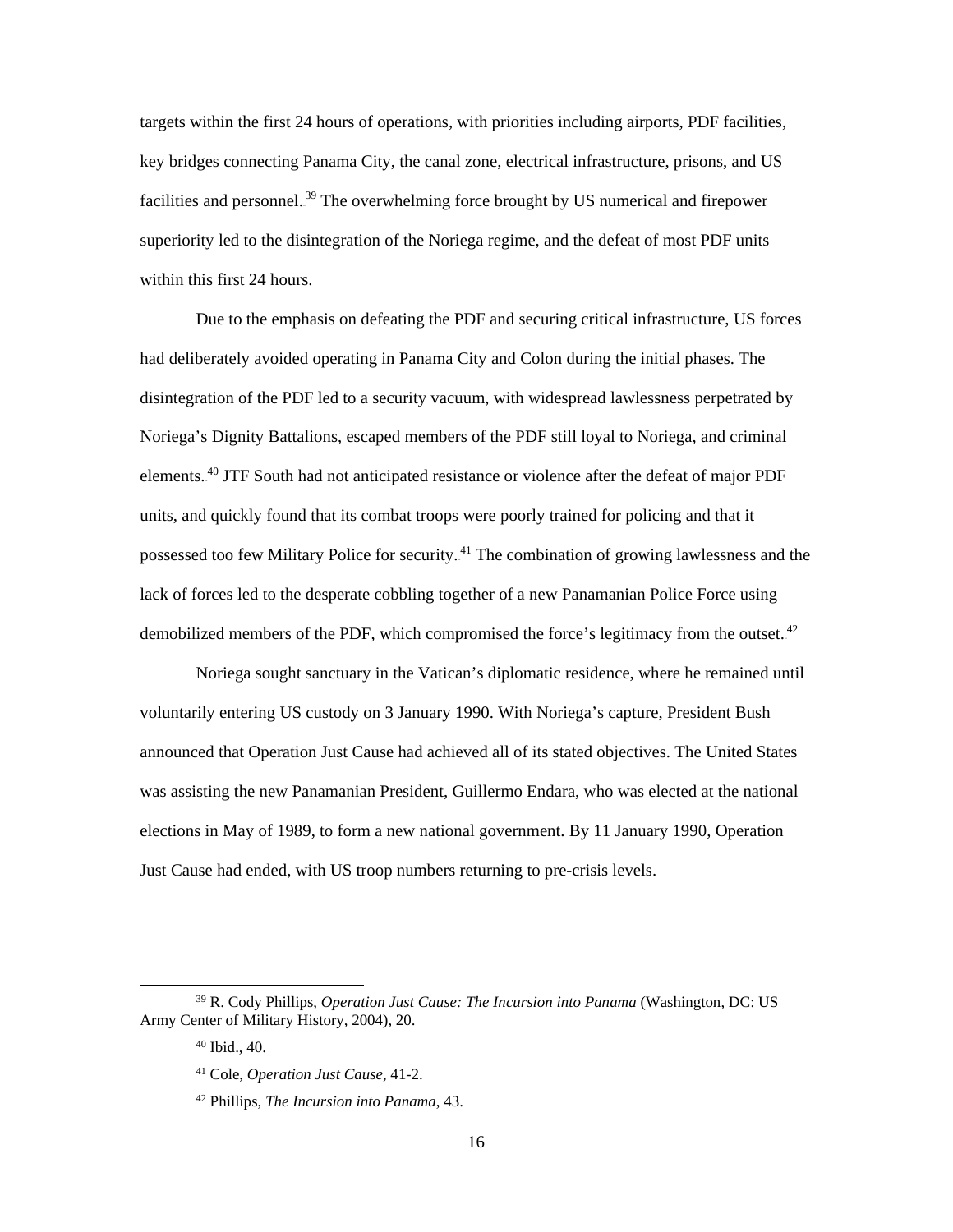targets within the first 24 hours of operations, with priorities including airports, PDF facilities, key bridges connecting Panama City, the canal zone, electrical infrastructure, prisons, and US facilities and personnel.[39] The overwhelming force brought by US numerical and firepower superiority led to the disintegration of the Noriega regime, and the defeat of most PDF units within this first 24 hours.

Due to the emphasis on defeating the PDF and securing critical infrastructure, US forces had deliberately avoided operating in Panama City and Colon during the initial phases. The disintegration of the PDF led to a security vacuum, with widespread lawlessness perpetrated by Noriega's Dignity Battalions, escaped members of the PDF still loyal to Noriega, and criminal elements.[40] JTF South had not anticipated resistance or violence after the defeat of major PDF units, and quickly found that its combat troops were poorly trained for policing and that it possessed too few Military Police for security.[41] The combination of growing lawlessness and the lack of forces led to the desperate cobbling together of a new Panamanian Police Force using demobilized members of the PDF, which compromised the force's legitimacy from the outset.[42]

Noriega sought sanctuary in the Vatican's diplomatic residence, where he remained until voluntarily entering US custody on 3 January 1990. With Noriega's capture, President Bush announced that Operation Just Cause had achieved all of its stated objectives. The United States was assisting the new Panamanian President, Guillermo Endara, who was elected at the national elections in May of 1989, to form a new national government. By 11 January 1990, Operation Just Cause had ended, with US troop numbers returning to pre-crisis levels.

---

[39] R. Cody Phillips, *Operation Just Cause: The Incursion into Panama* (Washington, DC: US Army Center of Military History, 2004), 20.

[40] Ibid., 40.

[41] Cole, *Operation Just Cause*, 41-2.

[42] Phillips, *The Incursion into Panama*, 43.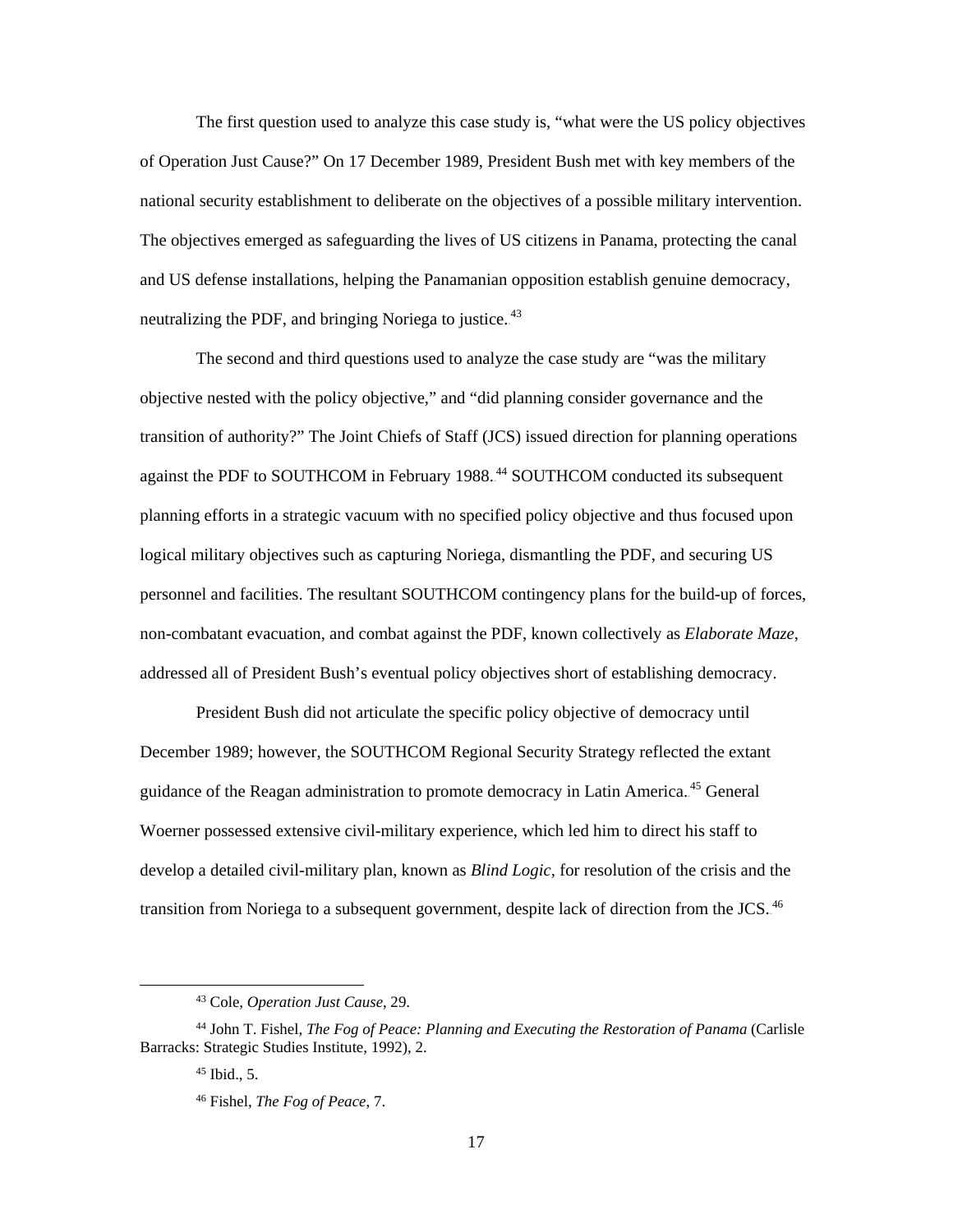The first question used to analyze this case study is, "what were the US policy objectives of Operation Just Cause?" On 17 December 1989, President Bush met with key members of the national security establishment to deliberate on the objectives of a possible military intervention. The objectives emerged as safeguarding the lives of US citizens in Panama, protecting the canal and US defense installations, helping the Panamanian opposition establish genuine democracy, neutralizing the PDF, and bringing Noriega to justice.[43]

The second and third questions used to analyze the case study are "was the military objective nested with the policy objective," and "did planning consider governance and the transition of authority?" The Joint Chiefs of Staff (JCS) issued direction for planning operations against the PDF to SOUTHCOM in February 1988.[44] SOUTHCOM conducted its subsequent planning efforts in a strategic vacuum with no specified policy objective and thus focused upon logical military objectives such as capturing Noriega, dismantling the PDF, and securing US personnel and facilities. The resultant SOUTHCOM contingency plans for the build-up of forces, non-combatant evacuation, and combat against the PDF, known collectively as *Elaborate Maze*, addressed all of President Bush's eventual policy objectives short of establishing democracy.

President Bush did not articulate the specific policy objective of democracy until December 1989; however, the SOUTHCOM Regional Security Strategy reflected the extant guidance of the Reagan administration to promote democracy in Latin America.[45] General Woerner possessed extensive civil-military experience, which led him to direct his staff to develop a detailed civil-military plan, known as *Blind Logic*, for resolution of the crisis and the transition from Noriega to a subsequent government, despite lack of direction from the JCS.[46]

---

[43] Cole, *Operation Just Cause*, 29.

[44] John T. Fishel, *The Fog of Peace: Planning and Executing the Restoration of Panama* (Carlisle Barracks: Strategic Studies Institute, 1992), 2.

[45] Ibid., 5.

[46] Fishel, *The Fog of Peace*, 7.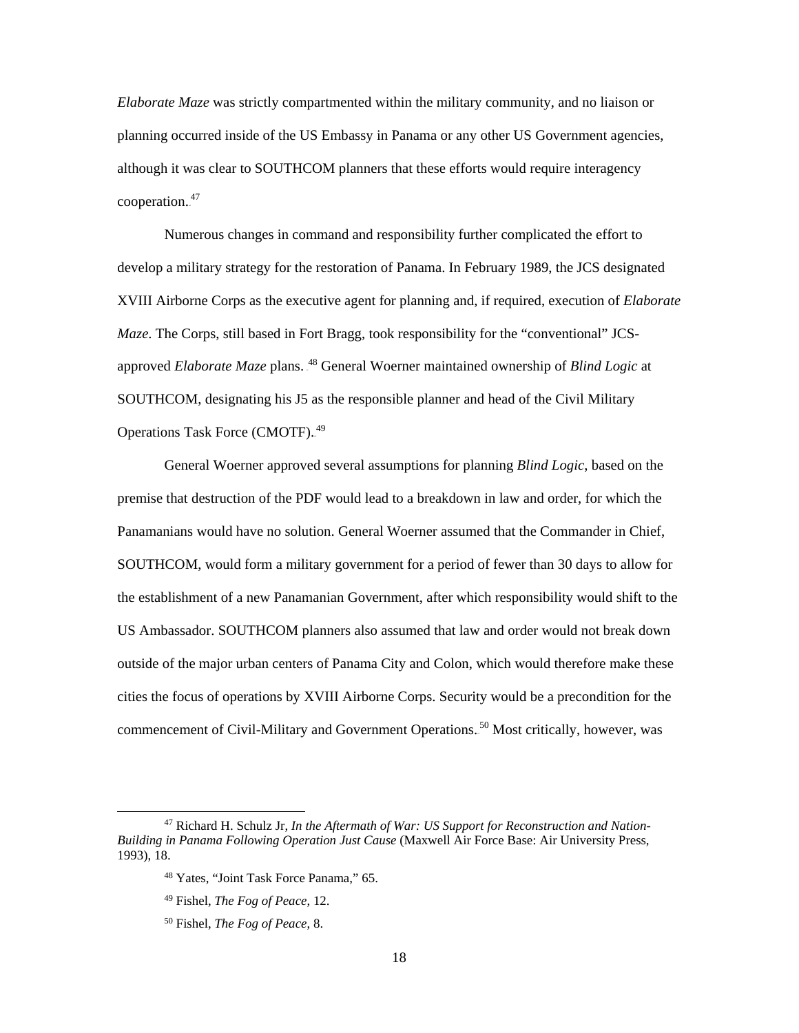*Elaborate Maze* was strictly compartmented within the military community, and no liaison or planning occurred inside of the US Embassy in Panama or any other US Government agencies, although it was clear to SOUTHCOM planners that these efforts would require interagency cooperation.[47]

Numerous changes in command and responsibility further complicated the effort to develop a military strategy for the restoration of Panama. In February 1989, the JCS designated XVIII Airborne Corps as the executive agent for planning and, if required, execution of *Elaborate Maze*. The Corps, still based in Fort Bragg, took responsibility for the "conventional" JCS-approved *Elaborate Maze* plans.[48] General Woerner maintained ownership of *Blind Logic* at SOUTHCOM, designating his J5 as the responsible planner and head of the Civil Military Operations Task Force (CMOTF).[49]

General Woerner approved several assumptions for planning *Blind Logic*, based on the premise that destruction of the PDF would lead to a breakdown in law and order, for which the Panamanians would have no solution. General Woerner assumed that the Commander in Chief, SOUTHCOM, would form a military government for a period of fewer than 30 days to allow for the establishment of a new Panamanian Government, after which responsibility would shift to the US Ambassador. SOUTHCOM planners also assumed that law and order would not break down outside of the major urban centers of Panama City and Colon, which would therefore make these cities the focus of operations by XVIII Airborne Corps. Security would be a precondition for the commencement of Civil-Military and Government Operations.[50] Most critically, however, was

---

[47] Richard H. Schulz Jr, *In the Aftermath of War: US Support for Reconstruction and Nation-Building in Panama Following Operation Just Cause* (Maxwell Air Force Base: Air University Press, 1993), 18.

[48] Yates, "Joint Task Force Panama," 65.

[49] Fishel, *The Fog of Peace*, 12.

[50] Fishel, *The Fog of Peace*, 8.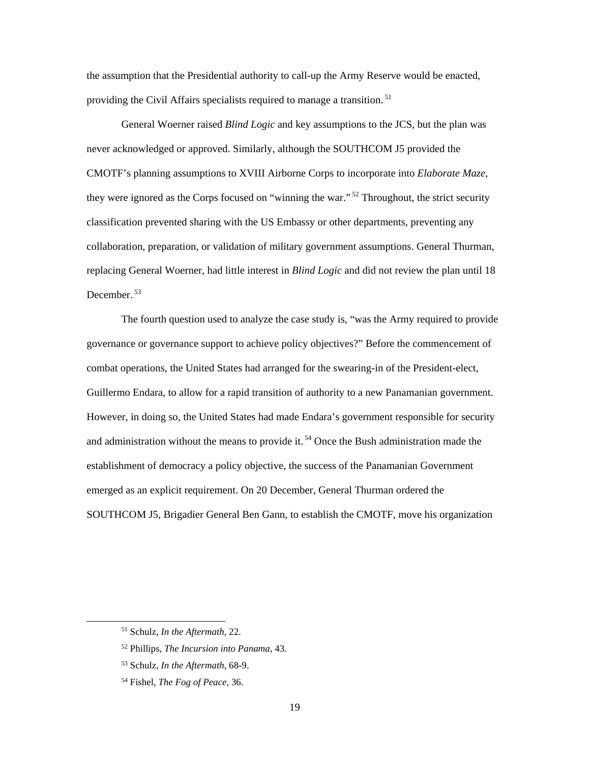the assumption that the Presidential authority to call-up the Army Reserve would be enacted, providing the Civil Affairs specialists required to manage a transition.[51]

General Woerner raised *Blind Logic* and key assumptions to the JCS, but the plan was never acknowledged or approved. Similarly, although the SOUTHCOM J5 provided the CMOTF's planning assumptions to XVIII Airborne Corps to incorporate into *Elaborate Maze*, they were ignored as the Corps focused on "winning the war."[52] Throughout, the strict security classification prevented sharing with the US Embassy or other departments, preventing any collaboration, preparation, or validation of military government assumptions. General Thurman, replacing General Woerner, had little interest in *Blind Logic* and did not review the plan until 18 December.[53]

The fourth question used to analyze the case study is, "was the Army required to provide governance or governance support to achieve policy objectives?" Before the commencement of combat operations, the United States had arranged for the swearing-in of the President-elect, Guillermo Endara, to allow for a rapid transition of authority to a new Panamanian government. However, in doing so, the United States had made Endara's government responsible for security and administration without the means to provide it.[54] Once the Bush administration made the establishment of democracy a policy objective, the success of the Panamanian Government emerged as an explicit requirement. On 20 December, General Thurman ordered the SOUTHCOM J5, Brigadier General Ben Gann, to establish the CMOTF, move his organization

---

[51] Schulz, *In the Aftermath*, 22.

[52] Phillips, *The Incursion into Panama*, 43.

[53] Schulz, *In the Aftermath*, 68-9.

[54] Fishel, *The Fog of Peace*, 36.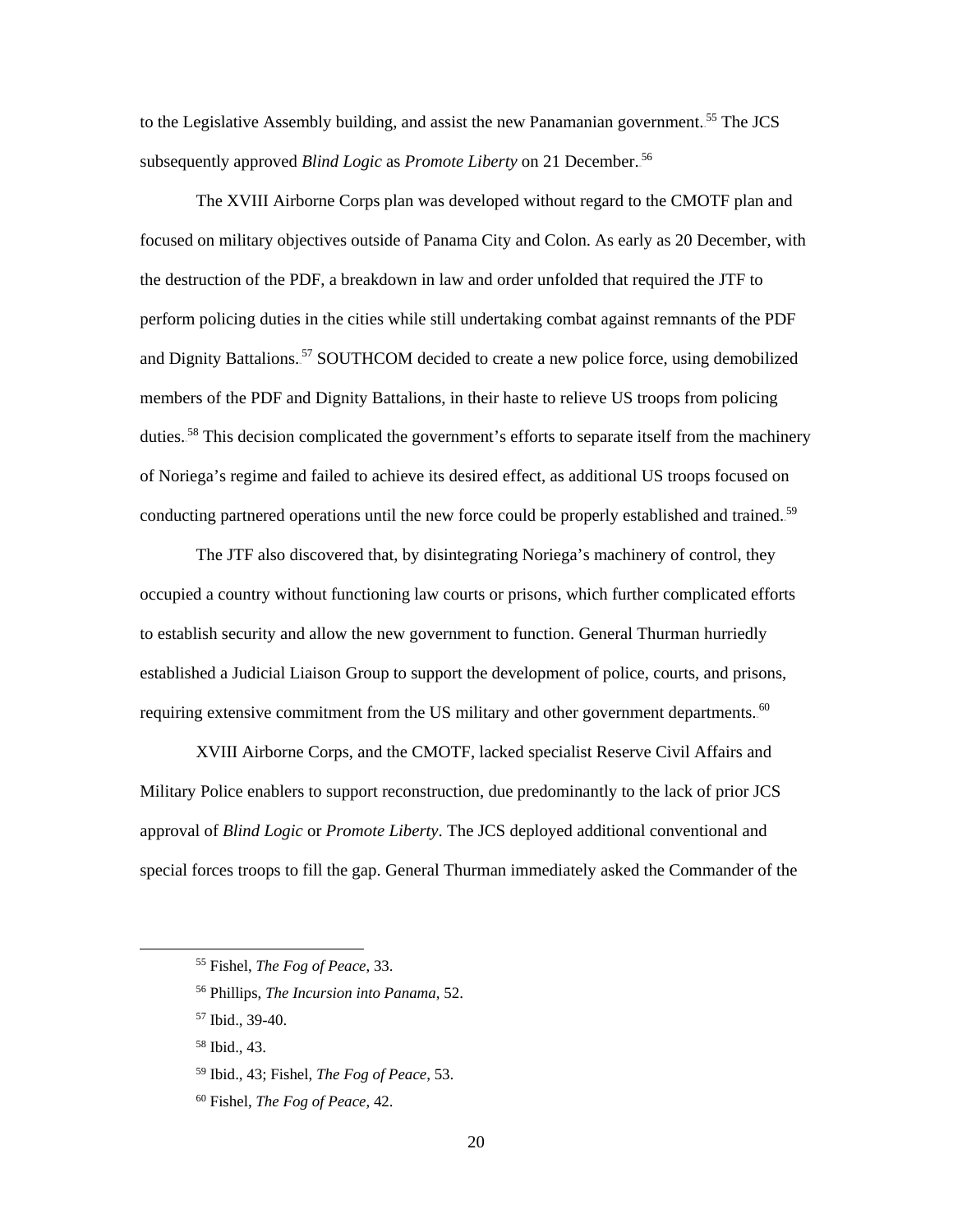to the Legislative Assembly building, and assist the new Panamanian government.[55] The JCS subsequently approved *Blind Logic* as *Promote Liberty* on 21 December.[56]

The XVIII Airborne Corps plan was developed without regard to the CMOTF plan and focused on military objectives outside of Panama City and Colon. As early as 20 December, with the destruction of the PDF, a breakdown in law and order unfolded that required the JTF to perform policing duties in the cities while still undertaking combat against remnants of the PDF and Dignity Battalions.[57] SOUTHCOM decided to create a new police force, using demobilized members of the PDF and Dignity Battalions, in their haste to relieve US troops from policing duties.[58] This decision complicated the government's efforts to separate itself from the machinery of Noriega's regime and failed to achieve its desired effect, as additional US troops focused on conducting partnered operations until the new force could be properly established and trained.[59]

The JTF also discovered that, by disintegrating Noriega's machinery of control, they occupied a country without functioning law courts or prisons, which further complicated efforts to establish security and allow the new government to function. General Thurman hurriedly established a Judicial Liaison Group to support the development of police, courts, and prisons, requiring extensive commitment from the US military and other government departments.[60]

XVIII Airborne Corps, and the CMOTF, lacked specialist Reserve Civil Affairs and Military Police enablers to support reconstruction, due predominantly to the lack of prior JCS approval of *Blind Logic* or *Promote Liberty*. The JCS deployed additional conventional and special forces troops to fill the gap. General Thurman immediately asked the Commander of the

---

[55] Fishel, *The Fog of Peace*, 33.

[56] Phillips, *The Incursion into Panama*, 52.

[57] Ibid., 39-40.

[58] Ibid., 43.

[59] Ibid., 43; Fishel, *The Fog of Peace*, 53.

[60] Fishel, *The Fog of Peace*, 42.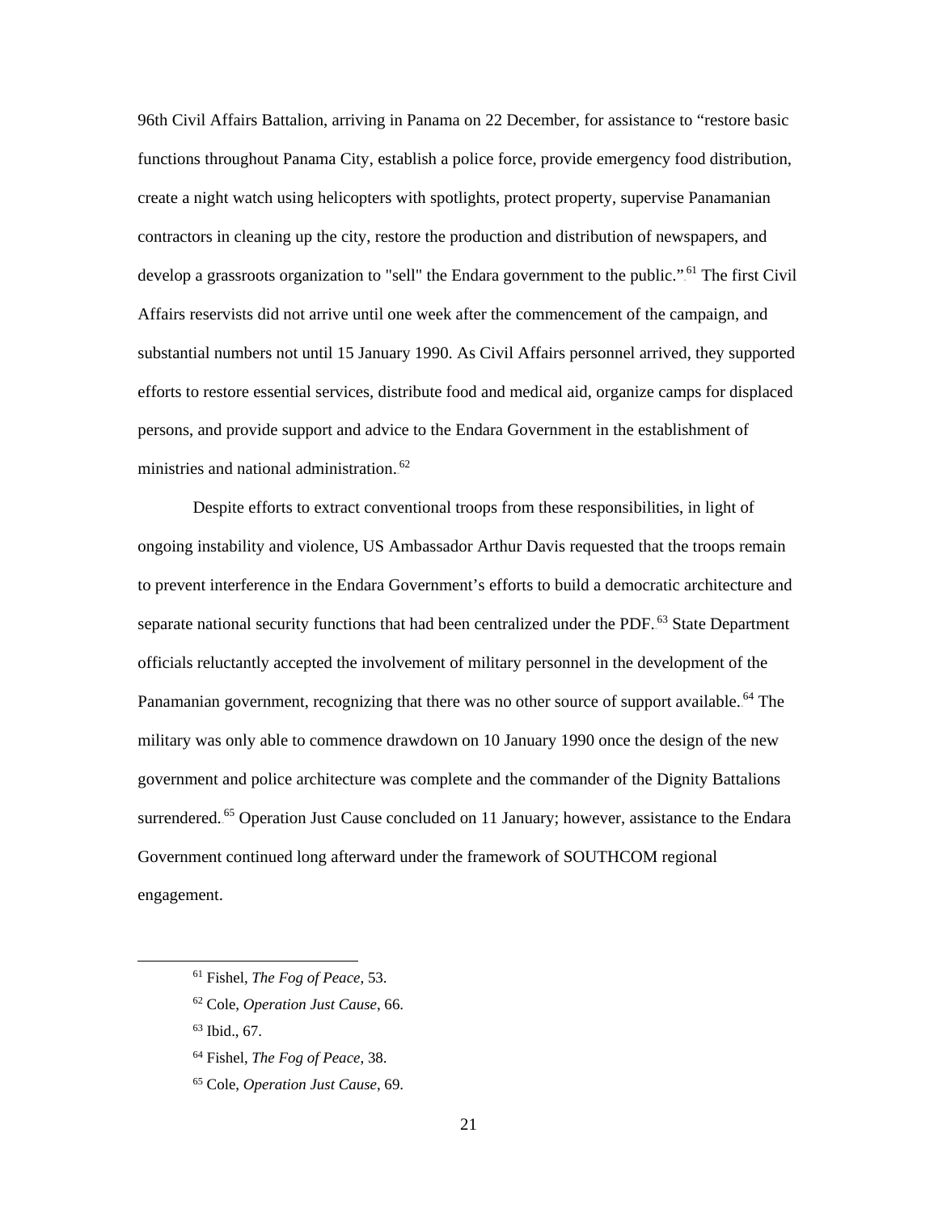96th Civil Affairs Battalion, arriving in Panama on 22 December, for assistance to “restore basic functions throughout Panama City, establish a police force, provide emergency food distribution, create a night watch using helicopters with spotlights, protect property, supervise Panamanian contractors in cleaning up the city, restore the production and distribution of newspapers, and develop a grassroots organization to "sell" the Endara government to the public.”[61] The first Civil Affairs reservists did not arrive until one week after the commencement of the campaign, and substantial numbers not until 15 January 1990. As Civil Affairs personnel arrived, they supported efforts to restore essential services, distribute food and medical aid, organize camps for displaced persons, and provide support and advice to the Endara Government in the establishment of ministries and national administration.[62]

Despite efforts to extract conventional troops from these responsibilities, in light of ongoing instability and violence, US Ambassador Arthur Davis requested that the troops remain to prevent interference in the Endara Government’s efforts to build a democratic architecture and separate national security functions that had been centralized under the PDF.[63] State Department officials reluctantly accepted the involvement of military personnel in the development of the Panamanian government, recognizing that there was no other source of support available.[64] The military was only able to commence drawdown on 10 January 1990 once the design of the new government and police architecture was complete and the commander of the Dignity Battalions surrendered.[65] Operation Just Cause concluded on 11 January; however, assistance to the Endara Government continued long afterward under the framework of SOUTHCOM regional engagement.

---

[61] Fishel, *The Fog of Peace*, 53.

[62] Cole, *Operation Just Cause*, 66.

[63] Ibid., 67.

[64] Fishel, *The Fog of Peace*, 38.

[65] Cole, *Operation Just Cause*, 69.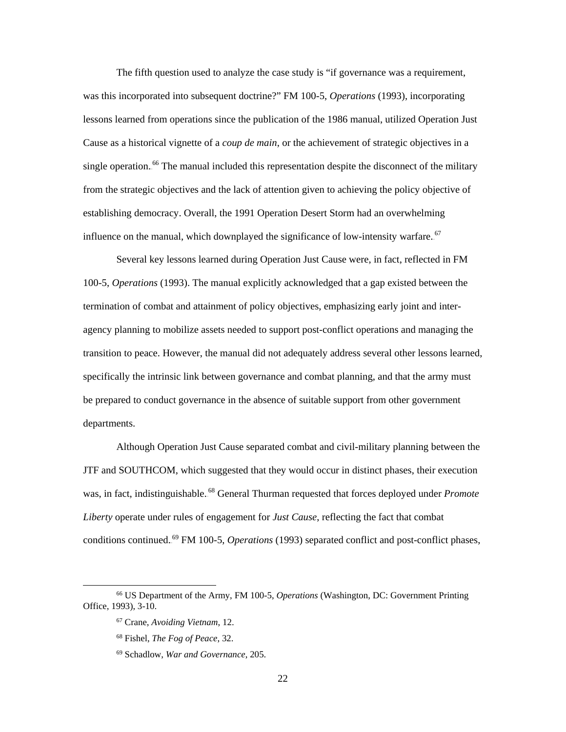The fifth question used to analyze the case study is "if governance was a requirement, was this incorporated into subsequent doctrine?" FM 100-5, *Operations* (1993), incorporating lessons learned from operations since the publication of the 1986 manual, utilized Operation Just Cause as a historical vignette of a *coup de main*, or the achievement of strategic objectives in a single operation.[66] The manual included this representation despite the disconnect of the military from the strategic objectives and the lack of attention given to achieving the policy objective of establishing democracy. Overall, the 1991 Operation Desert Storm had an overwhelming influence on the manual, which downplayed the significance of low-intensity warfare.[67]

Several key lessons learned during Operation Just Cause were, in fact, reflected in FM 100-5, *Operations* (1993). The manual explicitly acknowledged that a gap existed between the termination of combat and attainment of policy objectives, emphasizing early joint and inter-agency planning to mobilize assets needed to support post-conflict operations and managing the transition to peace. However, the manual did not adequately address several other lessons learned, specifically the intrinsic link between governance and combat planning, and that the army must be prepared to conduct governance in the absence of suitable support from other government departments.

Although Operation Just Cause separated combat and civil-military planning between the JTF and SOUTHCOM, which suggested that they would occur in distinct phases, their execution was, in fact, indistinguishable.[68] General Thurman requested that forces deployed under *Promote Liberty* operate under rules of engagement for *Just Cause*, reflecting the fact that combat conditions continued.[69] FM 100-5, *Operations* (1993) separated conflict and post-conflict phases,

---

[66] US Department of the Army, FM 100-5, *Operations* (Washington, DC: Government Printing Office, 1993), 3-10.

[67] Crane, *Avoiding Vietnam*, 12.

[68] Fishel, *The Fog of Peace*, 32.

[69] Schadlow, *War and Governance*, 205.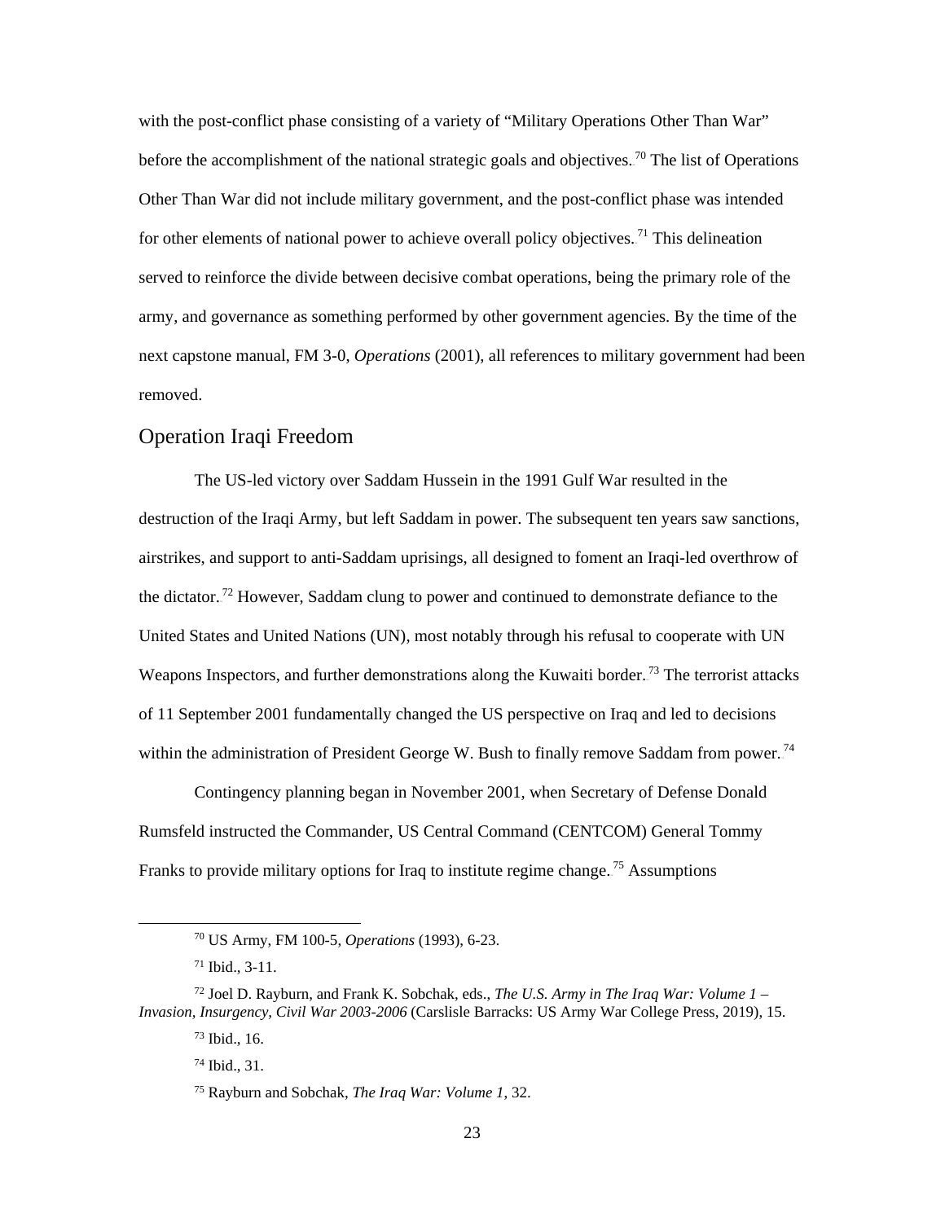with the post-conflict phase consisting of a variety of "Military Operations Other Than War" before the accomplishment of the national strategic goals and objectives.[70] The list of Operations Other Than War did not include military government, and the post-conflict phase was intended for other elements of national power to achieve overall policy objectives.[71] This delineation served to reinforce the divide between decisive combat operations, being the primary role of the army, and governance as something performed by other government agencies. By the time of the next capstone manual, FM 3-0, *Operations* (2001), all references to military government had been removed.

## Operation Iraqi Freedom

The US-led victory over Saddam Hussein in the 1991 Gulf War resulted in the destruction of the Iraqi Army, but left Saddam in power. The subsequent ten years saw sanctions, airstrikes, and support to anti-Saddam uprisings, all designed to foment an Iraqi-led overthrow of the dictator.[72] However, Saddam clung to power and continued to demonstrate defiance to the United States and United Nations (UN), most notably through his refusal to cooperate with UN Weapons Inspectors, and further demonstrations along the Kuwaiti border.[73] The terrorist attacks of 11 September 2001 fundamentally changed the US perspective on Iraq and led to decisions within the administration of President George W. Bush to finally remove Saddam from power.[74]

Contingency planning began in November 2001, when Secretary of Defense Donald Rumsfeld instructed the Commander, US Central Command (CENTCOM) General Tommy Franks to provide military options for Iraq to institute regime change.[75] Assumptions

---

[70] US Army, FM 100-5, *Operations* (1993), 6-23.

[71] Ibid., 3-11.

[72] Joel D. Rayburn, and Frank K. Sobchak, eds., *The U.S. Army in The Iraq War: Volume 1 – Invasion, Insurgency, Civil War 2003-2006* (Carslisle Barracks: US Army War College Press, 2019), 15.

[73] Ibid., 16.

[74] Ibid., 31.

[75] Rayburn and Sobchak, *The Iraq War: Volume 1*, 32.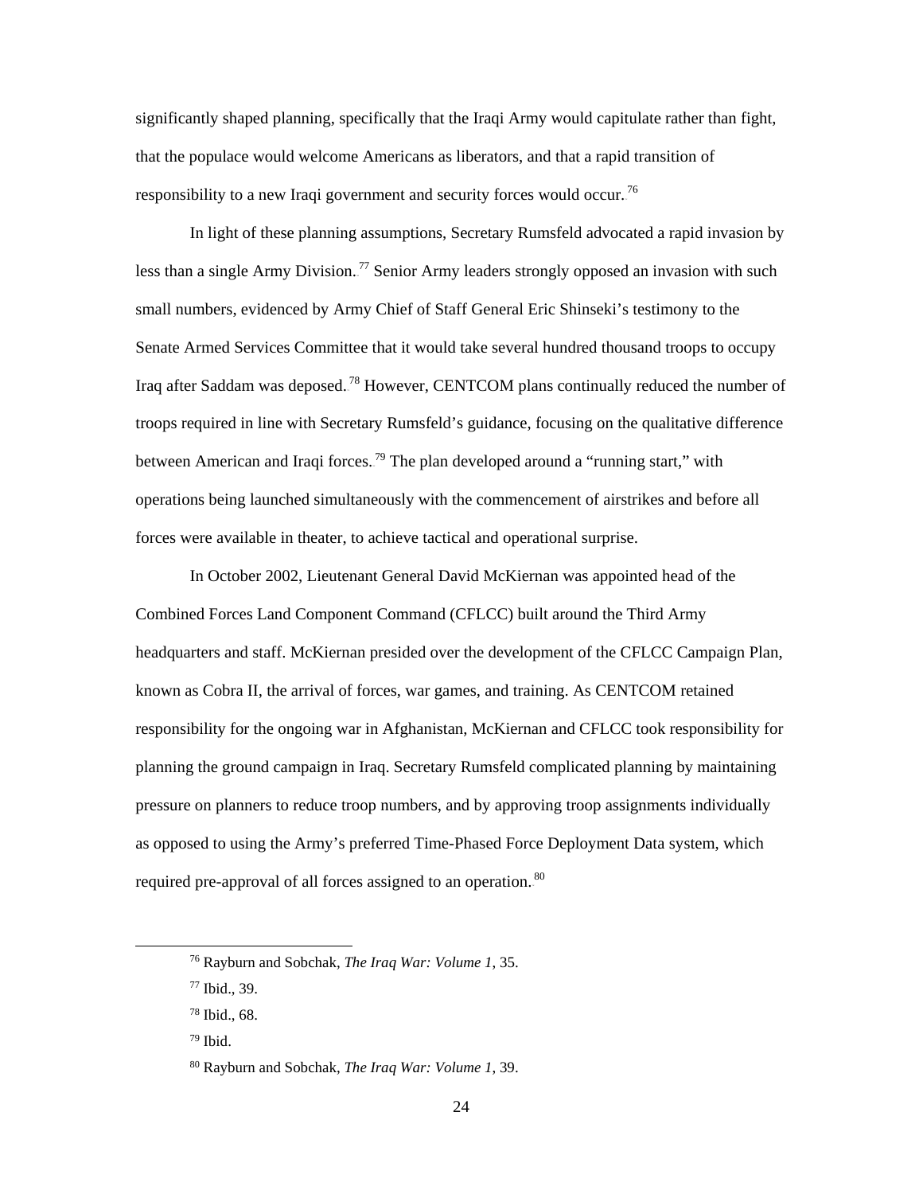significantly shaped planning, specifically that the Iraqi Army would capitulate rather than fight, that the populace would welcome Americans as liberators, and that a rapid transition of responsibility to a new Iraqi government and security forces would occur.[76]

In light of these planning assumptions, Secretary Rumsfeld advocated a rapid invasion by less than a single Army Division.[77] Senior Army leaders strongly opposed an invasion with such small numbers, evidenced by Army Chief of Staff General Eric Shinseki's testimony to the Senate Armed Services Committee that it would take several hundred thousand troops to occupy Iraq after Saddam was deposed.[78] However, CENTCOM plans continually reduced the number of troops required in line with Secretary Rumsfeld's guidance, focusing on the qualitative difference between American and Iraqi forces.[79] The plan developed around a "running start," with operations being launched simultaneously with the commencement of airstrikes and before all forces were available in theater, to achieve tactical and operational surprise.

In October 2002, Lieutenant General David McKiernan was appointed head of the Combined Forces Land Component Command (CFLCC) built around the Third Army headquarters and staff. McKiernan presided over the development of the CFLCC Campaign Plan, known as Cobra II, the arrival of forces, war games, and training. As CENTCOM retained responsibility for the ongoing war in Afghanistan, McKiernan and CFLCC took responsibility for planning the ground campaign in Iraq. Secretary Rumsfeld complicated planning by maintaining pressure on planners to reduce troop numbers, and by approving troop assignments individually as opposed to using the Army's preferred Time-Phased Force Deployment Data system, which required pre-approval of all forces assigned to an operation.[80]

---

[76] Rayburn and Sobchak, *The Iraq War: Volume 1*, 35.

[77] Ibid., 39.

[78] Ibid., 68.

[79] Ibid.

[80] Rayburn and Sobchak, *The Iraq War: Volume 1*, 39.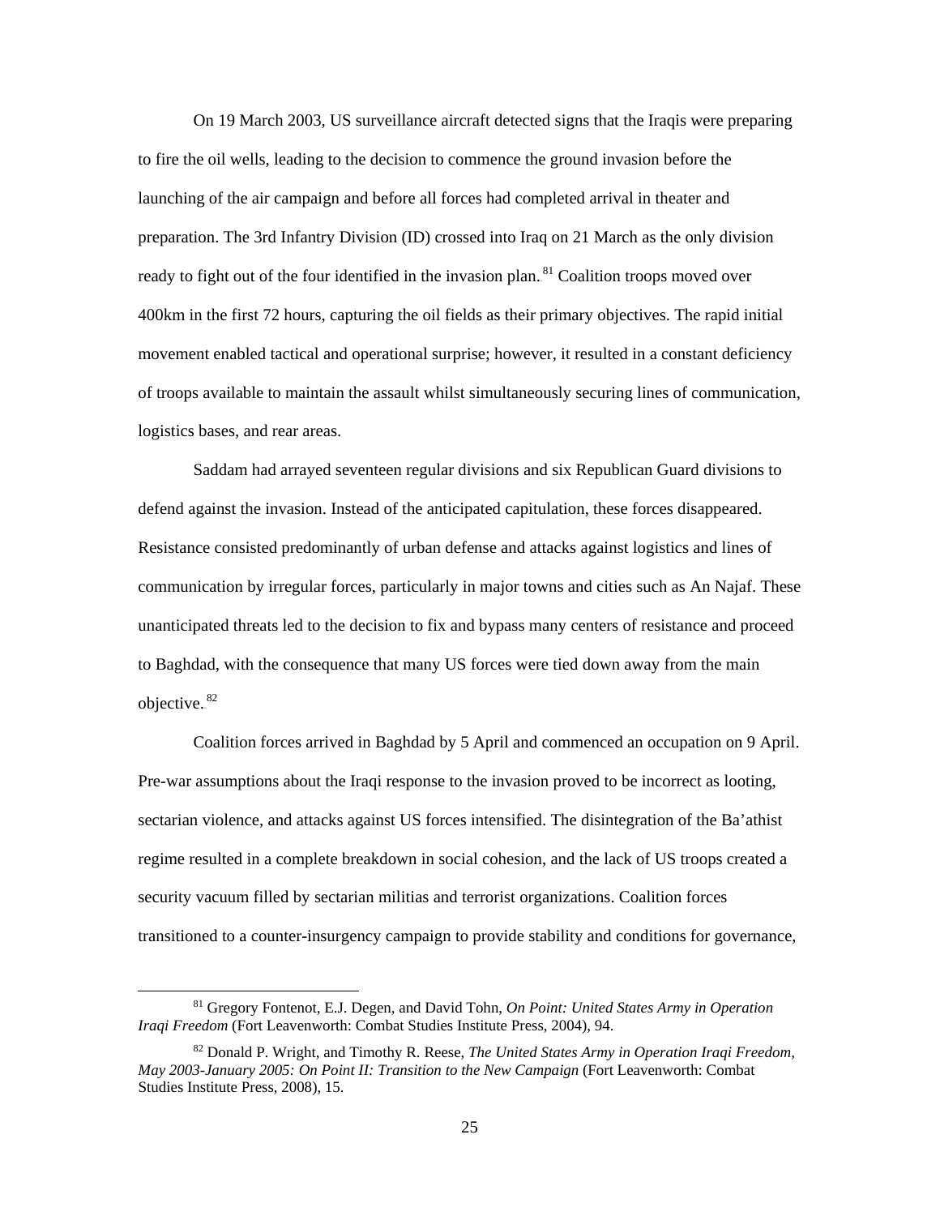On 19 March 2003, US surveillance aircraft detected signs that the Iraqis were preparing to fire the oil wells, leading to the decision to commence the ground invasion before the launching of the air campaign and before all forces had completed arrival in theater and preparation. The 3rd Infantry Division (ID) crossed into Iraq on 21 March as the only division ready to fight out of the four identified in the invasion plan.[81] Coalition troops moved over 400km in the first 72 hours, capturing the oil fields as their primary objectives. The rapid initial movement enabled tactical and operational surprise; however, it resulted in a constant deficiency of troops available to maintain the assault whilst simultaneously securing lines of communication, logistics bases, and rear areas.

Saddam had arrayed seventeen regular divisions and six Republican Guard divisions to defend against the invasion. Instead of the anticipated capitulation, these forces disappeared. Resistance consisted predominantly of urban defense and attacks against logistics and lines of communication by irregular forces, particularly in major towns and cities such as An Najaf. These unanticipated threats led to the decision to fix and bypass many centers of resistance and proceed to Baghdad, with the consequence that many US forces were tied down away from the main objective.[82]

Coalition forces arrived in Baghdad by 5 April and commenced an occupation on 9 April. Pre-war assumptions about the Iraqi response to the invasion proved to be incorrect as looting, sectarian violence, and attacks against US forces intensified. The disintegration of the Ba'athist regime resulted in a complete breakdown in social cohesion, and the lack of US troops created a security vacuum filled by sectarian militias and terrorist organizations. Coalition forces transitioned to a counter-insurgency campaign to provide stability and conditions for governance,

---

[81] Gregory Fontenot, E.J. Degen, and David Tohn, *On Point: United States Army in Operation Iraqi Freedom* (Fort Leavenworth: Combat Studies Institute Press, 2004), 94.

[82] Donald P. Wright, and Timothy R. Reese, *The United States Army in Operation Iraqi Freedom, May 2003-January 2005: On Point II: Transition to the New Campaign* (Fort Leavenworth: Combat Studies Institute Press, 2008), 15.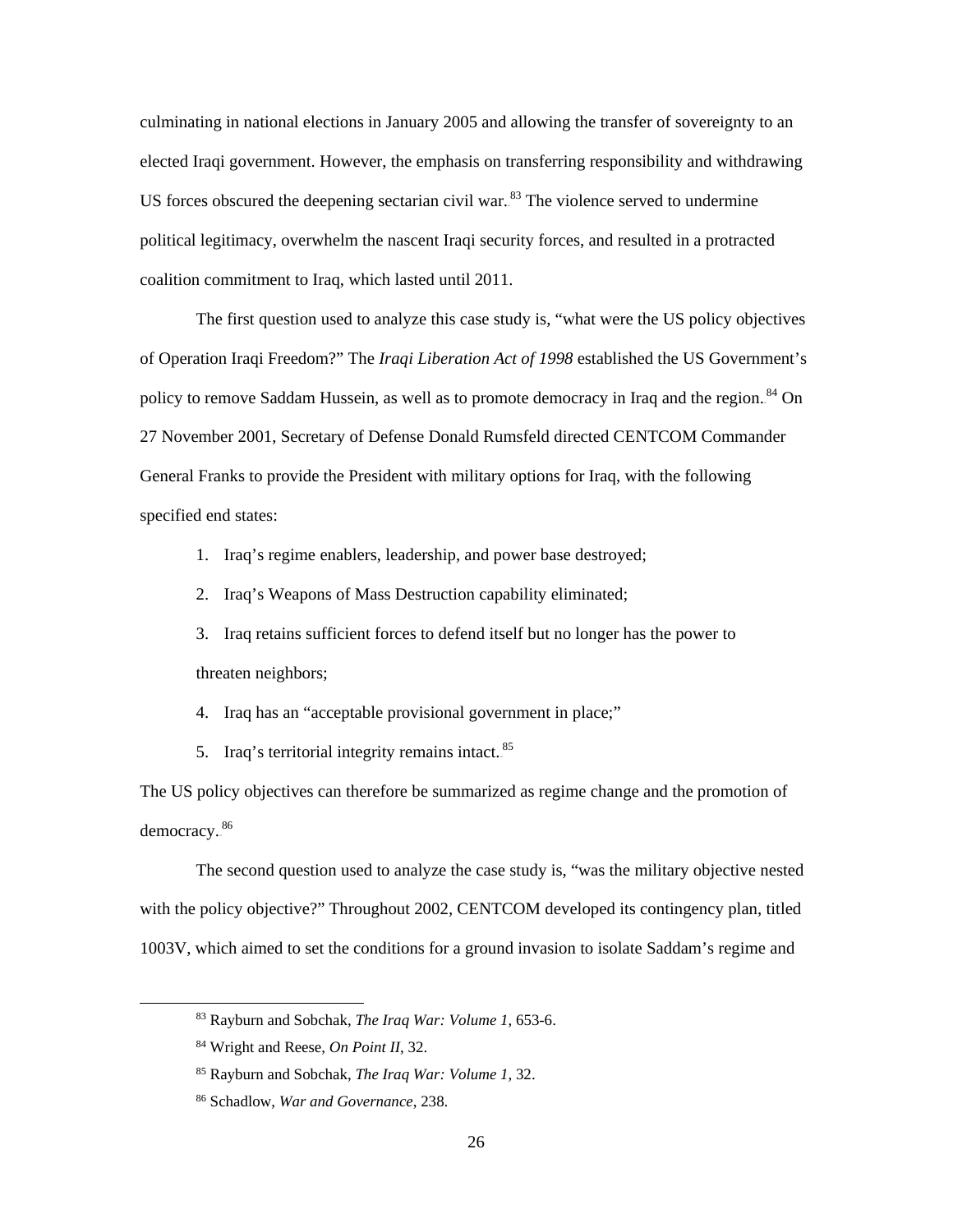culminating in national elections in January 2005 and allowing the transfer of sovereignty to an elected Iraqi government. However, the emphasis on transferring responsibility and withdrawing US forces obscured the deepening sectarian civil war.[83] The violence served to undermine political legitimacy, overwhelm the nascent Iraqi security forces, and resulted in a protracted coalition commitment to Iraq, which lasted until 2011.

The first question used to analyze this case study is, "what were the US policy objectives of Operation Iraqi Freedom?" The *Iraqi Liberation Act of 1998* established the US Government's policy to remove Saddam Hussein, as well as to promote democracy in Iraq and the region.[84] On 27 November 2001, Secretary of Defense Donald Rumsfeld directed CENTCOM Commander General Franks to provide the President with military options for Iraq, with the following specified end states:

1. Iraq's regime enablers, leadership, and power base destroyed;
2. Iraq's Weapons of Mass Destruction capability eliminated;
3. Iraq retains sufficient forces to defend itself but no longer has the power to threaten neighbors;
4. Iraq has an "acceptable provisional government in place;"
5. Iraq's territorial integrity remains intact.[85]

The US policy objectives can therefore be summarized as regime change and the promotion of democracy.[86]

The second question used to analyze the case study is, "was the military objective nested with the policy objective?" Throughout 2002, CENTCOM developed its contingency plan, titled 1003V, which aimed to set the conditions for a ground invasion to isolate Saddam's regime and

---

[83] Rayburn and Sobchak, *The Iraq War: Volume 1*, 653-6.

[84] Wright and Reese, *On Point II*, 32.

[85] Rayburn and Sobchak, *The Iraq War: Volume 1*, 32.

[86] Schadlow, *War and Governance*, 238.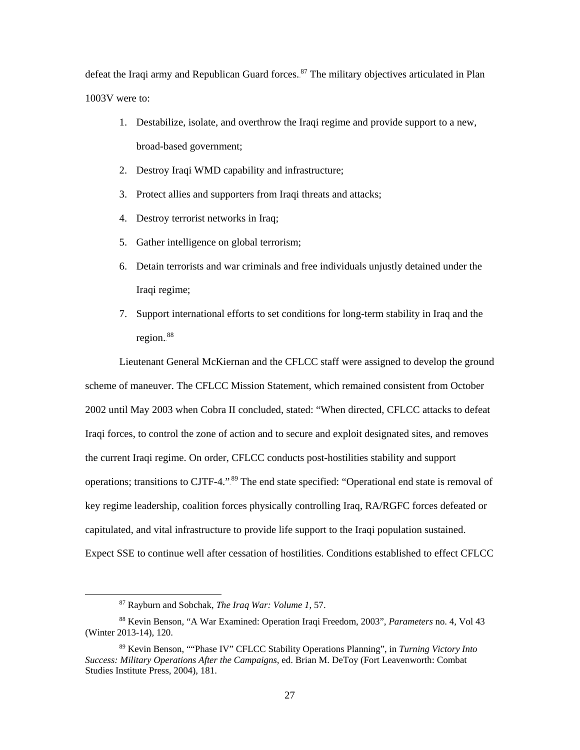defeat the Iraqi army and Republican Guard forces.[87] The military objectives articulated in Plan 1003V were to:

1. Destabilize, isolate, and overthrow the Iraqi regime and provide support to a new, broad-based government;
2. Destroy Iraqi WMD capability and infrastructure;
3. Protect allies and supporters from Iraqi threats and attacks;
4. Destroy terrorist networks in Iraq;
5. Gather intelligence on global terrorism;
6. Detain terrorists and war criminals and free individuals unjustly detained under the Iraqi regime;
7. Support international efforts to set conditions for long-term stability in Iraq and the region.[88]

Lieutenant General McKiernan and the CFLCC staff were assigned to develop the ground scheme of maneuver. The CFLCC Mission Statement, which remained consistent from October 2002 until May 2003 when Cobra II concluded, stated: "When directed, CFLCC attacks to defeat Iraqi forces, to control the zone of action and to secure and exploit designated sites, and removes the current Iraqi regime. On order, CFLCC conducts post-hostilities stability and support operations; transitions to CJTF-4."[89] The end state specified: "Operational end state is removal of key regime leadership, coalition forces physically controlling Iraq, RA/RGFC forces defeated or capitulated, and vital infrastructure to provide life support to the Iraqi population sustained. Expect SSE to continue well after cessation of hostilities. Conditions established to effect CFLCC

[87] Rayburn and Sobchak, *The Iraq War: Volume 1*, 57.

[88] Kevin Benson, "A War Examined: Operation Iraqi Freedom, 2003", *Parameters* no. 4, Vol 43 (Winter 2013-14), 120.

[89] Kevin Benson, ""Phase IV" CFLCC Stability Operations Planning", in *Turning Victory Into Success: Military Operations After the Campaigns*, ed. Brian M. DeToy (Fort Leavenworth: Combat Studies Institute Press, 2004), 181.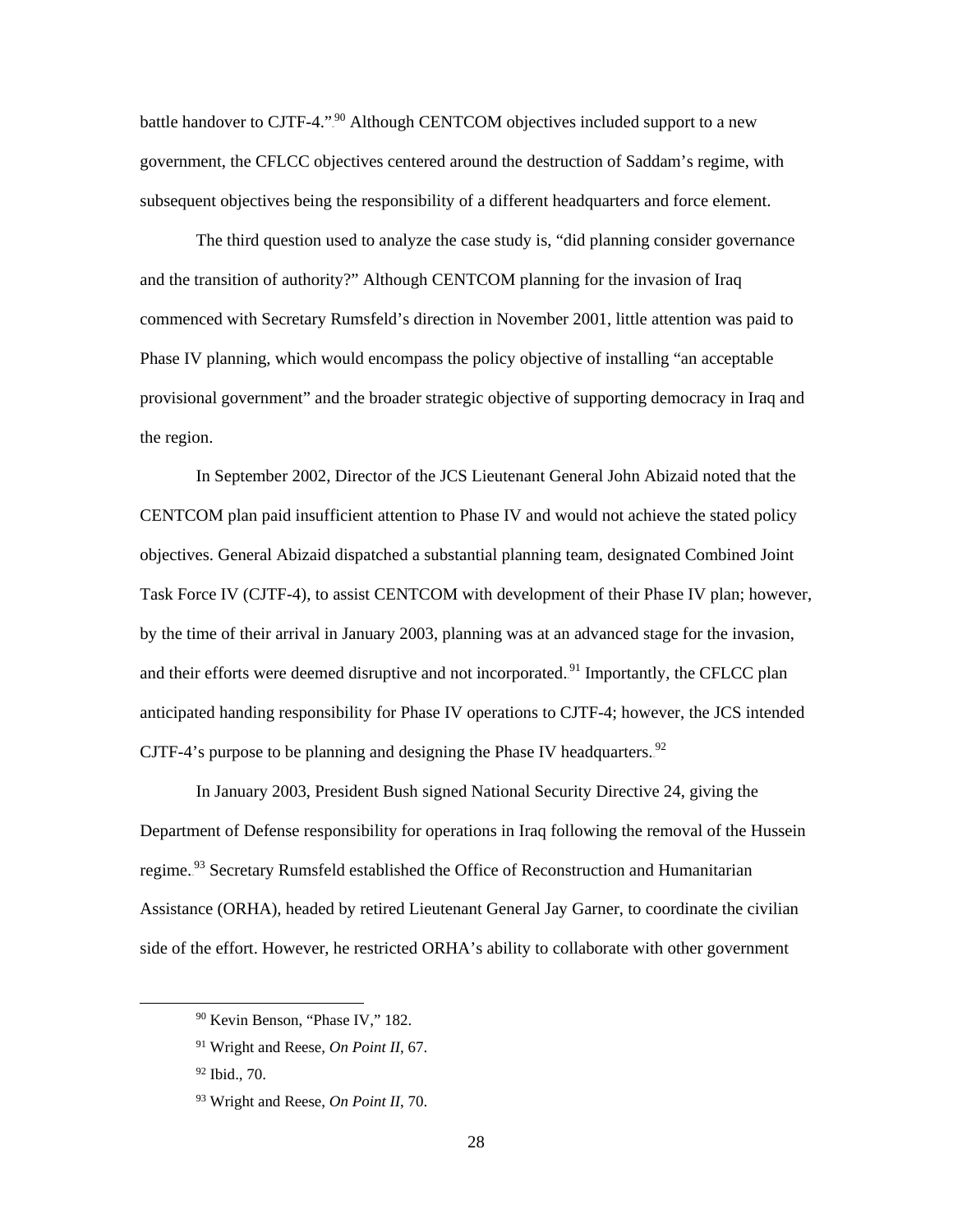battle handover to CJTF-4."[90] Although CENTCOM objectives included support to a new government, the CFLCC objectives centered around the destruction of Saddam's regime, with subsequent objectives being the responsibility of a different headquarters and force element.

The third question used to analyze the case study is, "did planning consider governance and the transition of authority?" Although CENTCOM planning for the invasion of Iraq commenced with Secretary Rumsfeld's direction in November 2001, little attention was paid to Phase IV planning, which would encompass the policy objective of installing "an acceptable provisional government" and the broader strategic objective of supporting democracy in Iraq and the region.

In September 2002, Director of the JCS Lieutenant General John Abizaid noted that the CENTCOM plan paid insufficient attention to Phase IV and would not achieve the stated policy objectives. General Abizaid dispatched a substantial planning team, designated Combined Joint Task Force IV (CJTF-4), to assist CENTCOM with development of their Phase IV plan; however, by the time of their arrival in January 2003, planning was at an advanced stage for the invasion, and their efforts were deemed disruptive and not incorporated.[91] Importantly, the CFLCC plan anticipated handing responsibility for Phase IV operations to CJTF-4; however, the JCS intended CJTF-4's purpose to be planning and designing the Phase IV headquarters.[92]

In January 2003, President Bush signed National Security Directive 24, giving the Department of Defense responsibility for operations in Iraq following the removal of the Hussein regime.[93] Secretary Rumsfeld established the Office of Reconstruction and Humanitarian Assistance (ORHA), headed by retired Lieutenant General Jay Garner, to coordinate the civilian side of the effort. However, he restricted ORHA's ability to collaborate with other government

---

[90] Kevin Benson, "Phase IV," 182.

[91] Wright and Reese, *On Point II*, 67.

[92] Ibid., 70.

[93] Wright and Reese, *On Point II*, 70.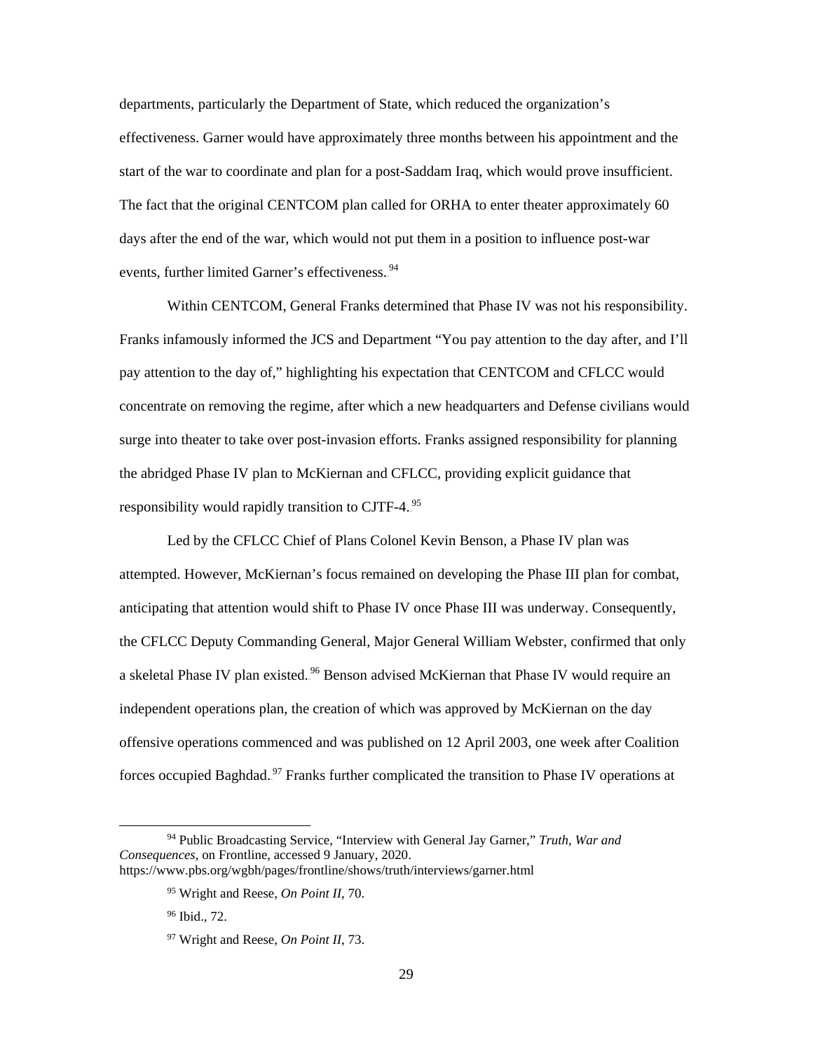departments, particularly the Department of State, which reduced the organization's effectiveness. Garner would have approximately three months between his appointment and the start of the war to coordinate and plan for a post-Saddam Iraq, which would prove insufficient. The fact that the original CENTCOM plan called for ORHA to enter theater approximately 60 days after the end of the war, which would not put them in a position to influence post-war events, further limited Garner's effectiveness.[94]

Within CENTCOM, General Franks determined that Phase IV was not his responsibility. Franks infamously informed the JCS and Department "You pay attention to the day after, and I'll pay attention to the day of," highlighting his expectation that CENTCOM and CFLCC would concentrate on removing the regime, after which a new headquarters and Defense civilians would surge into theater to take over post-invasion efforts. Franks assigned responsibility for planning the abridged Phase IV plan to McKiernan and CFLCC, providing explicit guidance that responsibility would rapidly transition to CJTF-4.[95]

Led by the CFLCC Chief of Plans Colonel Kevin Benson, a Phase IV plan was attempted. However, McKiernan's focus remained on developing the Phase III plan for combat, anticipating that attention would shift to Phase IV once Phase III was underway. Consequently, the CFLCC Deputy Commanding General, Major General William Webster, confirmed that only a skeletal Phase IV plan existed.[96] Benson advised McKiernan that Phase IV would require an independent operations plan, the creation of which was approved by McKiernan on the day offensive operations commenced and was published on 12 April 2003, one week after Coalition forces occupied Baghdad.[97] Franks further complicated the transition to Phase IV operations at

---

[94] Public Broadcasting Service, "Interview with General Jay Garner," *Truth, War and Consequences*, on Frontline, accessed 9 January, 2020. https://www.pbs.org/wgbh/pages/frontline/shows/truth/interviews/garner.html

[95] Wright and Reese, *On Point II*, 70.

[96] Ibid., 72.

[97] Wright and Reese, *On Point II*, 73.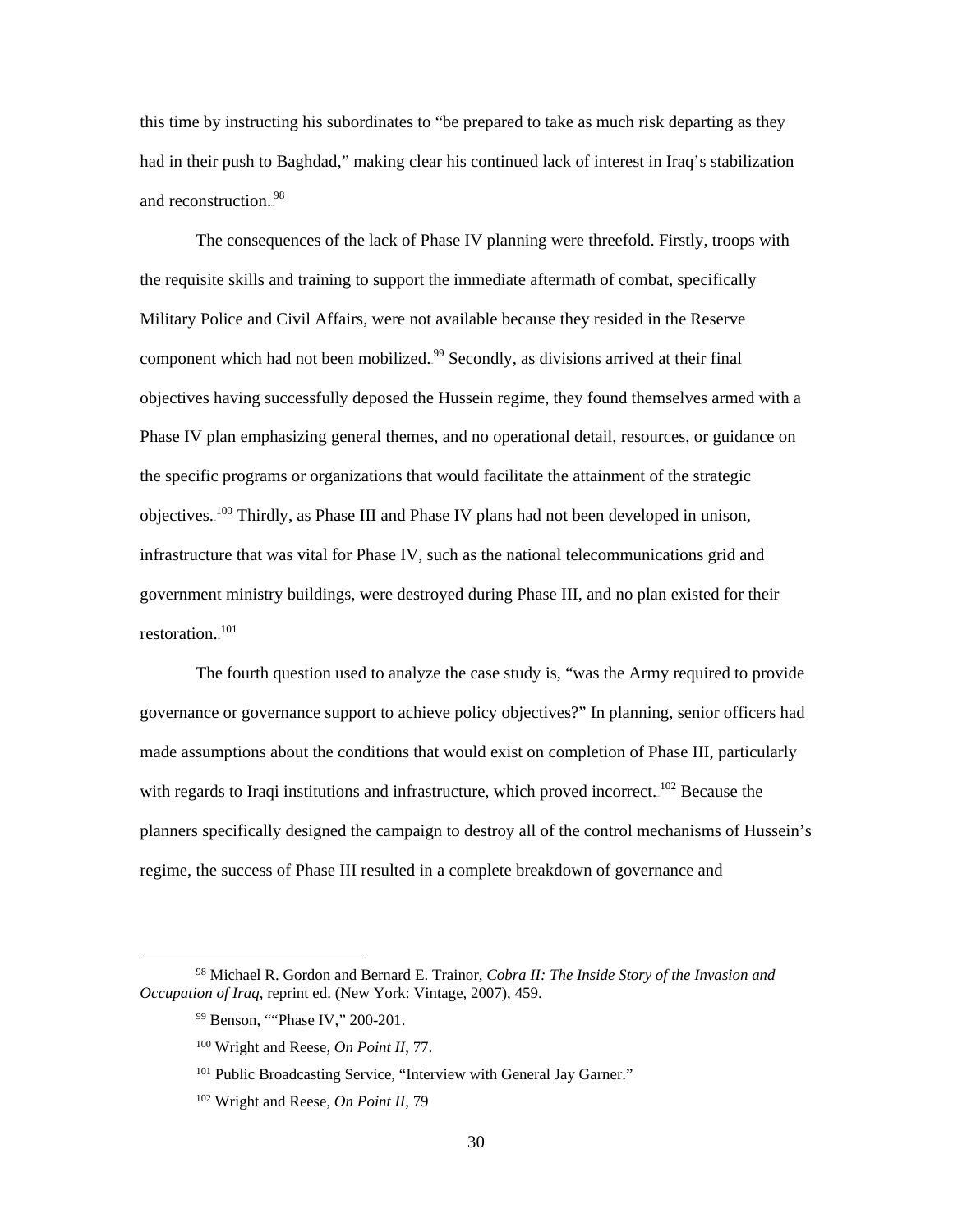this time by instructing his subordinates to "be prepared to take as much risk departing as they had in their push to Baghdad," making clear his continued lack of interest in Iraq's stabilization and reconstruction.[98]

The consequences of the lack of Phase IV planning were threefold. Firstly, troops with the requisite skills and training to support the immediate aftermath of combat, specifically Military Police and Civil Affairs, were not available because they resided in the Reserve component which had not been mobilized.[99] Secondly, as divisions arrived at their final objectives having successfully deposed the Hussein regime, they found themselves armed with a Phase IV plan emphasizing general themes, and no operational detail, resources, or guidance on the specific programs or organizations that would facilitate the attainment of the strategic objectives.[100] Thirdly, as Phase III and Phase IV plans had not been developed in unison, infrastructure that was vital for Phase IV, such as the national telecommunications grid and government ministry buildings, were destroyed during Phase III, and no plan existed for their restoration.[101]

The fourth question used to analyze the case study is, "was the Army required to provide governance or governance support to achieve policy objectives?" In planning, senior officers had made assumptions about the conditions that would exist on completion of Phase III, particularly with regards to Iraqi institutions and infrastructure, which proved incorrect.[102] Because the planners specifically designed the campaign to destroy all of the control mechanisms of Hussein's regime, the success of Phase III resulted in a complete breakdown of governance and

---

[98] Michael R. Gordon and Bernard E. Trainor, *Cobra II: The Inside Story of the Invasion and Occupation of Iraq*, reprint ed. (New York: Vintage, 2007), 459.

[99] Benson, ""Phase IV," 200-201.

[100] Wright and Reese, *On Point II*, 77.

[101] Public Broadcasting Service, "Interview with General Jay Garner."

[102] Wright and Reese, *On Point II*, 79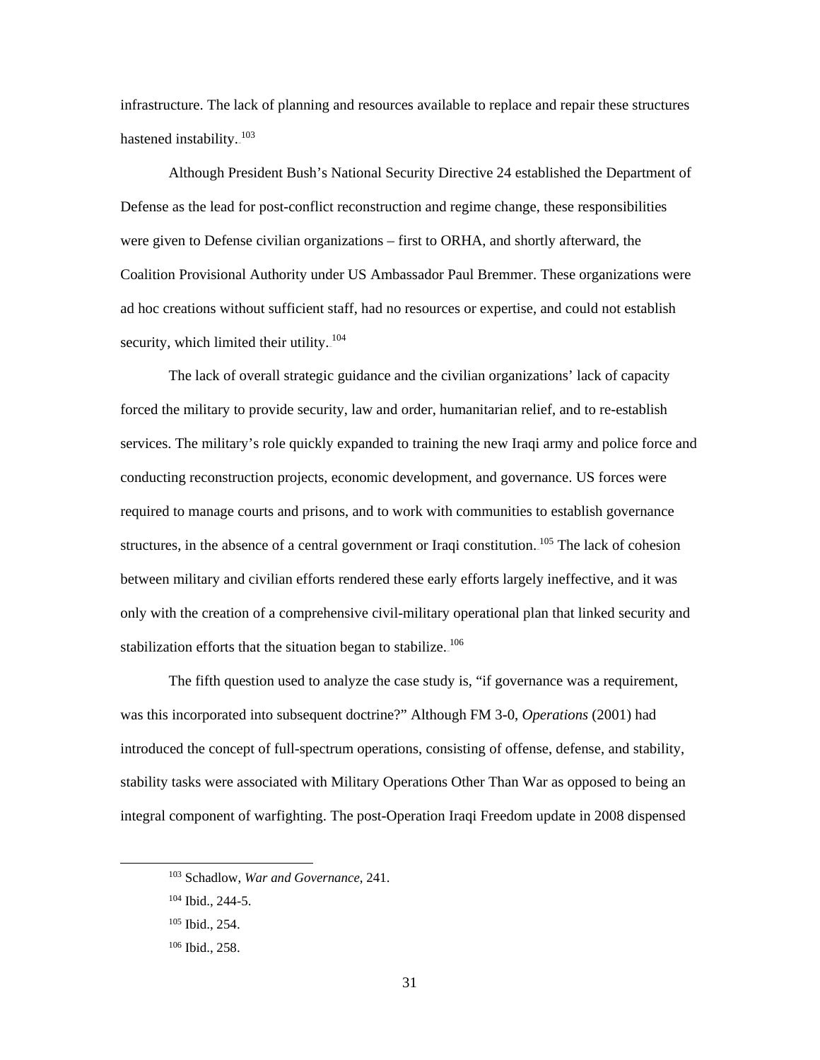infrastructure. The lack of planning and resources available to replace and repair these structures hastened instability.[103]

Although President Bush's National Security Directive 24 established the Department of Defense as the lead for post-conflict reconstruction and regime change, these responsibilities were given to Defense civilian organizations – first to ORHA, and shortly afterward, the Coalition Provisional Authority under US Ambassador Paul Bremmer. These organizations were ad hoc creations without sufficient staff, had no resources or expertise, and could not establish security, which limited their utility.[104]

The lack of overall strategic guidance and the civilian organizations' lack of capacity forced the military to provide security, law and order, humanitarian relief, and to re-establish services. The military's role quickly expanded to training the new Iraqi army and police force and conducting reconstruction projects, economic development, and governance. US forces were required to manage courts and prisons, and to work with communities to establish governance structures, in the absence of a central government or Iraqi constitution.[105] The lack of cohesion between military and civilian efforts rendered these early efforts largely ineffective, and it was only with the creation of a comprehensive civil-military operational plan that linked security and stabilization efforts that the situation began to stabilize.[106]

The fifth question used to analyze the case study is, "if governance was a requirement, was this incorporated into subsequent doctrine?" Although FM 3-0, *Operations* (2001) had introduced the concept of full-spectrum operations, consisting of offense, defense, and stability, stability tasks were associated with Military Operations Other Than War as opposed to being an integral component of warfighting. The post-Operation Iraqi Freedom update in 2008 dispensed

---

[103] Schadlow, *War and Governance*, 241.

[104] Ibid., 244-5.

[105] Ibid., 254.

[106] Ibid., 258.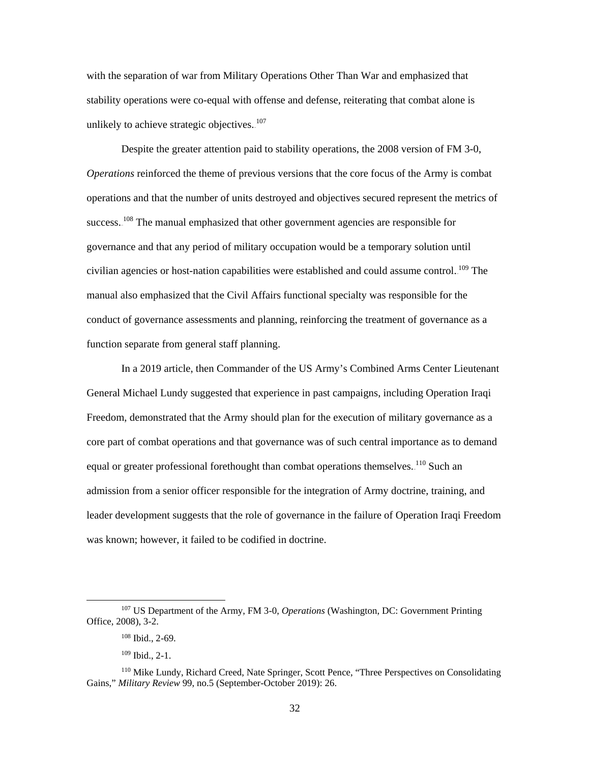with the separation of war from Military Operations Other Than War and emphasized that stability operations were co-equal with offense and defense, reiterating that combat alone is unlikely to achieve strategic objectives.[107]

Despite the greater attention paid to stability operations, the 2008 version of FM 3-0, *Operations* reinforced the theme of previous versions that the core focus of the Army is combat operations and that the number of units destroyed and objectives secured represent the metrics of success.[108] The manual emphasized that other government agencies are responsible for governance and that any period of military occupation would be a temporary solution until civilian agencies or host-nation capabilities were established and could assume control.[109] The manual also emphasized that the Civil Affairs functional specialty was responsible for the conduct of governance assessments and planning, reinforcing the treatment of governance as a function separate from general staff planning.

In a 2019 article, then Commander of the US Army's Combined Arms Center Lieutenant General Michael Lundy suggested that experience in past campaigns, including Operation Iraqi Freedom, demonstrated that the Army should plan for the execution of military governance as a core part of combat operations and that governance was of such central importance as to demand equal or greater professional forethought than combat operations themselves.[110] Such an admission from a senior officer responsible for the integration of Army doctrine, training, and leader development suggests that the role of governance in the failure of Operation Iraqi Freedom was known; however, it failed to be codified in doctrine.

---

[107] US Department of the Army, FM 3-0, *Operations* (Washington, DC: Government Printing Office, 2008), 3-2.

[108] Ibid., 2-69.

[109] Ibid., 2-1.

[110] Mike Lundy, Richard Creed, Nate Springer, Scott Pence, "Three Perspectives on Consolidating Gains," *Military Review* 99, no.5 (September-October 2019): 26.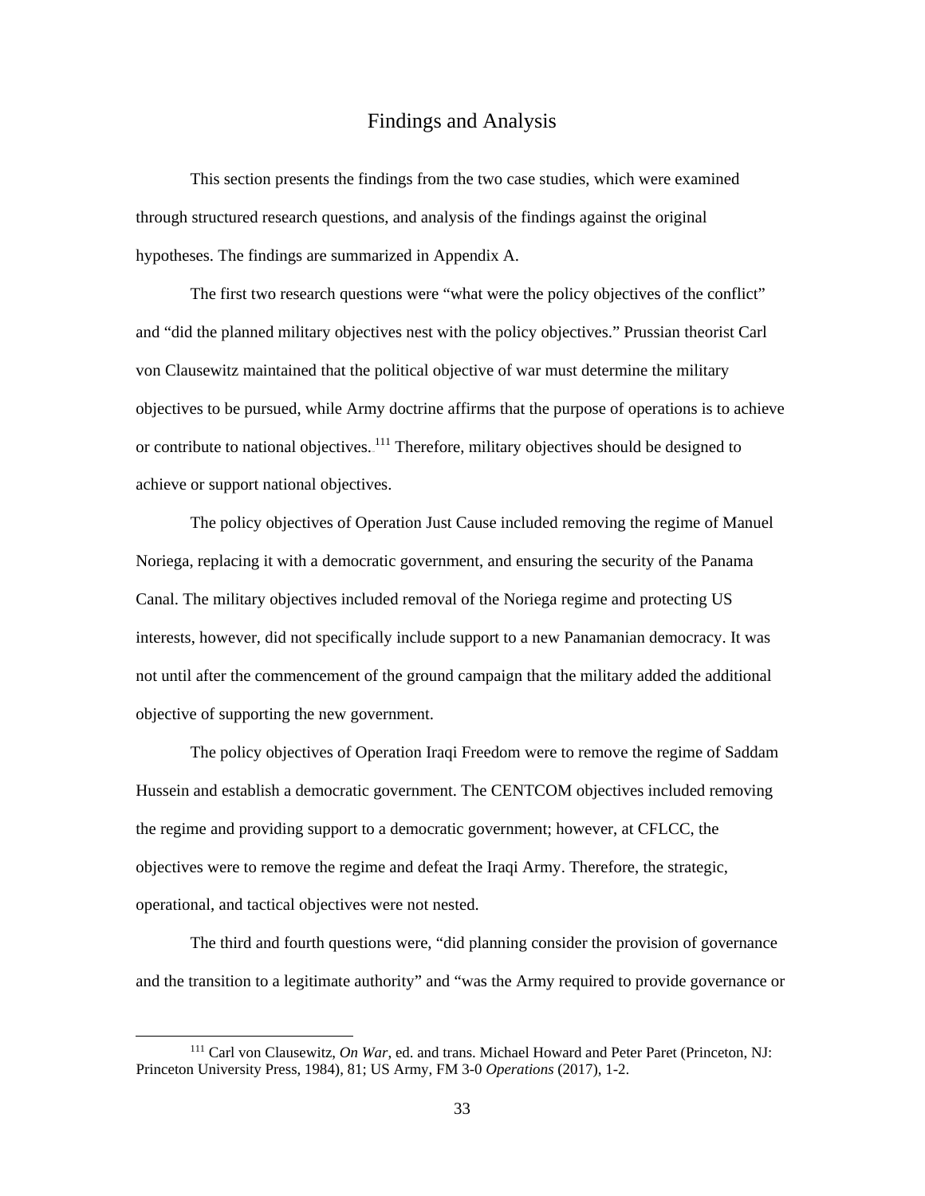## Findings and Analysis

This section presents the findings from the two case studies, which were examined through structured research questions, and analysis of the findings against the original hypotheses. The findings are summarized in Appendix A.

The first two research questions were "what were the policy objectives of the conflict" and "did the planned military objectives nest with the policy objectives." Prussian theorist Carl von Clausewitz maintained that the political objective of war must determine the military objectives to be pursued, while Army doctrine affirms that the purpose of operations is to achieve or contribute to national objectives.[111] Therefore, military objectives should be designed to achieve or support national objectives.

The policy objectives of Operation Just Cause included removing the regime of Manuel Noriega, replacing it with a democratic government, and ensuring the security of the Panama Canal. The military objectives included removal of the Noriega regime and protecting US interests, however, did not specifically include support to a new Panamanian democracy. It was not until after the commencement of the ground campaign that the military added the additional objective of supporting the new government.

The policy objectives of Operation Iraqi Freedom were to remove the regime of Saddam Hussein and establish a democratic government. The CENTCOM objectives included removing the regime and providing support to a democratic government; however, at CFLCC, the objectives were to remove the regime and defeat the Iraqi Army. Therefore, the strategic, operational, and tactical objectives were not nested.

The third and fourth questions were, "did planning consider the provision of governance and the transition to a legitimate authority" and "was the Army required to provide governance or

[111] Carl von Clausewitz, *On War*, ed. and trans. Michael Howard and Peter Paret (Princeton, NJ: Princeton University Press, 1984), 81; US Army, FM 3-0 *Operations* (2017), 1-2.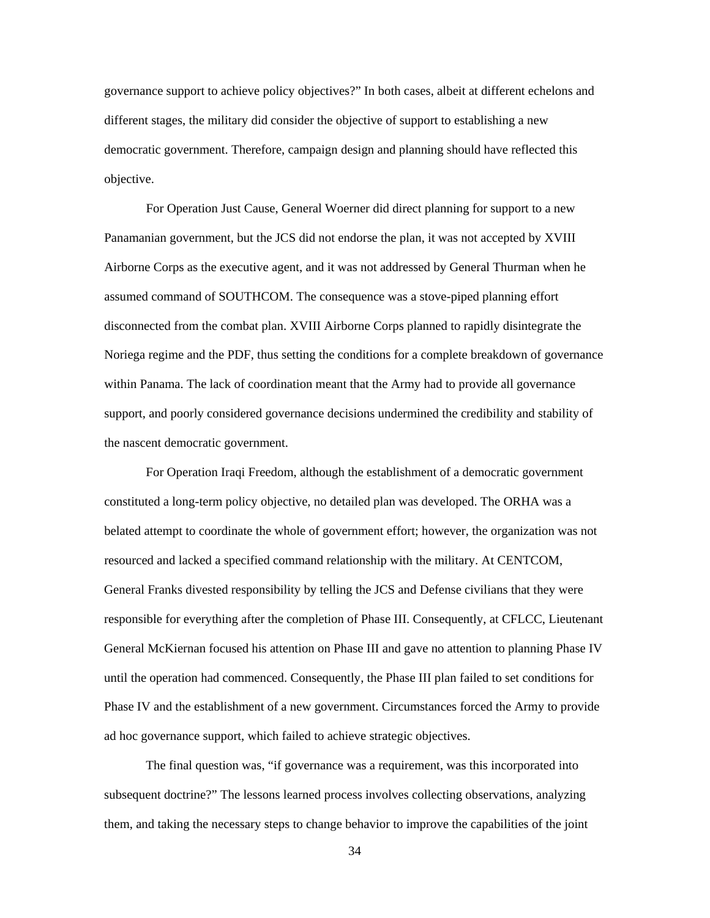governance support to achieve policy objectives?" In both cases, albeit at different echelons and different stages, the military did consider the objective of support to establishing a new democratic government. Therefore, campaign design and planning should have reflected this objective.

For Operation Just Cause, General Woerner did direct planning for support to a new Panamanian government, but the JCS did not endorse the plan, it was not accepted by XVIII Airborne Corps as the executive agent, and it was not addressed by General Thurman when he assumed command of SOUTHCOM. The consequence was a stove-piped planning effort disconnected from the combat plan. XVIII Airborne Corps planned to rapidly disintegrate the Noriega regime and the PDF, thus setting the conditions for a complete breakdown of governance within Panama. The lack of coordination meant that the Army had to provide all governance support, and poorly considered governance decisions undermined the credibility and stability of the nascent democratic government.

For Operation Iraqi Freedom, although the establishment of a democratic government constituted a long-term policy objective, no detailed plan was developed. The ORHA was a belated attempt to coordinate the whole of government effort; however, the organization was not resourced and lacked a specified command relationship with the military. At CENTCOM, General Franks divested responsibility by telling the JCS and Defense civilians that they were responsible for everything after the completion of Phase III. Consequently, at CFLCC, Lieutenant General McKiernan focused his attention on Phase III and gave no attention to planning Phase IV until the operation had commenced. Consequently, the Phase III plan failed to set conditions for Phase IV and the establishment of a new government. Circumstances forced the Army to provide ad hoc governance support, which failed to achieve strategic objectives.

The final question was, "if governance was a requirement, was this incorporated into subsequent doctrine?" The lessons learned process involves collecting observations, analyzing them, and taking the necessary steps to change behavior to improve the capabilities of the joint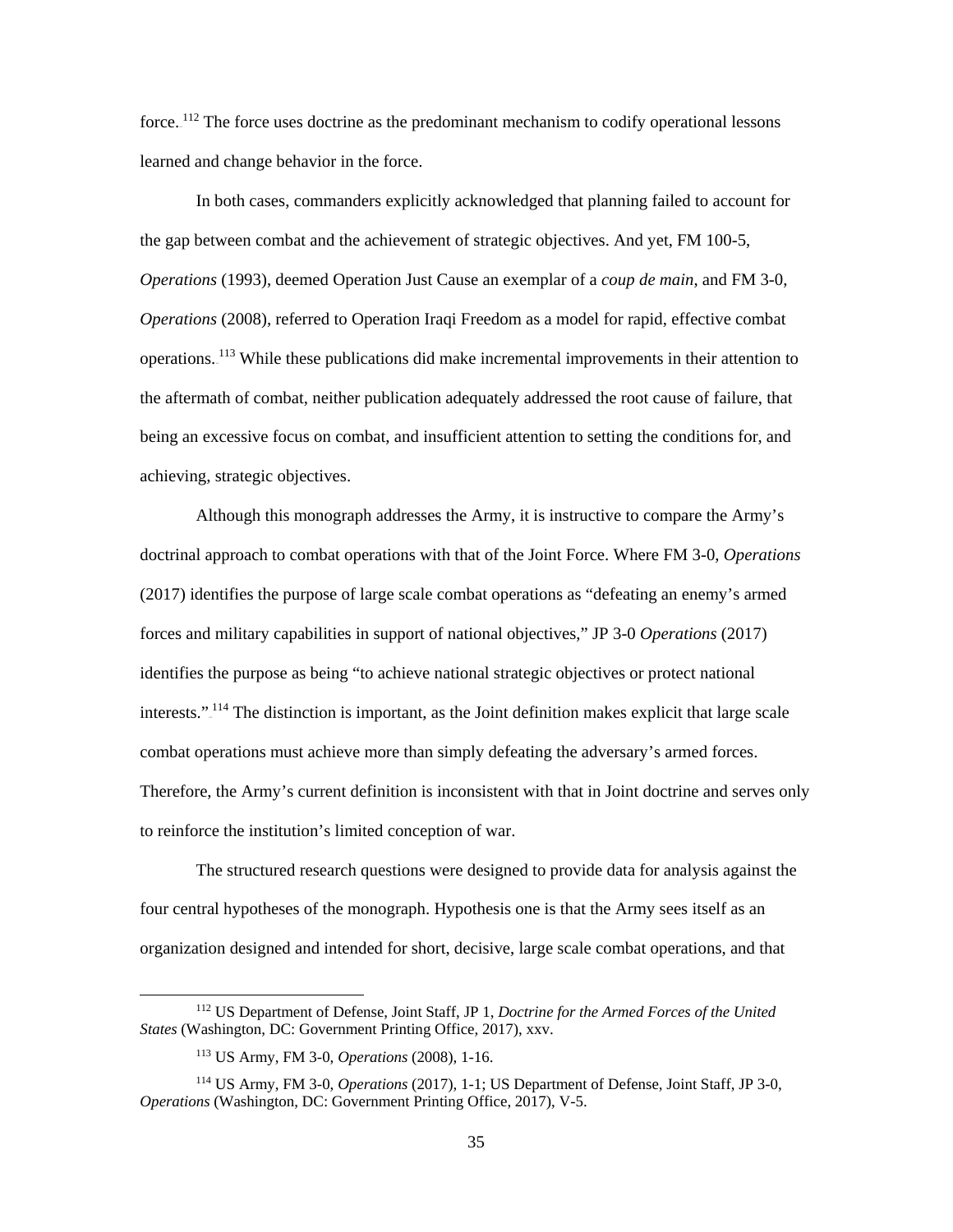force.[112] The force uses doctrine as the predominant mechanism to codify operational lessons learned and change behavior in the force.

In both cases, commanders explicitly acknowledged that planning failed to account for the gap between combat and the achievement of strategic objectives. And yet, FM 100-5, *Operations* (1993), deemed Operation Just Cause an exemplar of a *coup de main*, and FM 3-0, *Operations* (2008), referred to Operation Iraqi Freedom as a model for rapid, effective combat operations.[113] While these publications did make incremental improvements in their attention to the aftermath of combat, neither publication adequately addressed the root cause of failure, that being an excessive focus on combat, and insufficient attention to setting the conditions for, and achieving, strategic objectives.

Although this monograph addresses the Army, it is instructive to compare the Army's doctrinal approach to combat operations with that of the Joint Force. Where FM 3-0, *Operations* (2017) identifies the purpose of large scale combat operations as "defeating an enemy's armed forces and military capabilities in support of national objectives," JP 3-0 *Operations* (2017) identifies the purpose as being "to achieve national strategic objectives or protect national interests."[114] The distinction is important, as the Joint definition makes explicit that large scale combat operations must achieve more than simply defeating the adversary's armed forces. Therefore, the Army's current definition is inconsistent with that in Joint doctrine and serves only to reinforce the institution's limited conception of war.

The structured research questions were designed to provide data for analysis against the four central hypotheses of the monograph. Hypothesis one is that the Army sees itself as an organization designed and intended for short, decisive, large scale combat operations, and that

---

[112] US Department of Defense, Joint Staff, JP 1, *Doctrine for the Armed Forces of the United States* (Washington, DC: Government Printing Office, 2017), xxv.

[113] US Army, FM 3-0, *Operations* (2008), 1-16.

[114] US Army, FM 3-0, *Operations* (2017), 1-1; US Department of Defense, Joint Staff, JP 3-0, *Operations* (Washington, DC: Government Printing Office, 2017), V-5.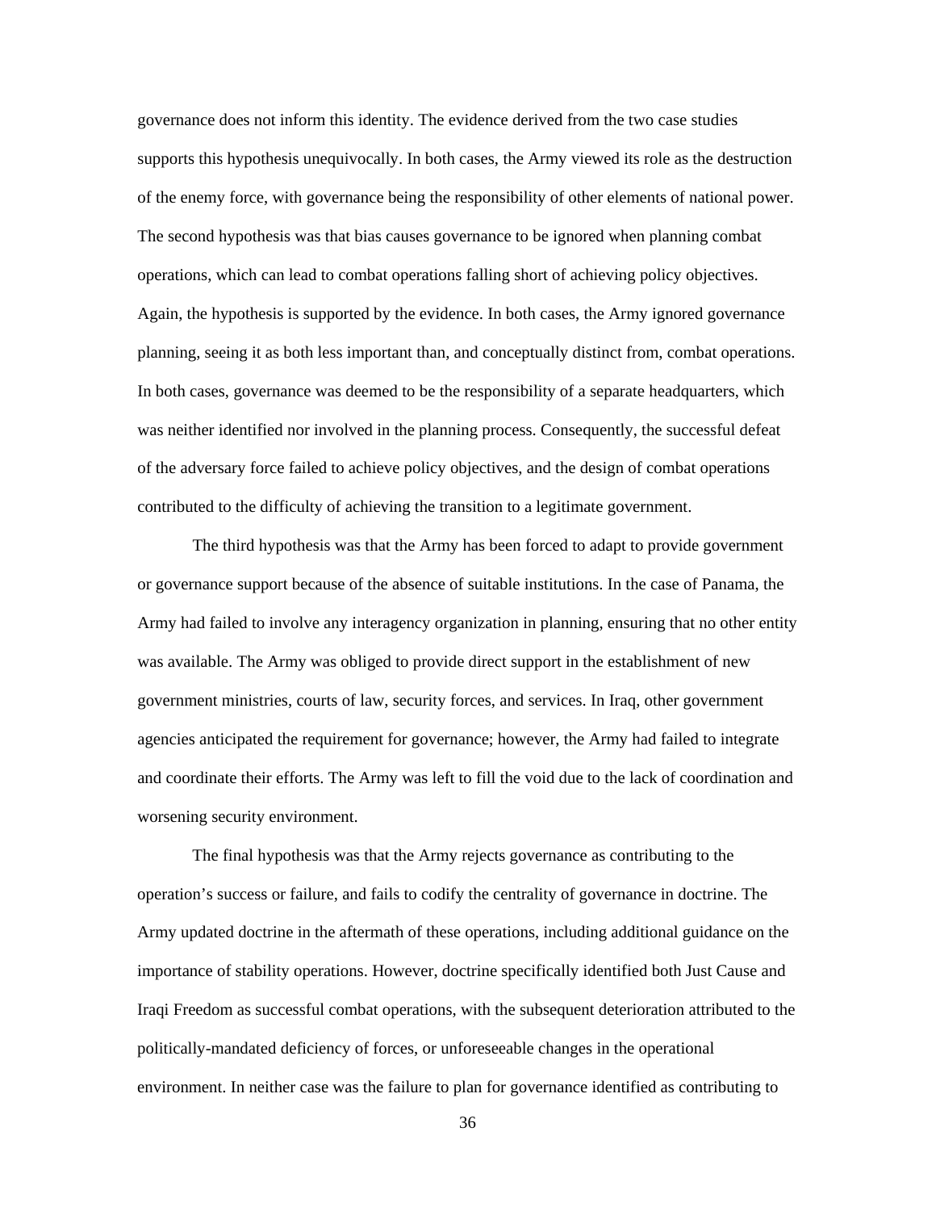governance does not inform this identity. The evidence derived from the two case studies supports this hypothesis unequivocally. In both cases, the Army viewed its role as the destruction of the enemy force, with governance being the responsibility of other elements of national power. The second hypothesis was that bias causes governance to be ignored when planning combat operations, which can lead to combat operations falling short of achieving policy objectives. Again, the hypothesis is supported by the evidence. In both cases, the Army ignored governance planning, seeing it as both less important than, and conceptually distinct from, combat operations. In both cases, governance was deemed to be the responsibility of a separate headquarters, which was neither identified nor involved in the planning process. Consequently, the successful defeat of the adversary force failed to achieve policy objectives, and the design of combat operations contributed to the difficulty of achieving the transition to a legitimate government.

The third hypothesis was that the Army has been forced to adapt to provide government or governance support because of the absence of suitable institutions. In the case of Panama, the Army had failed to involve any interagency organization in planning, ensuring that no other entity was available. The Army was obliged to provide direct support in the establishment of new government ministries, courts of law, security forces, and services. In Iraq, other government agencies anticipated the requirement for governance; however, the Army had failed to integrate and coordinate their efforts. The Army was left to fill the void due to the lack of coordination and worsening security environment.

The final hypothesis was that the Army rejects governance as contributing to the operation's success or failure, and fails to codify the centrality of governance in doctrine. The Army updated doctrine in the aftermath of these operations, including additional guidance on the importance of stability operations. However, doctrine specifically identified both Just Cause and Iraqi Freedom as successful combat operations, with the subsequent deterioration attributed to the politically-mandated deficiency of forces, or unforeseeable changes in the operational environment. In neither case was the failure to plan for governance identified as contributing to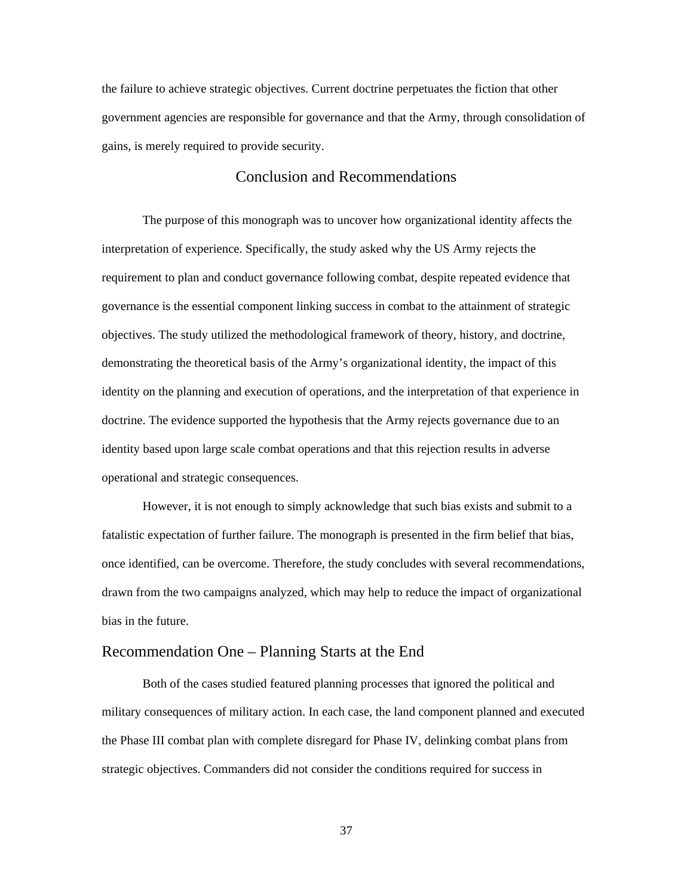the failure to achieve strategic objectives. Current doctrine perpetuates the fiction that other government agencies are responsible for governance and that the Army, through consolidation of gains, is merely required to provide security.

## Conclusion and Recommendations

The purpose of this monograph was to uncover how organizational identity affects the interpretation of experience. Specifically, the study asked why the US Army rejects the requirement to plan and conduct governance following combat, despite repeated evidence that governance is the essential component linking success in combat to the attainment of strategic objectives. The study utilized the methodological framework of theory, history, and doctrine, demonstrating the theoretical basis of the Army's organizational identity, the impact of this identity on the planning and execution of operations, and the interpretation of that experience in doctrine. The evidence supported the hypothesis that the Army rejects governance due to an identity based upon large scale combat operations and that this rejection results in adverse operational and strategic consequences.

However, it is not enough to simply acknowledge that such bias exists and submit to a fatalistic expectation of further failure. The monograph is presented in the firm belief that bias, once identified, can be overcome. Therefore, the study concludes with several recommendations, drawn from the two campaigns analyzed, which may help to reduce the impact of organizational bias in the future.

### Recommendation One – Planning Starts at the End

Both of the cases studied featured planning processes that ignored the political and military consequences of military action. In each case, the land component planned and executed the Phase III combat plan with complete disregard for Phase IV, delinking combat plans from strategic objectives. Commanders did not consider the conditions required for success in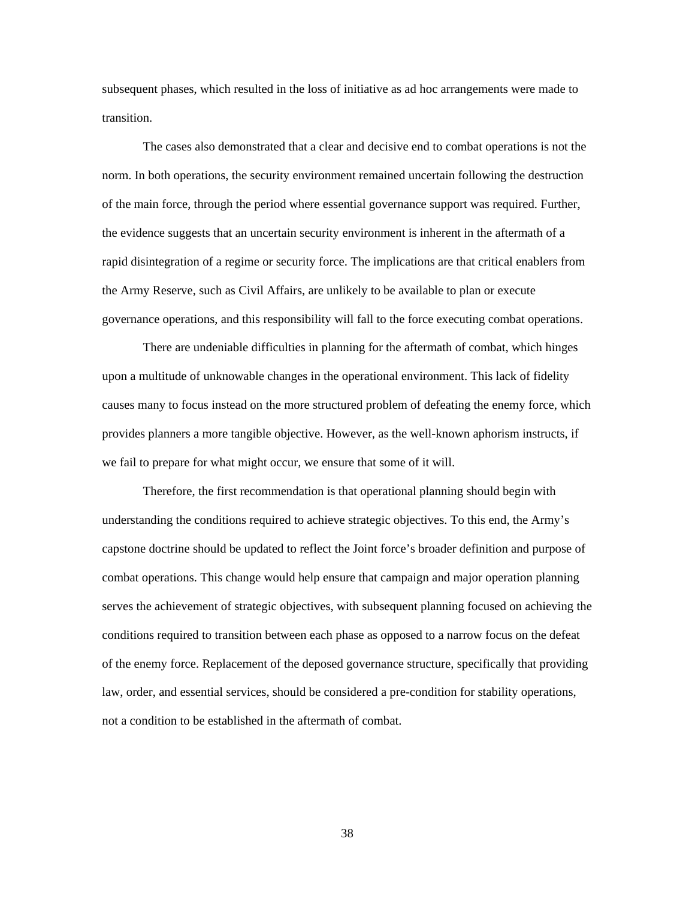subsequent phases, which resulted in the loss of initiative as ad hoc arrangements were made to transition.

The cases also demonstrated that a clear and decisive end to combat operations is not the norm. In both operations, the security environment remained uncertain following the destruction of the main force, through the period where essential governance support was required. Further, the evidence suggests that an uncertain security environment is inherent in the aftermath of a rapid disintegration of a regime or security force. The implications are that critical enablers from the Army Reserve, such as Civil Affairs, are unlikely to be available to plan or execute governance operations, and this responsibility will fall to the force executing combat operations.

There are undeniable difficulties in planning for the aftermath of combat, which hinges upon a multitude of unknowable changes in the operational environment. This lack of fidelity causes many to focus instead on the more structured problem of defeating the enemy force, which provides planners a more tangible objective. However, as the well-known aphorism instructs, if we fail to prepare for what might occur, we ensure that some of it will.

Therefore, the first recommendation is that operational planning should begin with understanding the conditions required to achieve strategic objectives. To this end, the Army's capstone doctrine should be updated to reflect the Joint force's broader definition and purpose of combat operations. This change would help ensure that campaign and major operation planning serves the achievement of strategic objectives, with subsequent planning focused on achieving the conditions required to transition between each phase as opposed to a narrow focus on the defeat of the enemy force. Replacement of the deposed governance structure, specifically that providing law, order, and essential services, should be considered a pre-condition for stability operations, not a condition to be established in the aftermath of combat.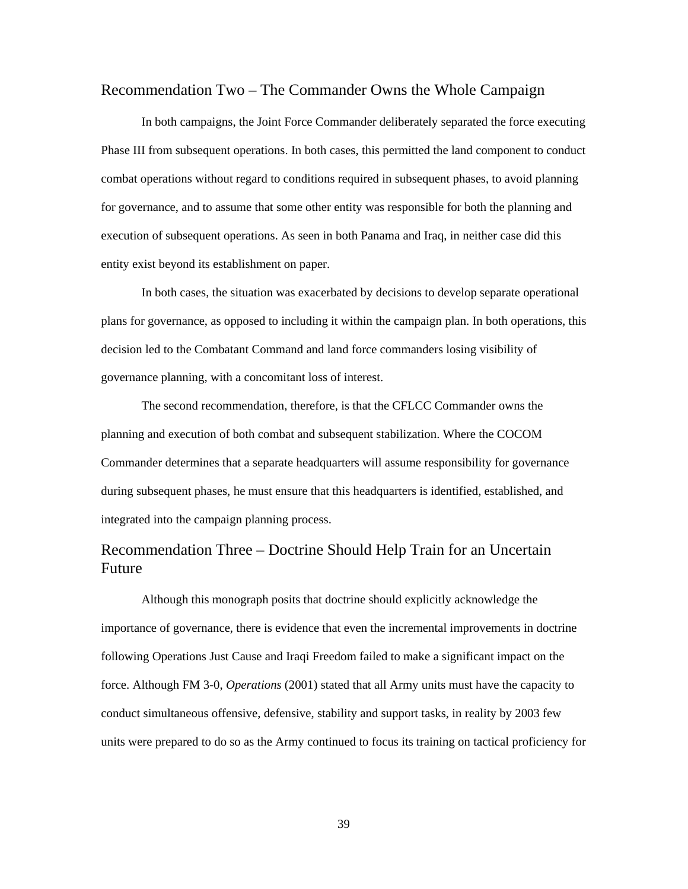## Recommendation Two – The Commander Owns the Whole Campaign

In both campaigns, the Joint Force Commander deliberately separated the force executing Phase III from subsequent operations. In both cases, this permitted the land component to conduct combat operations without regard to conditions required in subsequent phases, to avoid planning for governance, and to assume that some other entity was responsible for both the planning and execution of subsequent operations. As seen in both Panama and Iraq, in neither case did this entity exist beyond its establishment on paper.

In both cases, the situation was exacerbated by decisions to develop separate operational plans for governance, as opposed to including it within the campaign plan. In both operations, this decision led to the Combatant Command and land force commanders losing visibility of governance planning, with a concomitant loss of interest.

The second recommendation, therefore, is that the CFLCC Commander owns the planning and execution of both combat and subsequent stabilization. Where the COCOM Commander determines that a separate headquarters will assume responsibility for governance during subsequent phases, he must ensure that this headquarters is identified, established, and integrated into the campaign planning process.

## Recommendation Three – Doctrine Should Help Train for an Uncertain Future

Although this monograph posits that doctrine should explicitly acknowledge the importance of governance, there is evidence that even the incremental improvements in doctrine following Operations Just Cause and Iraqi Freedom failed to make a significant impact on the force. Although FM 3-0, *Operations* (2001) stated that all Army units must have the capacity to conduct simultaneous offensive, defensive, stability and support tasks, in reality by 2003 few units were prepared to do so as the Army continued to focus its training on tactical proficiency for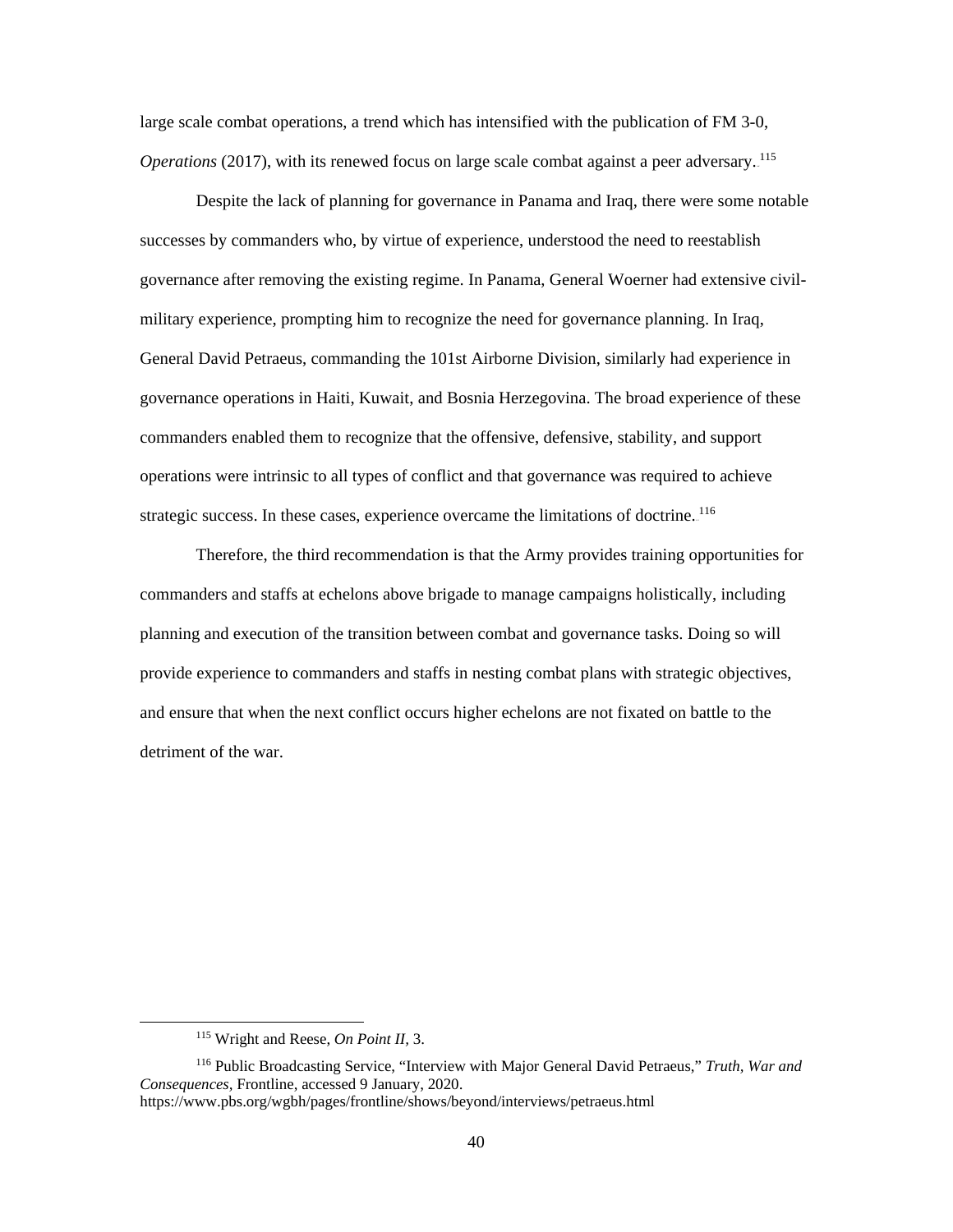large scale combat operations, a trend which has intensified with the publication of FM 3-0, *Operations* (2017), with its renewed focus on large scale combat against a peer adversary.[115]

Despite the lack of planning for governance in Panama and Iraq, there were some notable successes by commanders who, by virtue of experience, understood the need to reestablish governance after removing the existing regime. In Panama, General Woerner had extensive civil-military experience, prompting him to recognize the need for governance planning. In Iraq, General David Petraeus, commanding the 101st Airborne Division, similarly had experience in governance operations in Haiti, Kuwait, and Bosnia Herzegovina. The broad experience of these commanders enabled them to recognize that the offensive, defensive, stability, and support operations were intrinsic to all types of conflict and that governance was required to achieve strategic success. In these cases, experience overcame the limitations of doctrine.[116]

Therefore, the third recommendation is that the Army provides training opportunities for commanders and staffs at echelons above brigade to manage campaigns holistically, including planning and execution of the transition between combat and governance tasks. Doing so will provide experience to commanders and staffs in nesting combat plans with strategic objectives, and ensure that when the next conflict occurs higher echelons are not fixated on battle to the detriment of the war.

---

[115] Wright and Reese, *On Point II,* 3.

[116] Public Broadcasting Service, "Interview with Major General David Petraeus," *Truth, War and Consequences*, Frontline, accessed 9 January, 2020. https://www.pbs.org/wgbh/pages/frontline/shows/beyond/interviews/petraeus.html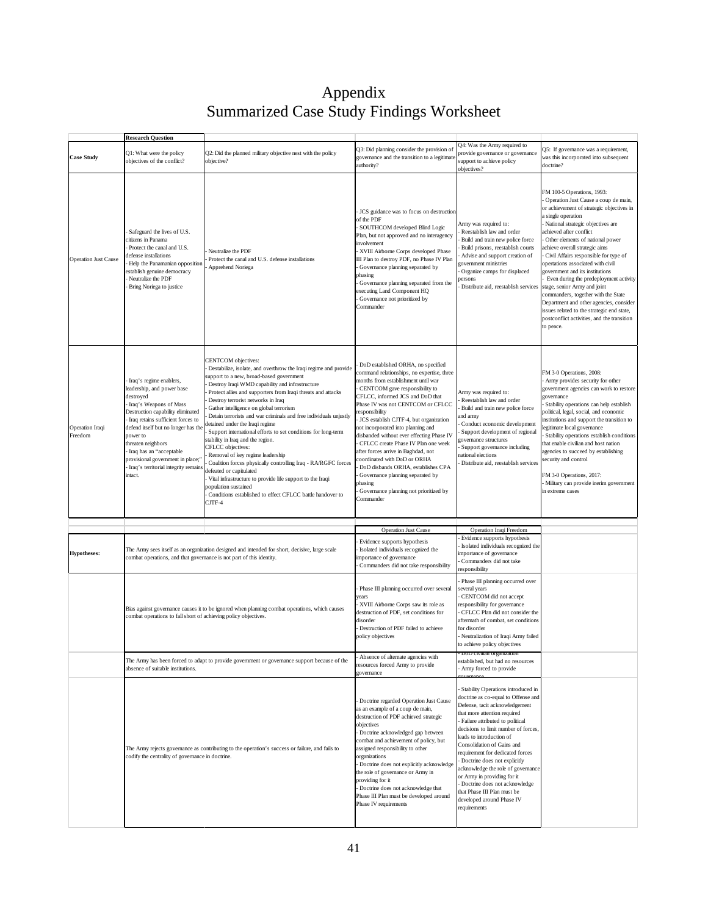# Appendix
# Summarized Case Study Findings Worksheet

| | Research Question | | | | |
|---|---|---|---|---|---|
| **Case Study** | Q1: What were the policy objectives of the conflict? | Q2: Did the planned military objective nest with the policy objective? | Q3: Did planning consider the provision of governance and the transition to a legitimate authority? | Q4: Was the Army required to provide governance or governance support to achieve policy objectives? | Q5: If governance was a requirement, was this incorporated into subsequent doctrine? |
| Operation Just Cause | - Safeguard the lives of U.S. citizens in Panama<br>- Protect the canal and U.S. defense installations<br>- Help the Panamanian opposition establish genuine democracy<br>- Neutralize the PDF<br>- Bring Noriega to justice | - Neutralize the PDF<br>- Protect the canal and U.S. defense installations<br>- Apprehend Noriega | - JCS guidance was to focus on destruction of the PDF<br>- SOUTHCOM developed Blind Logic Plan, but not approved and no interagency involvement<br>- XVIII Airborne Corps developed Phase III Plan to destroy PDF, no Phase IV Plan<br>- Governance planning separated by phasing<br>- Governance planning separated from the executing Land Component HQ<br>- Governance not prioritized by Commander | Army was required to:<br>- Reestablish law and order<br>- Build and train new police force<br>- Build prisons, reestablish courts<br>- Advise and support creation of government ministries<br>- Organize camps for displaced persons<br>- Distribute aid, reestablish services | FM 100-5 Operations, 1993:<br>- Operation Just Cause a coup de main, or achievement of strategic objectives in a single operation<br>- National strategic objectives are achieved after conflict<br>- Other elements of national power achieve overall strategic aims<br>- Civil Affairs responsible for type of operations associated with civil government and its institutions<br>- Even during the predeployment activity stage, senior Army and joint commanders, together with the State Department and other agencies, consider issues related to the strategic end state, postconflict activities, and the transition to peace. |
| Operation Iraqi Freedom | - Iraq's regime enablers, leadership, and power base destroyed<br>- Iraq's Weapons of Mass Destruction capability eliminated<br>- Iraq retains sufficient forces to defend itself but no longer has the power to threaten neighbors<br>- Iraq has an "acceptable provisional government in place;"<br>- Iraq's territorial integrity remains intact. | CENTCOM objectives:<br>- Destabilize, isolate, and overthrow the Iraqi regime and provide support to a new, broad-based government<br>- Destroy Iraqi WMD capability and infrastructure<br>- Protect allies and supporters from Iraqi threats and attacks<br>- Destroy terrorist networks in Iraq<br>- Gather intelligence on global terrorism<br>- Detain terrorists and war criminals and free individuals unjustly detained under the Iraqi regime<br>- Support international efforts to set conditions for long-term stability in Iraq and the region.<br>CFLCC objectives:<br>- Removal of key regime leadership<br>- Coalition forces physically controlling Iraq - RA/RGFC forces defeated or capitulated<br>- Vital infrastructure to provide life support to the Iraqi population sustained<br>- Conditions established to effect CFLCC battle handover to CJTF-4 | - DoD established ORHA, no specified command relationships, no expertise, three months from establishment until war<br>- CENTCOM gave responsibility to CFLCC, informed JCS and DoD that Phase IV was not CENTCOM or CFLCC responsibility<br>- JCS establish CJTF-4, but organization not incorporated into planning and disbanded without ever effecting Phase IV<br>- CFLCC create Phase IV Plan one week after forces arrive in Baghdad, not coordinated with DoD or ORHA<br>- DoD disbands ORHA, establishes CPA<br>- Governance planning separated by phasing<br>- Governance planning not prioritized by Commander | Army was required to:<br>- Reestablish law and order<br>- Build and train new police force and army<br>- Conduct economic development<br>- Support development of regional governance structures<br>- Support governance including national elections<br>- Distribute aid, reestablish services | FM 3-0 Operations, 2008:<br>- Army provides security for other government agencies can work to restore governance<br>- Stability operations can help establish political, legal, social, and economic institutions and support the transition to legitimate local governance<br>- Stability operations establish conditions that enable civilian and host nation agencies to succeed by establishing security and control<br><br>FM 3-0 Operations, 2017:<br>- Military can provide inerim government in extreme cases |

| | | Operation Just Cause | Operation Iraqi Freedom | |
|---|---|---|---|---|
| **Hypotheses:** | The Army sees itself as an organization designed and intended for short, decisive, large scale combat operations, and that governance is not part of this identity. | - Evidence supports hypothesis<br>- Isolated individuals recognized the importance of governance<br>- Commanders did not take responsibility | - Evidence supports hypothesis<br>- Isolated individuals recognized the importance of governance<br>- Commanders did not take responsibility | |
| | Bias against governance causes it to be ignored when planning combat operations, which causes combat operations to fall short of achieving policy objectives. | - Phase III planning occurred over several years<br>- XVIII Airborne Corps saw its role as destruction of PDF, set conditions for disorder<br>- Destruction of PDF failed to achieve policy objectives | - Phase III planning occurred over several years<br>- CENTCOM did not accept responsibility for governance<br>- CFLCC Plan did not consider the aftermath of combat, set conditions for disorder<br>- Neutralization of Iraqi Army failed to achieve policy objectives | |
| | The Army has been forced to adapt to provide government or governance support because of the absence of suitable institutions. | - Absence of alternate agencies with resources forced Army to provide governance | - DoD civilian organization established, but had no resources<br>- Army forced to provide governance | |
| | The Army rejects governance as contributing to the operation's success or failure, and fails to codify the centrality of governance in doctrine. | - Doctrine regarded Operation Just Cause as an example of a coup de main, destruction of PDF achieved strategic objectives<br>- Doctrine acknowledged gap between combat and achievement of policy, but assigned responsibility to other organizations<br>- Doctrine does not explicitly acknowledge the role of governance or Army in providing for it<br>- Doctrine does not acknowledge that Phase III Plan must be developed around Phase IV requirements | - Stability Operations introduced in doctrine as co-equal to Offense and Defense, tacit acknowledgement that more attention required<br>- Failure attributed to political decisions to limit number of forces, leads to introduction of Consolidation of Gains and requirement for dedicated forces<br>- Doctrine does not explicitly acknowledge the role of governance or Army in providing for it<br>- Doctrine does not acknowledge that Phase III Plan must be developed around Phase IV requirements | |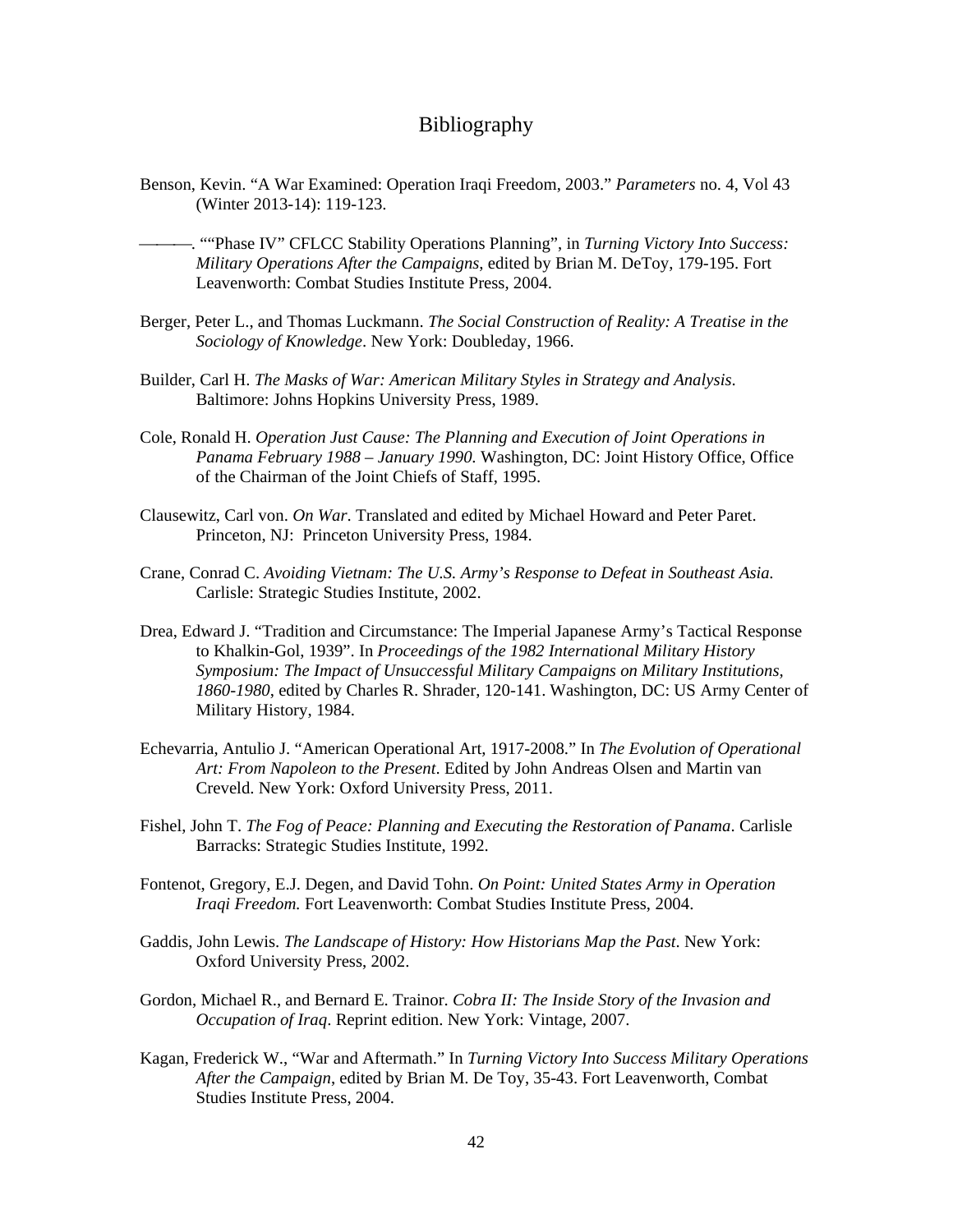# Bibliography

Benson, Kevin. "A War Examined: Operation Iraqi Freedom, 2003." *Parameters* no. 4, Vol 43 (Winter 2013-14): 119-123.

———. ""Phase IV" CFLCC Stability Operations Planning", in *Turning Victory Into Success: Military Operations After the Campaigns*, edited by Brian M. DeToy, 179-195. Fort Leavenworth: Combat Studies Institute Press, 2004.

Berger, Peter L., and Thomas Luckmann. *The Social Construction of Reality: A Treatise in the Sociology of Knowledge*. New York: Doubleday, 1966.

Builder, Carl H. *The Masks of War: American Military Styles in Strategy and Analysis*. Baltimore: Johns Hopkins University Press, 1989.

Cole, Ronald H. *Operation Just Cause: The Planning and Execution of Joint Operations in Panama February 1988 – January 1990.* Washington, DC: Joint History Office, Office of the Chairman of the Joint Chiefs of Staff, 1995.

Clausewitz, Carl von. *On War*. Translated and edited by Michael Howard and Peter Paret. Princeton, NJ: Princeton University Press, 1984.

Crane, Conrad C. *Avoiding Vietnam: The U.S. Army's Response to Defeat in Southeast Asia.* Carlisle: Strategic Studies Institute, 2002.

Drea, Edward J. "Tradition and Circumstance: The Imperial Japanese Army's Tactical Response to Khalkin-Gol, 1939". In *Proceedings of the 1982 International Military History Symposium: The Impact of Unsuccessful Military Campaigns on Military Institutions, 1860-1980*, edited by Charles R. Shrader, 120-141. Washington, DC: US Army Center of Military History, 1984.

Echevarria, Antulio J. "American Operational Art, 1917-2008." In *The Evolution of Operational Art: From Napoleon to the Present*. Edited by John Andreas Olsen and Martin van Creveld. New York: Oxford University Press, 2011.

Fishel, John T. *The Fog of Peace: Planning and Executing the Restoration of Panama*. Carlisle Barracks: Strategic Studies Institute, 1992.

Fontenot, Gregory, E.J. Degen, and David Tohn. *On Point: United States Army in Operation Iraqi Freedom.* Fort Leavenworth: Combat Studies Institute Press, 2004.

Gaddis, John Lewis. *The Landscape of History: How Historians Map the Past*. New York: Oxford University Press, 2002.

Gordon, Michael R., and Bernard E. Trainor. *Cobra II: The Inside Story of the Invasion and Occupation of Iraq*. Reprint edition. New York: Vintage, 2007.

Kagan, Frederick W., "War and Aftermath." In *Turning Victory Into Success Military Operations After the Campaign*, edited by Brian M. De Toy, 35-43. Fort Leavenworth, Combat Studies Institute Press, 2004.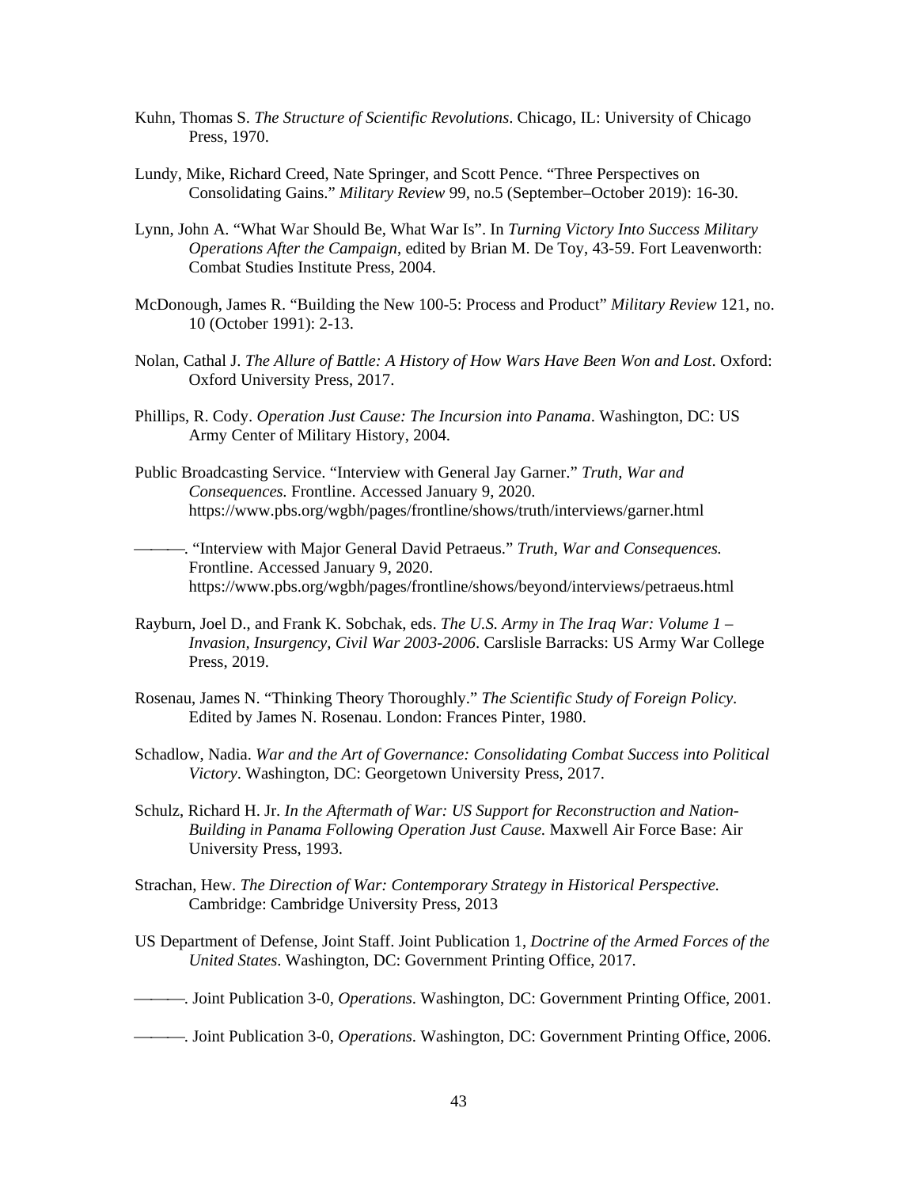Kuhn, Thomas S. *The Structure of Scientific Revolutions*. Chicago, IL: University of Chicago Press, 1970.

Lundy, Mike, Richard Creed, Nate Springer, and Scott Pence. "Three Perspectives on Consolidating Gains." *Military Review* 99, no.5 (September–October 2019): 16-30.

Lynn, John A. "What War Should Be, What War Is". In *Turning Victory Into Success Military Operations After the Campaign*, edited by Brian M. De Toy, 43-59. Fort Leavenworth: Combat Studies Institute Press, 2004.

McDonough, James R. "Building the New 100-5: Process and Product" *Military Review* 121, no. 10 (October 1991): 2-13.

Nolan, Cathal J. *The Allure of Battle: A History of How Wars Have Been Won and Lost*. Oxford: Oxford University Press, 2017.

Phillips, R. Cody. *Operation Just Cause: The Incursion into Panama*. Washington, DC: US Army Center of Military History, 2004.

Public Broadcasting Service. "Interview with General Jay Garner." *Truth, War and Consequences.* Frontline. Accessed January 9, 2020. https://www.pbs.org/wgbh/pages/frontline/shows/truth/interviews/garner.html

———. "Interview with Major General David Petraeus." *Truth, War and Consequences.* Frontline. Accessed January 9, 2020. https://www.pbs.org/wgbh/pages/frontline/shows/beyond/interviews/petraeus.html

Rayburn, Joel D., and Frank K. Sobchak, eds. *The U.S. Army in The Iraq War: Volume 1 – Invasion, Insurgency, Civil War 2003-2006*. Carslisle Barracks: US Army War College Press, 2019.

Rosenau, James N. "Thinking Theory Thoroughly." *The Scientific Study of Foreign Policy*. Edited by James N. Rosenau. London: Frances Pinter, 1980.

Schadlow, Nadia. *War and the Art of Governance: Consolidating Combat Success into Political Victory*. Washington, DC: Georgetown University Press, 2017.

Schulz, Richard H. Jr. *In the Aftermath of War: US Support for Reconstruction and Nation-Building in Panama Following Operation Just Cause.* Maxwell Air Force Base: Air University Press, 1993.

Strachan, Hew. *The Direction of War: Contemporary Strategy in Historical Perspective.* Cambridge: Cambridge University Press, 2013

US Department of Defense, Joint Staff. Joint Publication 1, *Doctrine of the Armed Forces of the United States*. Washington, DC: Government Printing Office, 2017.

———. Joint Publication 3-0, *Operations.* Washington, DC: Government Printing Office, 2001.

———. Joint Publication 3-0, *Operations.* Washington, DC: Government Printing Office, 2006.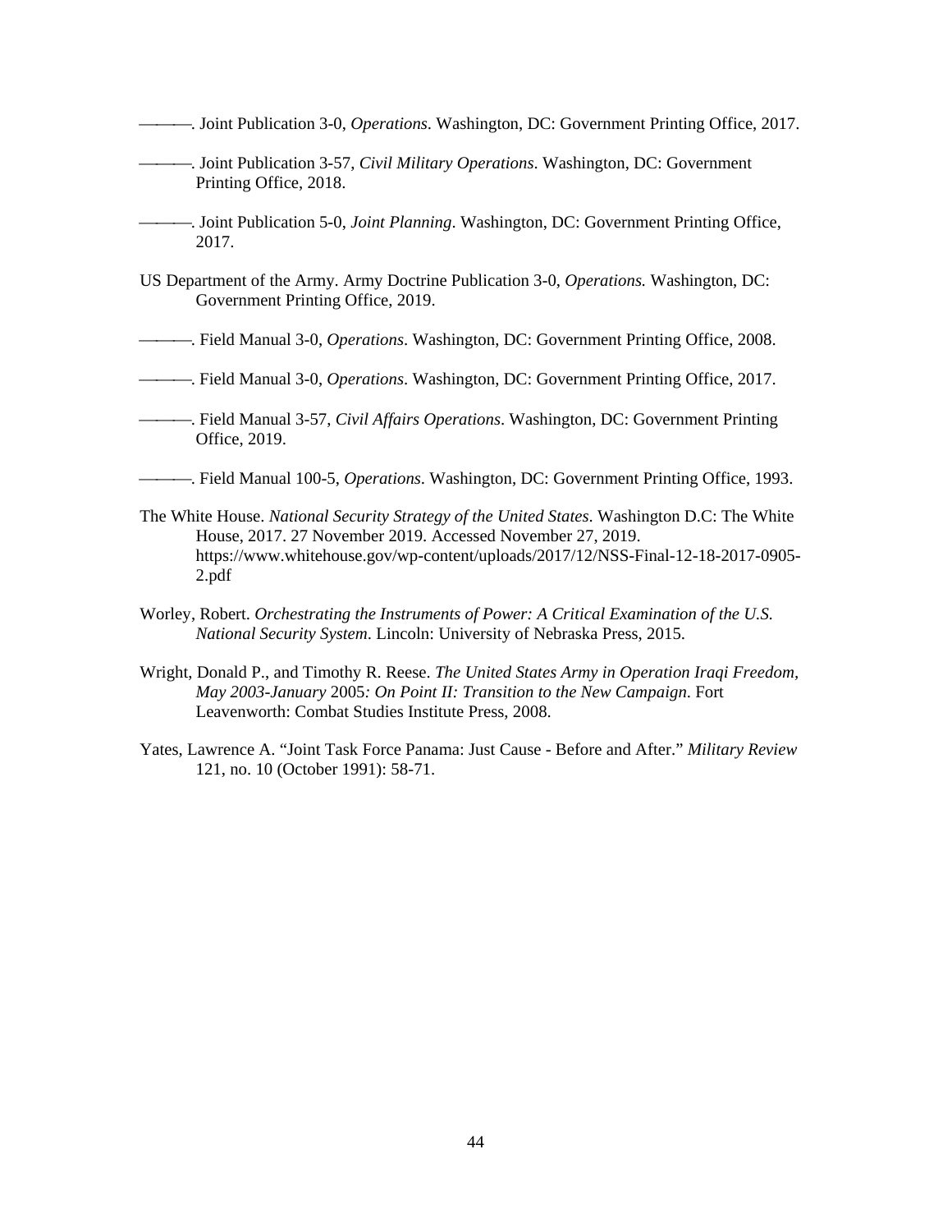———. Joint Publication 3-0, *Operations*. Washington, DC: Government Printing Office, 2017.

———. Joint Publication 3-57, *Civil Military Operations*. Washington, DC: Government Printing Office, 2018.

———. Joint Publication 5-0, *Joint Planning*. Washington, DC: Government Printing Office, 2017.

US Department of the Army. Army Doctrine Publication 3-0, *Operations.* Washington, DC: Government Printing Office, 2019.

———. Field Manual 3-0, *Operations*. Washington, DC: Government Printing Office, 2008.

———. Field Manual 3-0, *Operations*. Washington, DC: Government Printing Office, 2017.

———. Field Manual 3-57, *Civil Affairs Operations*. Washington, DC: Government Printing Office, 2019.

———. Field Manual 100-5, *Operations*. Washington, DC: Government Printing Office, 1993.

The White House. *National Security Strategy of the United States*. Washington D.C: The White House, 2017. 27 November 2019. Accessed November 27, 2019. https://www.whitehouse.gov/wp-content/uploads/2017/12/NSS-Final-12-18-2017-0905-2.pdf

Worley, Robert. *Orchestrating the Instruments of Power: A Critical Examination of the U.S. National Security System*. Lincoln: University of Nebraska Press, 2015.

Wright, Donald P., and Timothy R. Reese. *The United States Army in Operation Iraqi Freedom, May 2003-January* 2005*: On Point II: Transition to the New Campaign*. Fort Leavenworth: Combat Studies Institute Press, 2008.

Yates, Lawrence A. "Joint Task Force Panama: Just Cause - Before and After." *Military Review* 121, no. 10 (October 1991): 58-71.